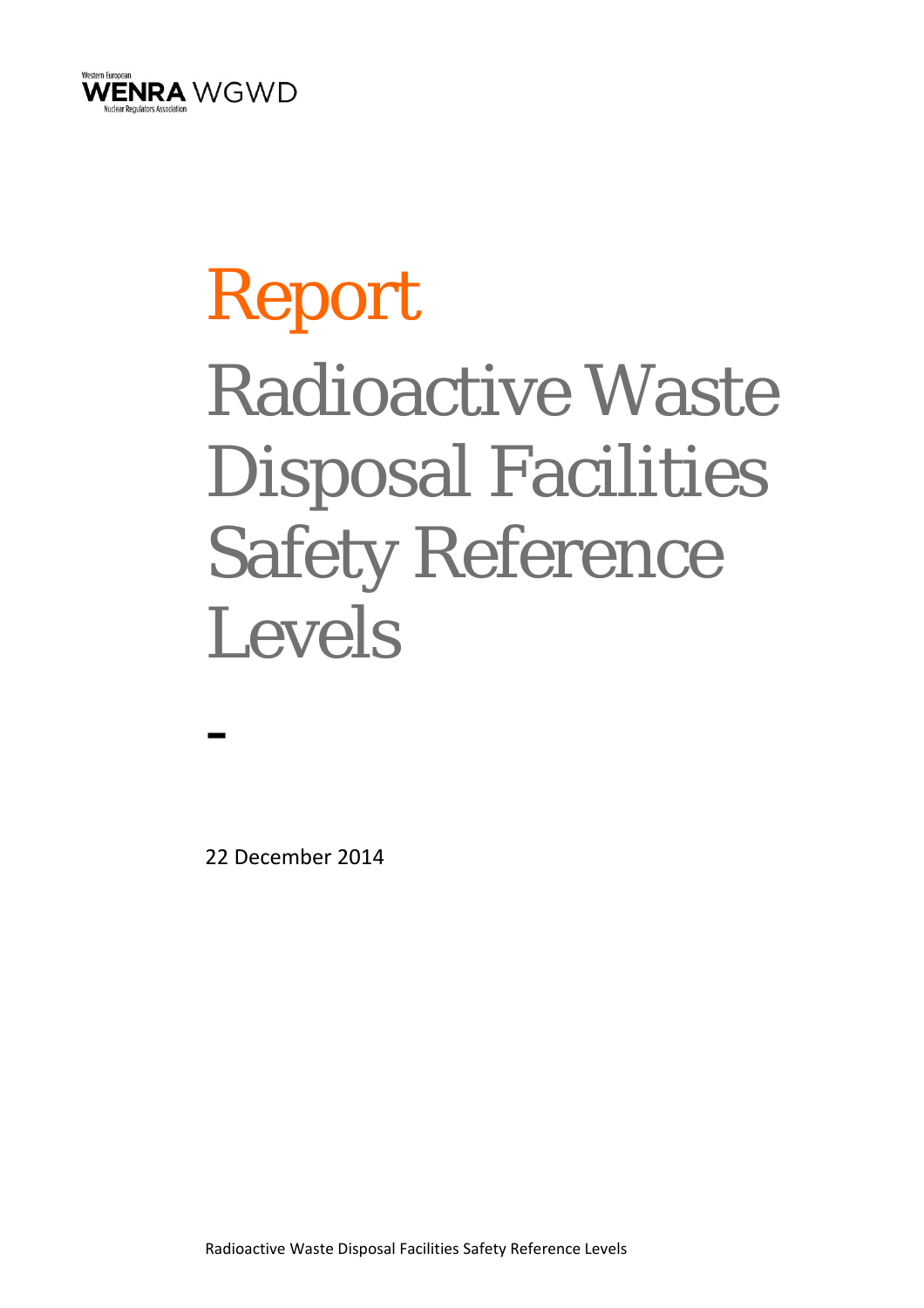Western European
**WENRA** WGWD
Nuclear Regulators Association

# Report

# Radioactive Waste Disposal Facilities Safety Reference Levels

-

22 December 2014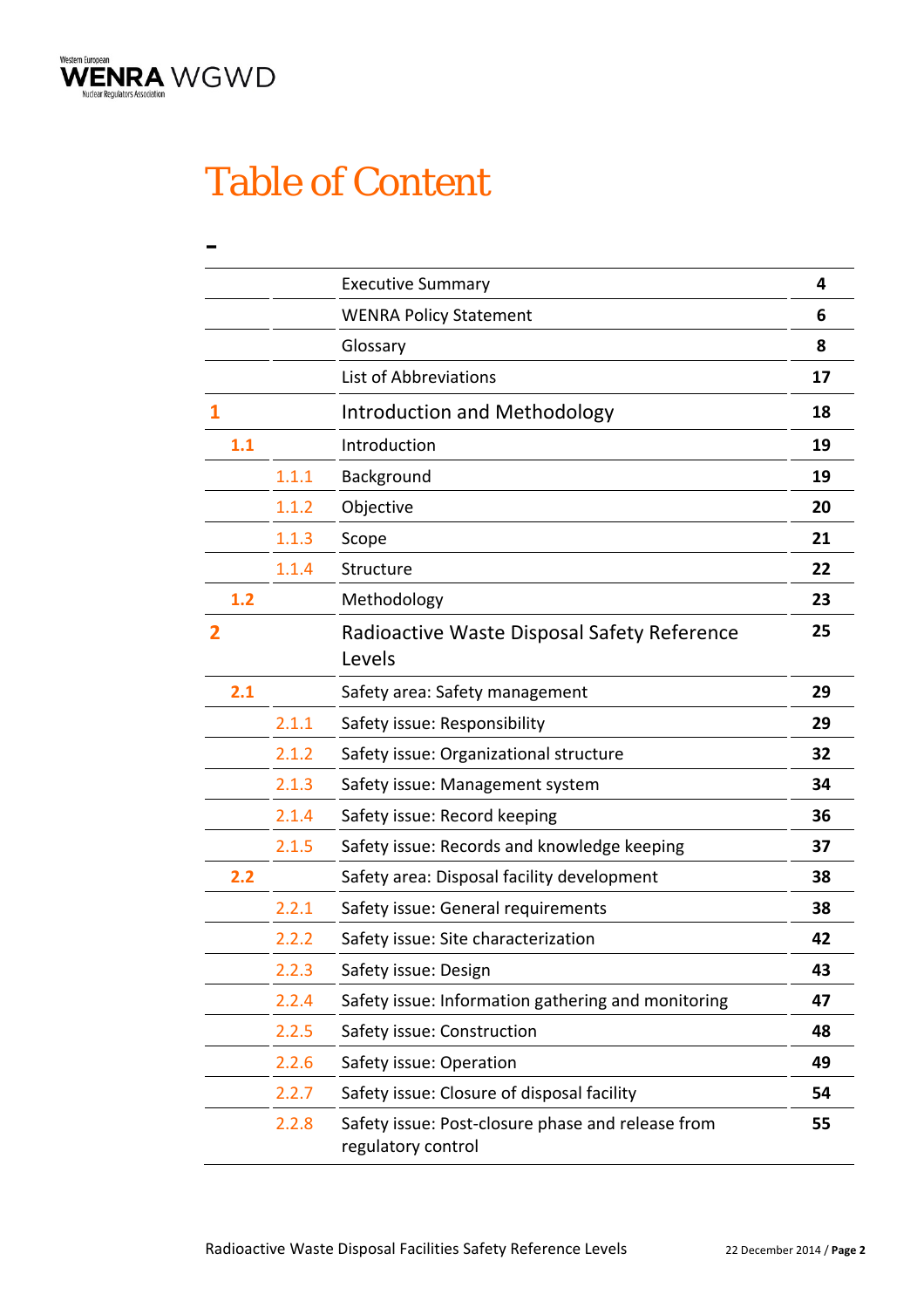# Table of Content

-

| | | | |
|---|---|---|---|
| | | Executive Summary | 4 |
| | | WENRA Policy Statement | 6 |
| | | Glossary | 8 |
| | | List of Abbreviations | 17 |
| 1 | | Introduction and Methodology | 18 |
| 1.1 | | Introduction | 19 |
| | 1.1.1 | Background | 19 |
| | 1.1.2 | Objective | 20 |
| | 1.1.3 | Scope | 21 |
| | 1.1.4 | Structure | 22 |
| 1.2 | | Methodology | 23 |
| 2 | | Radioactive Waste Disposal Safety Reference Levels | 25 |
| 2.1 | | Safety area: Safety management | 29 |
| | 2.1.1 | Safety issue: Responsibility | 29 |
| | 2.1.2 | Safety issue: Organizational structure | 32 |
| | 2.1.3 | Safety issue: Management system | 34 |
| | 2.1.4 | Safety issue: Record keeping | 36 |
| | 2.1.5 | Safety issue: Records and knowledge keeping | 37 |
| 2.2 | | Safety area: Disposal facility development | 38 |
| | 2.2.1 | Safety issue: General requirements | 38 |
| | 2.2.2 | Safety issue: Site characterization | 42 |
| | 2.2.3 | Safety issue: Design | 43 |
| | 2.2.4 | Safety issue: Information gathering and monitoring | 47 |
| | 2.2.5 | Safety issue: Construction | 48 |
| | 2.2.6 | Safety issue: Operation | 49 |
| | 2.2.7 | Safety issue: Closure of disposal facility | 54 |
| | 2.2.8 | Safety issue: Post-closure phase and release from regulatory control | 55 |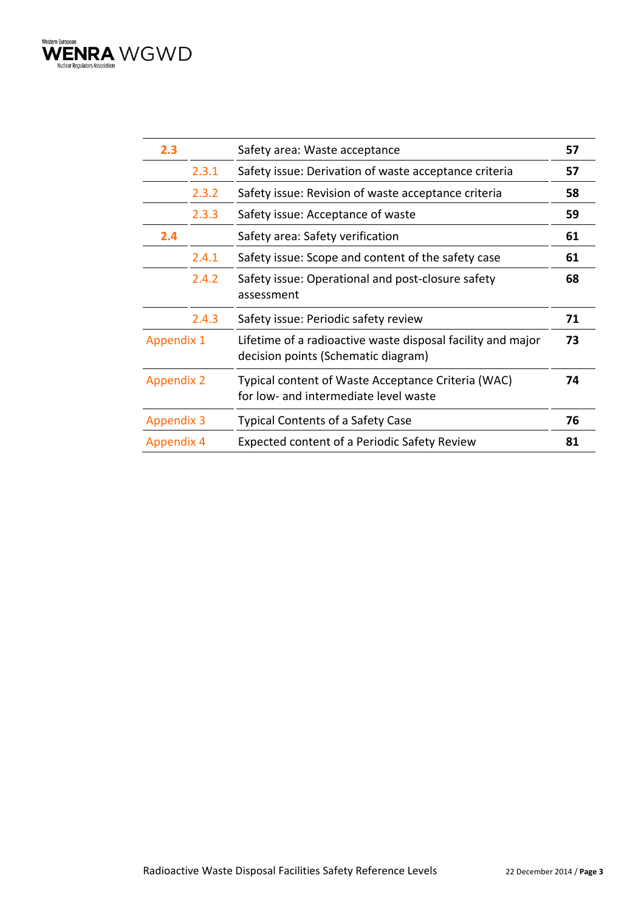| | | | |
|---|---|---|---|
| **2.3** | | Safety area: Waste acceptance | **57** |
| | 2.3.1 | Safety issue: Derivation of waste acceptance criteria | **57** |
| | 2.3.2 | Safety issue: Revision of waste acceptance criteria | **58** |
| | 2.3.3 | Safety issue: Acceptance of waste | **59** |
| **2.4** | | Safety area: Safety verification | **61** |
| | 2.4.1 | Safety issue: Scope and content of the safety case | **61** |
| | 2.4.2 | Safety issue: Operational and post-closure safety assessment | **68** |
| | 2.4.3 | Safety issue: Periodic safety review | **71** |
| Appendix 1 | | Lifetime of a radioactive waste disposal facility and major decision points (Schematic diagram) | **73** |
| Appendix 2 | | Typical content of Waste Acceptance Criteria (WAC) for low- and intermediate level waste | **74** |
| Appendix 3 | | Typical Contents of a Safety Case | **76** |
| Appendix 4 | | Expected content of a Periodic Safety Review | **81** |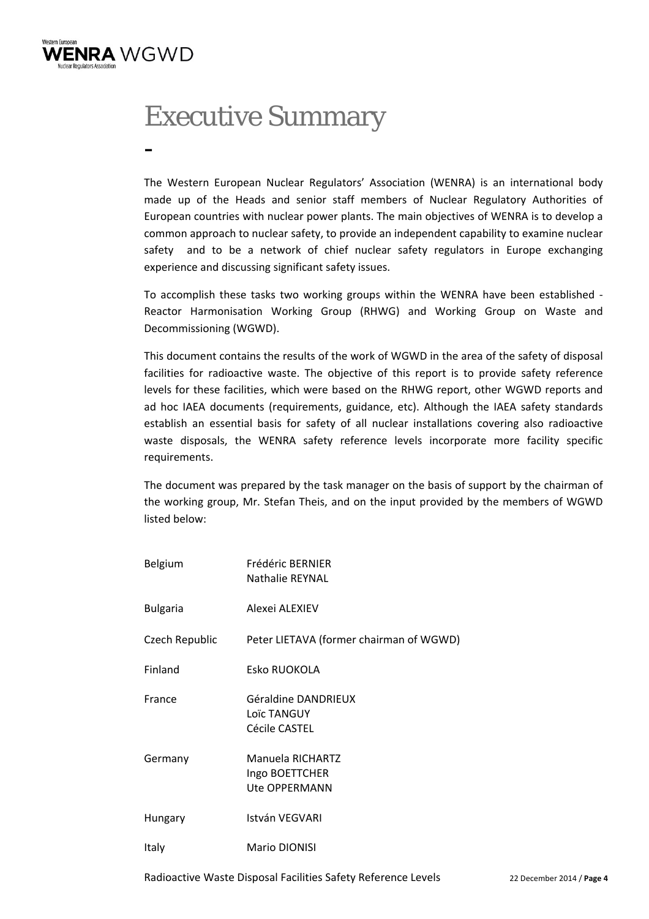# Executive Summary

The Western European Nuclear Regulators' Association (WENRA) is an international body made up of the Heads and senior staff members of Nuclear Regulatory Authorities of European countries with nuclear power plants. The main objectives of WENRA is to develop a common approach to nuclear safety, to provide an independent capability to examine nuclear safety and to be a network of chief nuclear safety regulators in Europe exchanging experience and discussing significant safety issues.

To accomplish these tasks two working groups within the WENRA have been established - Reactor Harmonisation Working Group (RHWG) and Working Group on Waste and Decommissioning (WGWD).

This document contains the results of the work of WGWD in the area of the safety of disposal facilities for radioactive waste. The objective of this report is to provide safety reference levels for these facilities, which were based on the RHWG report, other WGWD reports and ad hoc IAEA documents (requirements, guidance, etc). Although the IAEA safety standards establish an essential basis for safety of all nuclear installations covering also radioactive waste disposals, the WENRA safety reference levels incorporate more facility specific requirements.

The document was prepared by the task manager on the basis of support by the chairman of the working group, Mr. Stefan Theis, and on the input provided by the members of WGWD listed below:

| | |
|---|---|
| Belgium | Frédéric BERNIER<br>Nathalie REYNAL |
| Bulgaria | Alexei ALEXIEV |
| Czech Republic | Peter LIETAVA (former chairman of WGWD) |
| Finland | Esko RUOKOLA |
| France | Géraldine DANDRIEUX<br>Loïc TANGUY<br>Cécile CASTEL |
| Germany | Manuela RICHARTZ<br>Ingo BOETTCHER<br>Ute OPPERMANN |
| Hungary | István VEGVARI |
| Italy | Mario DIONISI |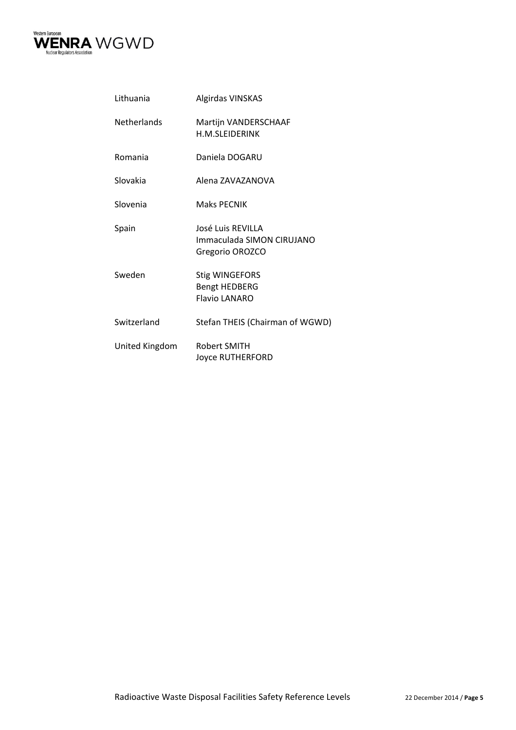| | |
|---|---|
| Lithuania | Algirdas VINSKAS |
| Netherlands | Martijn VANDERSCHAAF<br>H.M.SLEIDERINK |
| Romania | Daniela DOGARU |
| Slovakia | Alena ZAVAZANOVA |
| Slovenia | Maks PECNIK |
| Spain | José Luis REVILLA<br>Immaculada SIMON CIRUJANO<br>Gregorio OROZCO |
| Sweden | Stig WINGEFORS<br>Bengt HEDBERG<br>Flavio LANARO |
| Switzerland | Stefan THEIS (Chairman of WGWD) |
| United Kingdom | Robert SMITH<br>Joyce RUTHERFORD |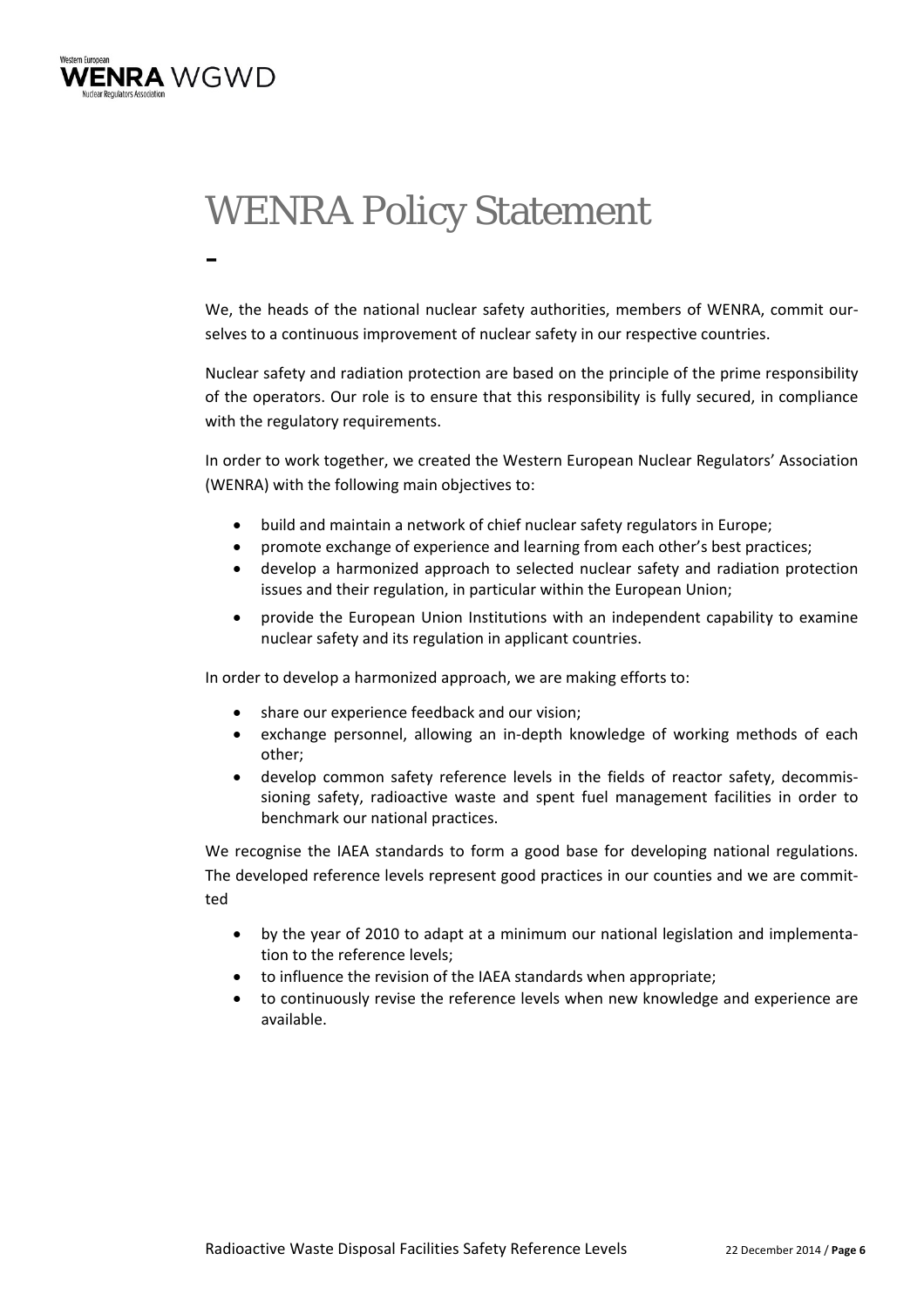# WENRA Policy Statement

-

We, the heads of the national nuclear safety authorities, members of WENRA, commit ourselves to a continuous improvement of nuclear safety in our respective countries.

Nuclear safety and radiation protection are based on the principle of the prime responsibility of the operators. Our role is to ensure that this responsibility is fully secured, in compliance with the regulatory requirements.

In order to work together, we created the Western European Nuclear Regulators' Association (WENRA) with the following main objectives to:

- build and maintain a network of chief nuclear safety regulators in Europe;
- promote exchange of experience and learning from each other's best practices;
- develop a harmonized approach to selected nuclear safety and radiation protection issues and their regulation, in particular within the European Union;
- provide the European Union Institutions with an independent capability to examine nuclear safety and its regulation in applicant countries.

In order to develop a harmonized approach, we are making efforts to:

- share our experience feedback and our vision;
- exchange personnel, allowing an in-depth knowledge of working methods of each other;
- develop common safety reference levels in the fields of reactor safety, decommissioning safety, radioactive waste and spent fuel management facilities in order to benchmark our national practices.

We recognise the IAEA standards to form a good base for developing national regulations. The developed reference levels represent good practices in our counties and we are committed

- by the year of 2010 to adapt at a minimum our national legislation and implementation to the reference levels;
- to influence the revision of the IAEA standards when appropriate;
- to continuously revise the reference levels when new knowledge and experience are available.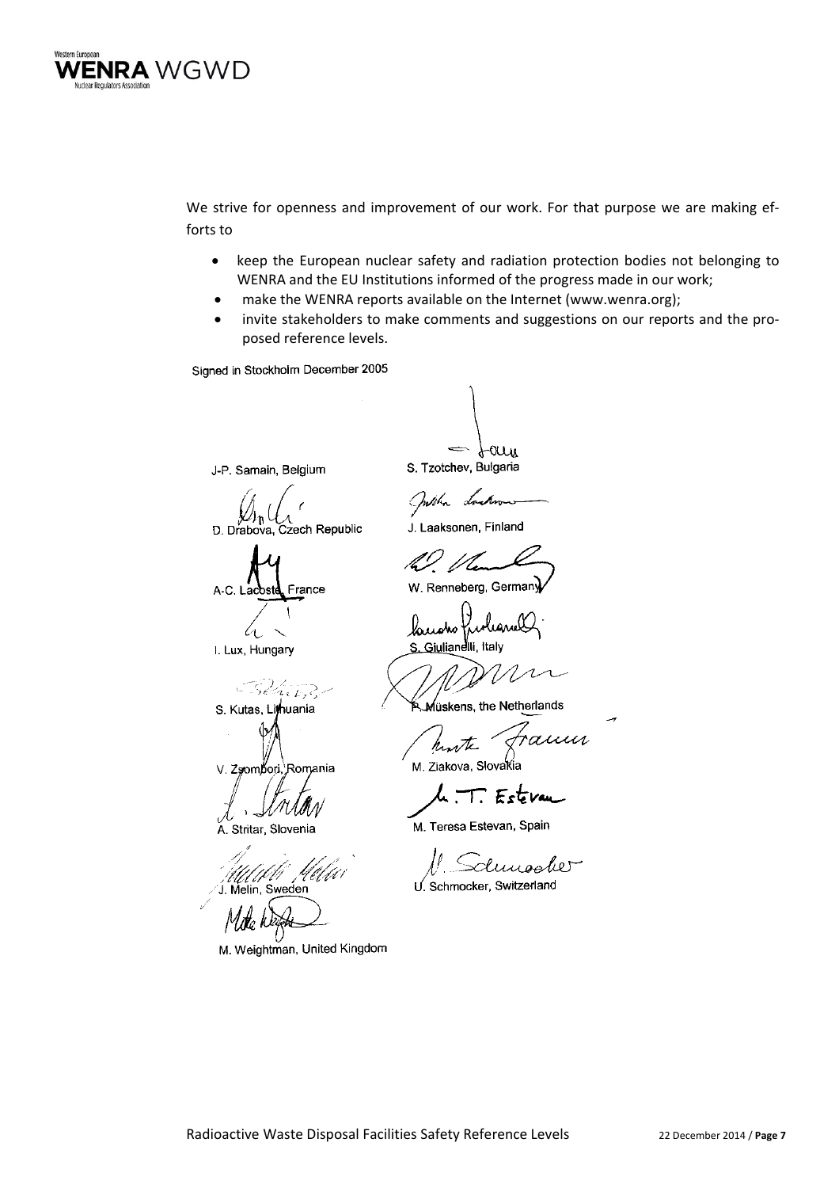We strive for openness and improvement of our work. For that purpose we are making efforts to

- keep the European nuclear safety and radiation protection bodies not belonging to WENRA and the EU Institutions informed of the progress made in our work;
- make the WENRA reports available on the Internet (www.wenra.org);
- invite stakeholders to make comments and suggestions on our reports and the proposed reference levels.

Signed in Stockholm December 2005

J-P. Samain, Belgium

S. Tzotchev, Bulgaria

D. Drabova, Czech Republic

J. Laaksonen, Finland

A-C. Lacoste, France

W. Renneberg, Germany

I. Lux, Hungary

S. Giulianelli, Italy

S. Kutas, Lithuania

P. Müskens, the Netherlands

V. Zsombori, Romania

M. Ziakova, Slovakia

A. Stritar, Slovenia

M. Teresa Estevan, Spain

J. Melin, Sweden

U. Schmocker, Switzerland

M. Weightman, United Kingdom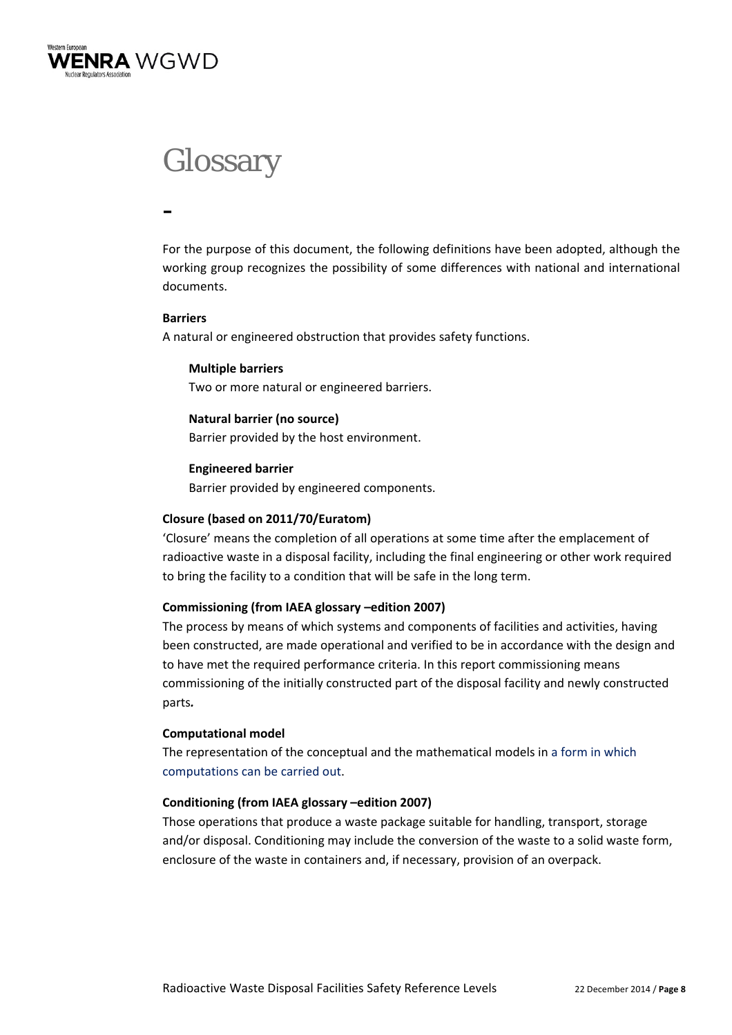# Glossary

-

For the purpose of this document, the following definitions have been adopted, although the working group recognizes the possibility of some differences with national and international documents.

**Barriers**

A natural or engineered obstruction that provides safety functions.

**Multiple barriers**

Two or more natural or engineered barriers.

**Natural barrier (no source)**

Barrier provided by the host environment.

**Engineered barrier**

Barrier provided by engineered components.

**Closure (based on 2011/70/Euratom)**

'Closure' means the completion of all operations at some time after the emplacement of radioactive waste in a disposal facility, including the final engineering or other work required to bring the facility to a condition that will be safe in the long term.

**Commissioning (from IAEA glossary –edition 2007)**

The process by means of which systems and components of facilities and activities, having been constructed, are made operational and verified to be in accordance with the design and to have met the required performance criteria. In this report commissioning means commissioning of the initially constructed part of the disposal facility and newly constructed parts*.*

**Computational model**

The representation of the conceptual and the mathematical models in a form in which computations can be carried out.

**Conditioning (from IAEA glossary –edition 2007)**

Those operations that produce a waste package suitable for handling, transport, storage and/or disposal. Conditioning may include the conversion of the waste to a solid waste form, enclosure of the waste in containers and, if necessary, provision of an overpack.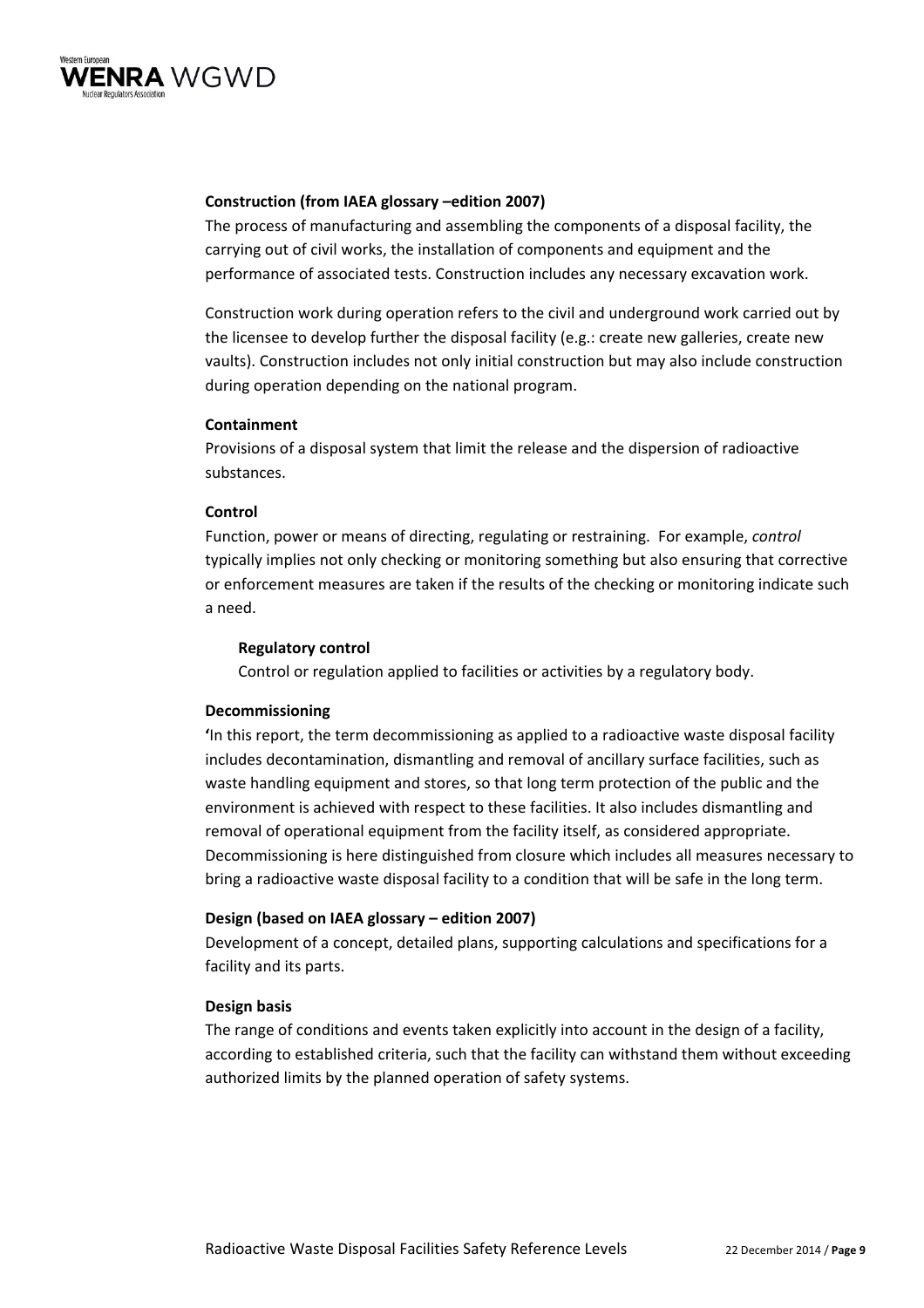**Construction (from IAEA glossary –edition 2007)**

The process of manufacturing and assembling the components of a disposal facility, the carrying out of civil works, the installation of components and equipment and the performance of associated tests. Construction includes any necessary excavation work.

Construction work during operation refers to the civil and underground work carried out by the licensee to develop further the disposal facility (e.g.: create new galleries, create new vaults). Construction includes not only initial construction but may also include construction during operation depending on the national program.

**Containment**

Provisions of a disposal system that limit the release and the dispersion of radioactive substances.

**Control**

Function, power or means of directing, regulating or restraining. For example, *control* typically implies not only checking or monitoring something but also ensuring that corrective or enforcement measures are taken if the results of the checking or monitoring indicate such a need.

**Regulatory control**

Control or regulation applied to facilities or activities by a regulatory body.

**Decommissioning**

'In this report, the term decommissioning as applied to a radioactive waste disposal facility includes decontamination, dismantling and removal of ancillary surface facilities, such as waste handling equipment and stores, so that long term protection of the public and the environment is achieved with respect to these facilities. It also includes dismantling and removal of operational equipment from the facility itself, as considered appropriate. Decommissioning is here distinguished from closure which includes all measures necessary to bring a radioactive waste disposal facility to a condition that will be safe in the long term.

**Design (based on IAEA glossary – edition 2007)**

Development of a concept, detailed plans, supporting calculations and specifications for a facility and its parts.

**Design basis**

The range of conditions and events taken explicitly into account in the design of a facility, according to established criteria, such that the facility can withstand them without exceeding authorized limits by the planned operation of safety systems.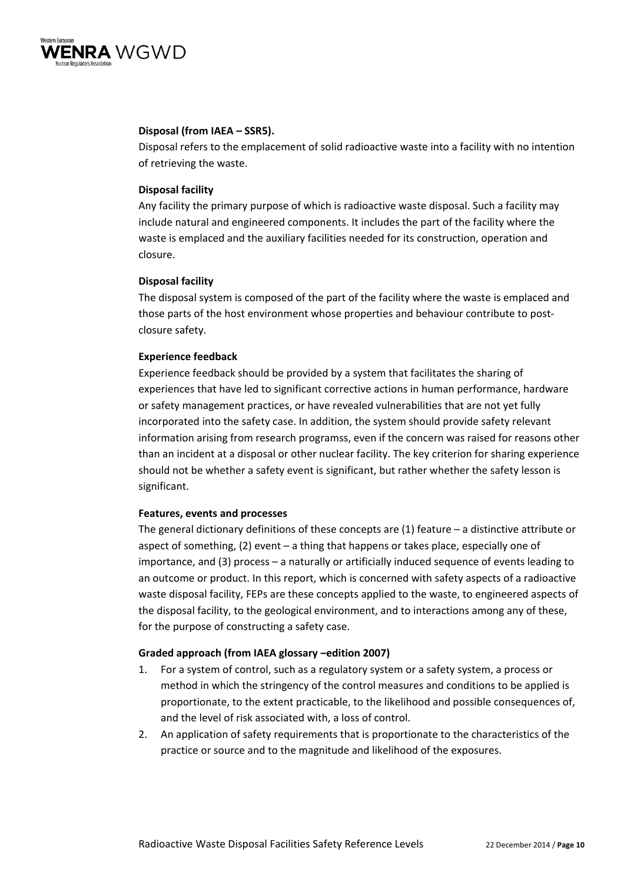**Disposal (from IAEA – SSR5).**

Disposal refers to the emplacement of solid radioactive waste into a facility with no intention of retrieving the waste.

**Disposal facility**

Any facility the primary purpose of which is radioactive waste disposal. Such a facility may include natural and engineered components. It includes the part of the facility where the waste is emplaced and the auxiliary facilities needed for its construction, operation and closure.

**Disposal facility**

The disposal system is composed of the part of the facility where the waste is emplaced and those parts of the host environment whose properties and behaviour contribute to post-closure safety.

**Experience feedback**

Experience feedback should be provided by a system that facilitates the sharing of experiences that have led to significant corrective actions in human performance, hardware or safety management practices, or have revealed vulnerabilities that are not yet fully incorporated into the safety case. In addition, the system should provide safety relevant information arising from research programss, even if the concern was raised for reasons other than an incident at a disposal or other nuclear facility. The key criterion for sharing experience should not be whether a safety event is significant, but rather whether the safety lesson is significant.

**Features, events and processes**

The general dictionary definitions of these concepts are (1) feature – a distinctive attribute or aspect of something, (2) event – a thing that happens or takes place, especially one of importance, and (3) process – a naturally or artificially induced sequence of events leading to an outcome or product. In this report, which is concerned with safety aspects of a radioactive waste disposal facility, FEPs are these concepts applied to the waste, to engineered aspects of the disposal facility, to the geological environment, and to interactions among any of these, for the purpose of constructing a safety case.

**Graded approach (from IAEA glossary –edition 2007)**

1. For a system of control, such as a regulatory system or a safety system, a process or method in which the stringency of the control measures and conditions to be applied is proportionate, to the extent practicable, to the likelihood and possible consequences of, and the level of risk associated with, a loss of control.
2. An application of safety requirements that is proportionate to the characteristics of the practice or source and to the magnitude and likelihood of the exposures.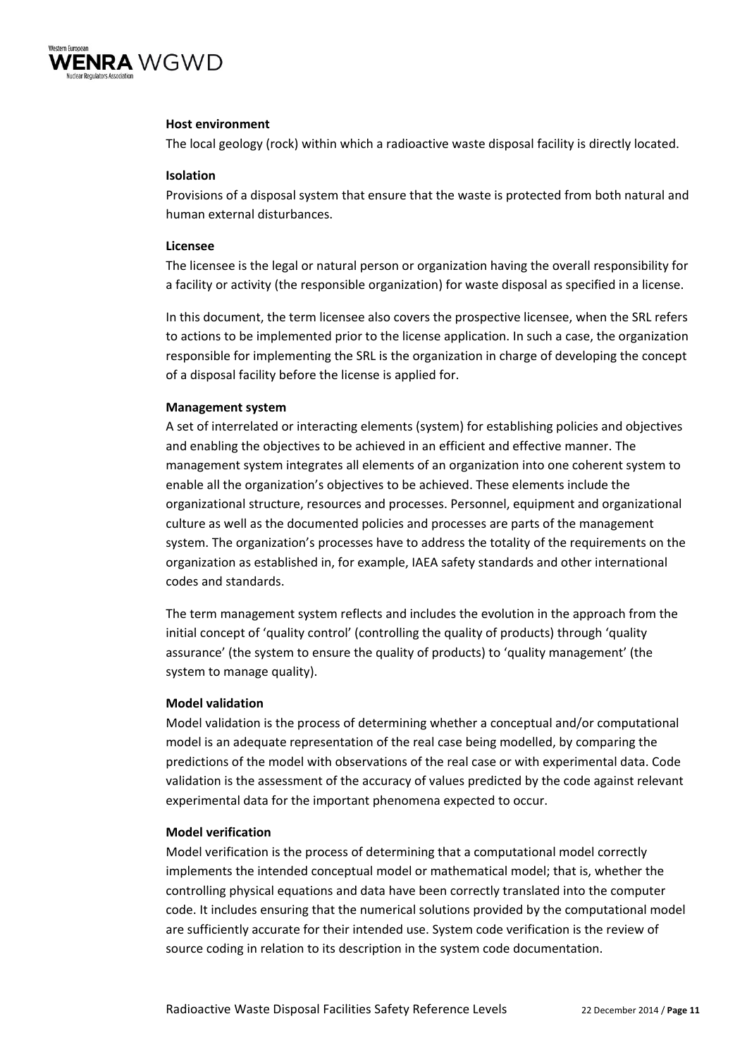**Host environment**

The local geology (rock) within which a radioactive waste disposal facility is directly located.

**Isolation**

Provisions of a disposal system that ensure that the waste is protected from both natural and human external disturbances.

**Licensee**

The licensee is the legal or natural person or organization having the overall responsibility for a facility or activity (the responsible organization) for waste disposal as specified in a license.

In this document, the term licensee also covers the prospective licensee, when the SRL refers to actions to be implemented prior to the license application. In such a case, the organization responsible for implementing the SRL is the organization in charge of developing the concept of a disposal facility before the license is applied for.

**Management system**

A set of interrelated or interacting elements (system) for establishing policies and objectives and enabling the objectives to be achieved in an efficient and effective manner. The management system integrates all elements of an organization into one coherent system to enable all the organization's objectives to be achieved. These elements include the organizational structure, resources and processes. Personnel, equipment and organizational culture as well as the documented policies and processes are parts of the management system. The organization's processes have to address the totality of the requirements on the organization as established in, for example, IAEA safety standards and other international codes and standards.

The term management system reflects and includes the evolution in the approach from the initial concept of 'quality control' (controlling the quality of products) through 'quality assurance' (the system to ensure the quality of products) to 'quality management' (the system to manage quality).

**Model validation**

Model validation is the process of determining whether a conceptual and/or computational model is an adequate representation of the real case being modelled, by comparing the predictions of the model with observations of the real case or with experimental data. Code validation is the assessment of the accuracy of values predicted by the code against relevant experimental data for the important phenomena expected to occur.

**Model verification**

Model verification is the process of determining that a computational model correctly implements the intended conceptual model or mathematical model; that is, whether the controlling physical equations and data have been correctly translated into the computer code. It includes ensuring that the numerical solutions provided by the computational model are sufficiently accurate for their intended use. System code verification is the review of source coding in relation to its description in the system code documentation.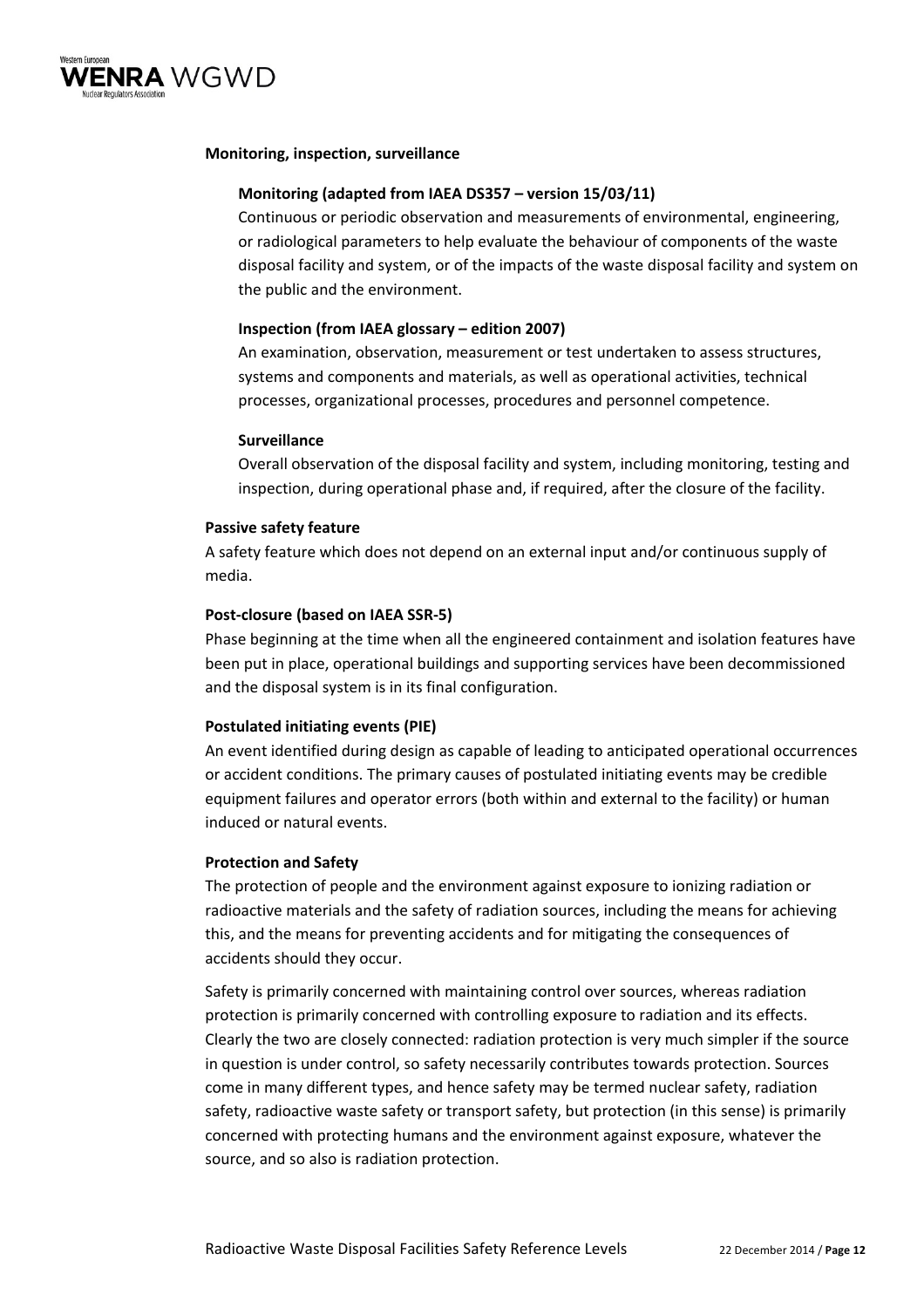**Monitoring, inspection, surveillance**

**Monitoring (adapted from IAEA DS357 – version 15/03/11)**

Continuous or periodic observation and measurements of environmental, engineering, or radiological parameters to help evaluate the behaviour of components of the waste disposal facility and system, or of the impacts of the waste disposal facility and system on the public and the environment.

**Inspection (from IAEA glossary – edition 2007)**

An examination, observation, measurement or test undertaken to assess structures, systems and components and materials, as well as operational activities, technical processes, organizational processes, procedures and personnel competence.

**Surveillance**

Overall observation of the disposal facility and system, including monitoring, testing and inspection, during operational phase and, if required, after the closure of the facility.

**Passive safety feature**

A safety feature which does not depend on an external input and/or continuous supply of media.

**Post-closure (based on IAEA SSR-5)**

Phase beginning at the time when all the engineered containment and isolation features have been put in place, operational buildings and supporting services have been decommissioned and the disposal system is in its final configuration.

**Postulated initiating events (PIE)**

An event identified during design as capable of leading to anticipated operational occurrences or accident conditions. The primary causes of postulated initiating events may be credible equipment failures and operator errors (both within and external to the facility) or human induced or natural events.

**Protection and Safety**

The protection of people and the environment against exposure to ionizing radiation or radioactive materials and the safety of radiation sources, including the means for achieving this, and the means for preventing accidents and for mitigating the consequences of accidents should they occur.

Safety is primarily concerned with maintaining control over sources, whereas radiation protection is primarily concerned with controlling exposure to radiation and its effects. Clearly the two are closely connected: radiation protection is very much simpler if the source in question is under control, so safety necessarily contributes towards protection. Sources come in many different types, and hence safety may be termed nuclear safety, radiation safety, radioactive waste safety or transport safety, but protection (in this sense) is primarily concerned with protecting humans and the environment against exposure, whatever the source, and so also is radiation protection.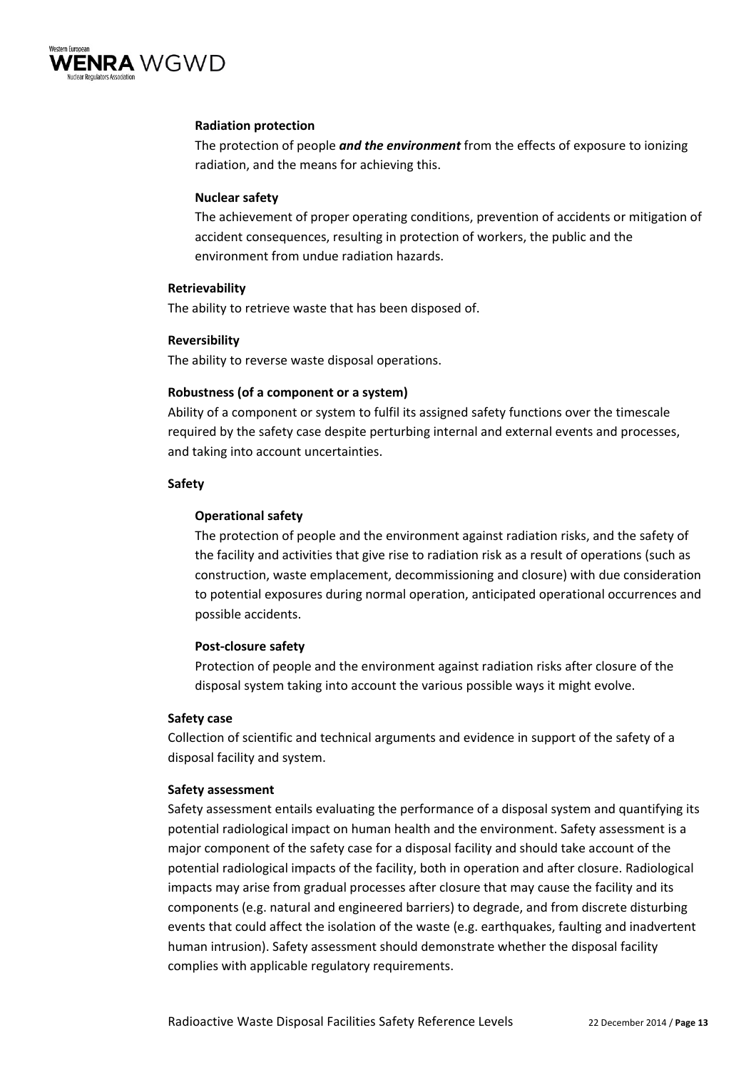**Radiation protection**

The protection of people ***and the environment*** from the effects of exposure to ionizing radiation, and the means for achieving this.

**Nuclear safety**

The achievement of proper operating conditions, prevention of accidents or mitigation of accident consequences, resulting in protection of workers, the public and the environment from undue radiation hazards.

**Retrievability**

The ability to retrieve waste that has been disposed of.

**Reversibility**

The ability to reverse waste disposal operations.

**Robustness (of a component or a system)**

Ability of a component or system to fulfil its assigned safety functions over the timescale required by the safety case despite perturbing internal and external events and processes, and taking into account uncertainties.

**Safety**

**Operational safety**

The protection of people and the environment against radiation risks, and the safety of the facility and activities that give rise to radiation risk as a result of operations (such as construction, waste emplacement, decommissioning and closure) with due consideration to potential exposures during normal operation, anticipated operational occurrences and possible accidents.

**Post-closure safety**

Protection of people and the environment against radiation risks after closure of the disposal system taking into account the various possible ways it might evolve.

**Safety case**

Collection of scientific and technical arguments and evidence in support of the safety of a disposal facility and system.

**Safety assessment**

Safety assessment entails evaluating the performance of a disposal system and quantifying its potential radiological impact on human health and the environment. Safety assessment is a major component of the safety case for a disposal facility and should take account of the potential radiological impacts of the facility, both in operation and after closure. Radiological impacts may arise from gradual processes after closure that may cause the facility and its components (e.g. natural and engineered barriers) to degrade, and from discrete disturbing events that could affect the isolation of the waste (e.g. earthquakes, faulting and inadvertent human intrusion). Safety assessment should demonstrate whether the disposal facility complies with applicable regulatory requirements.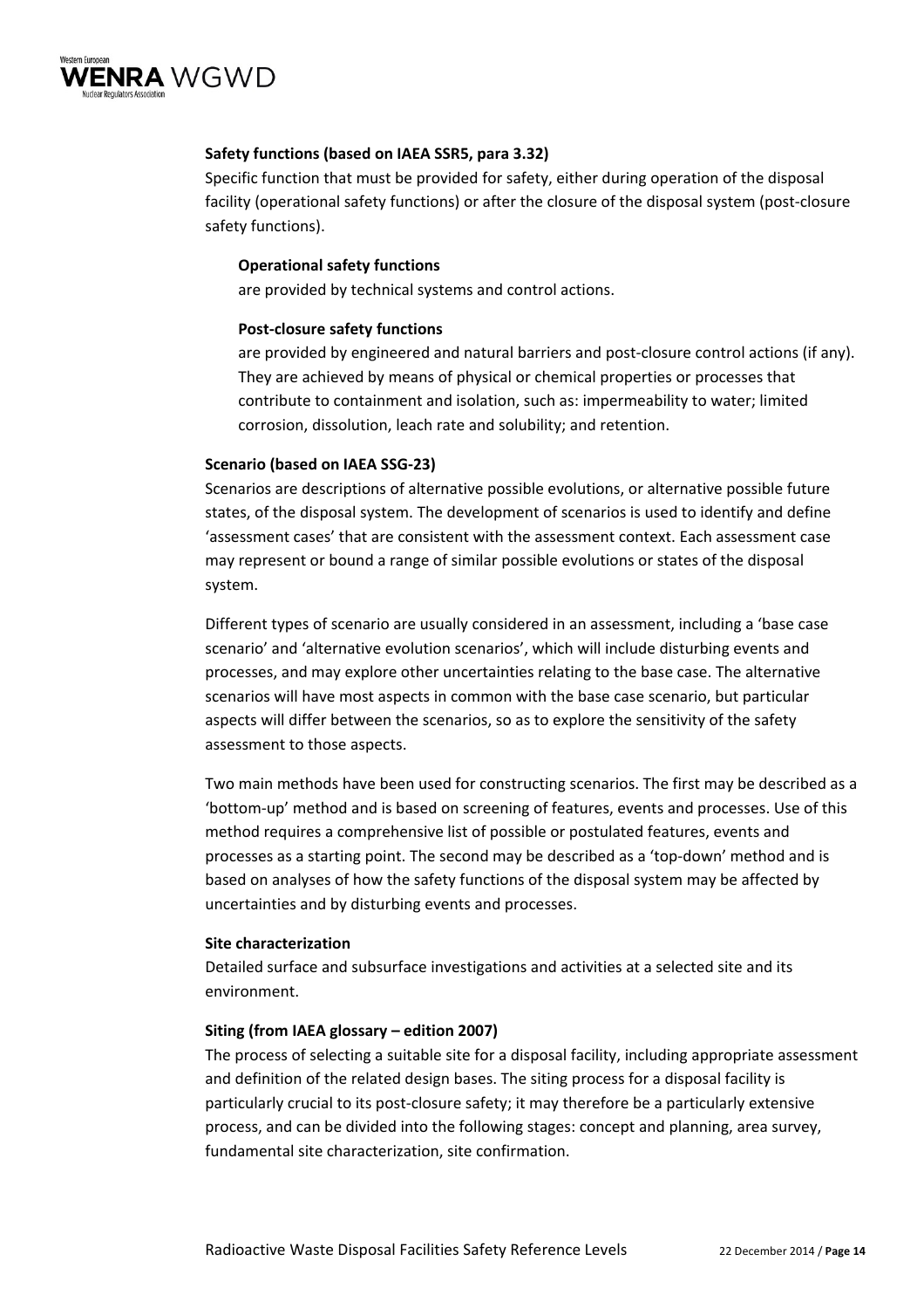**Safety functions (based on IAEA SSR5, para 3.32)**

Specific function that must be provided for safety, either during operation of the disposal facility (operational safety functions) or after the closure of the disposal system (post-closure safety functions).

> **Operational safety functions**
>
> are provided by technical systems and control actions.
>
> **Post-closure safety functions**
>
> are provided by engineered and natural barriers and post-closure control actions (if any). They are achieved by means of physical or chemical properties or processes that contribute to containment and isolation, such as: impermeability to water; limited corrosion, dissolution, leach rate and solubility; and retention.

**Scenario (based on IAEA SSG-23)**

Scenarios are descriptions of alternative possible evolutions, or alternative possible future states, of the disposal system. The development of scenarios is used to identify and define 'assessment cases' that are consistent with the assessment context. Each assessment case may represent or bound a range of similar possible evolutions or states of the disposal system.

Different types of scenario are usually considered in an assessment, including a 'base case scenario' and 'alternative evolution scenarios', which will include disturbing events and processes, and may explore other uncertainties relating to the base case. The alternative scenarios will have most aspects in common with the base case scenario, but particular aspects will differ between the scenarios, so as to explore the sensitivity of the safety assessment to those aspects.

Two main methods have been used for constructing scenarios. The first may be described as a 'bottom-up' method and is based on screening of features, events and processes. Use of this method requires a comprehensive list of possible or postulated features, events and processes as a starting point. The second may be described as a 'top-down' method and is based on analyses of how the safety functions of the disposal system may be affected by uncertainties and by disturbing events and processes.

**Site characterization**

Detailed surface and subsurface investigations and activities at a selected site and its environment.

**Siting (from IAEA glossary – edition 2007)**

The process of selecting a suitable site for a disposal facility, including appropriate assessment and definition of the related design bases. The siting process for a disposal facility is particularly crucial to its post-closure safety; it may therefore be a particularly extensive process, and can be divided into the following stages: concept and planning, area survey, fundamental site characterization, site confirmation.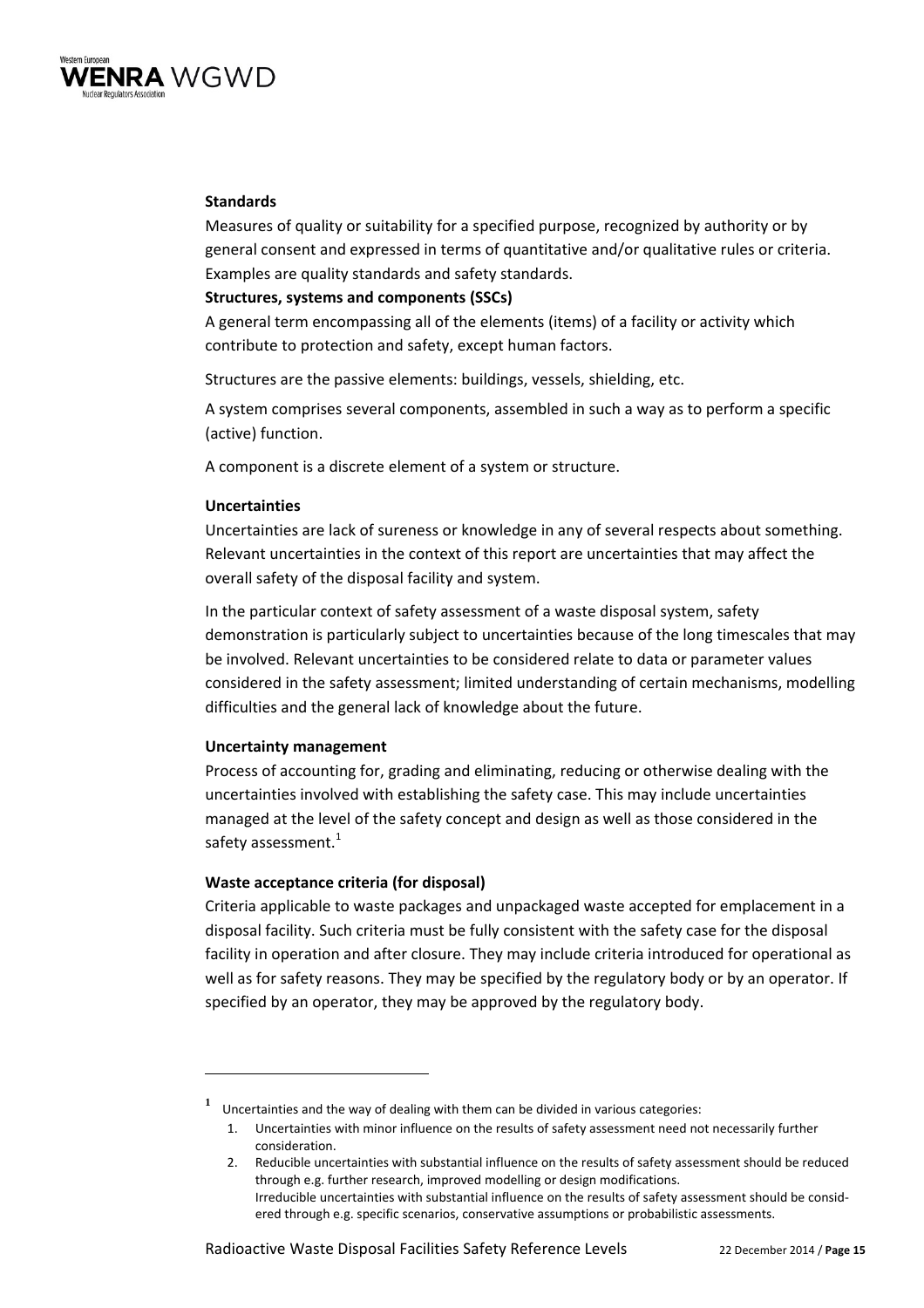**Standards**

Measures of quality or suitability for a specified purpose, recognized by authority or by general consent and expressed in terms of quantitative and/or qualitative rules or criteria. Examples are quality standards and safety standards.

**Structures, systems and components (SSCs)**

A general term encompassing all of the elements (items) of a facility or activity which contribute to protection and safety, except human factors.

Structures are the passive elements: buildings, vessels, shielding, etc.

A system comprises several components, assembled in such a way as to perform a specific (active) function.

A component is a discrete element of a system or structure.

**Uncertainties**

Uncertainties are lack of sureness or knowledge in any of several respects about something. Relevant uncertainties in the context of this report are uncertainties that may affect the overall safety of the disposal facility and system.

In the particular context of safety assessment of a waste disposal system, safety demonstration is particularly subject to uncertainties because of the long timescales that may be involved. Relevant uncertainties to be considered relate to data or parameter values considered in the safety assessment; limited understanding of certain mechanisms, modelling difficulties and the general lack of knowledge about the future.

**Uncertainty management**

Process of accounting for, grading and eliminating, reducing or otherwise dealing with the uncertainties involved with establishing the safety case. This may include uncertainties managed at the level of the safety concept and design as well as those considered in the safety assessment.[1]

**Waste acceptance criteria (for disposal)**

Criteria applicable to waste packages and unpackaged waste accepted for emplacement in a disposal facility. Such criteria must be fully consistent with the safety case for the disposal facility in operation and after closure. They may include criteria introduced for operational as well as for safety reasons. They may be specified by the regulatory body or by an operator. If specified by an operator, they may be approved by the regulatory body.

---

[1] Uncertainties and the way of dealing with them can be divided in various categories:

1. Uncertainties with minor influence on the results of safety assessment need not necessarily further consideration.
2. Reducible uncertainties with substantial influence on the results of safety assessment should be reduced through e.g. further research, improved modelling or design modifications.
   Irreducible uncertainties with substantial influence on the results of safety assessment should be considered through e.g. specific scenarios, conservative assumptions or probabilistic assessments.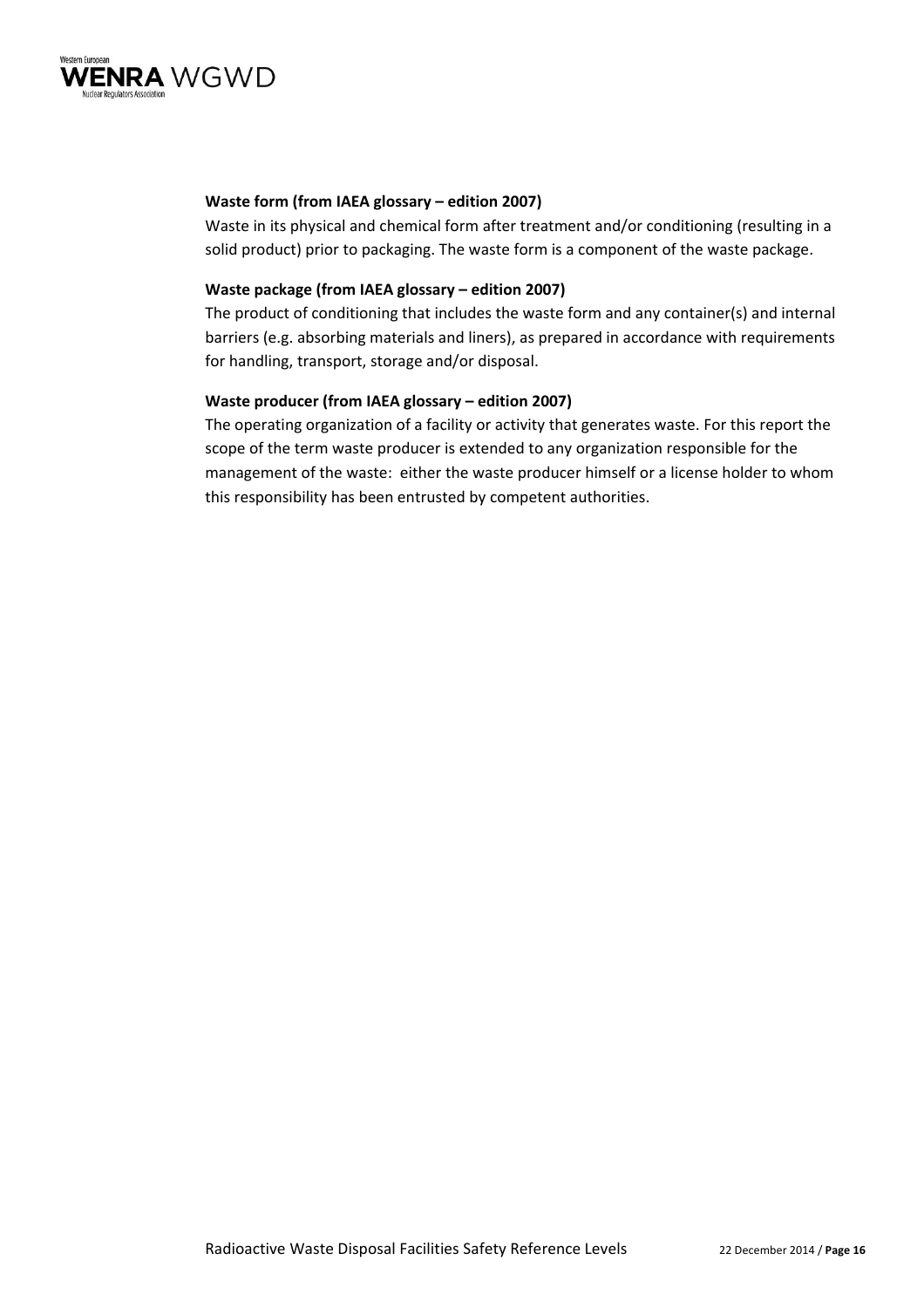**Waste form (from IAEA glossary – edition 2007)**

Waste in its physical and chemical form after treatment and/or conditioning (resulting in a solid product) prior to packaging. The waste form is a component of the waste package.

**Waste package (from IAEA glossary – edition 2007)**

The product of conditioning that includes the waste form and any container(s) and internal barriers (e.g. absorbing materials and liners), as prepared in accordance with requirements for handling, transport, storage and/or disposal.

**Waste producer (from IAEA glossary – edition 2007)**

The operating organization of a facility or activity that generates waste. For this report the scope of the term waste producer is extended to any organization responsible for the management of the waste: either the waste producer himself or a license holder to whom this responsibility has been entrusted by competent authorities.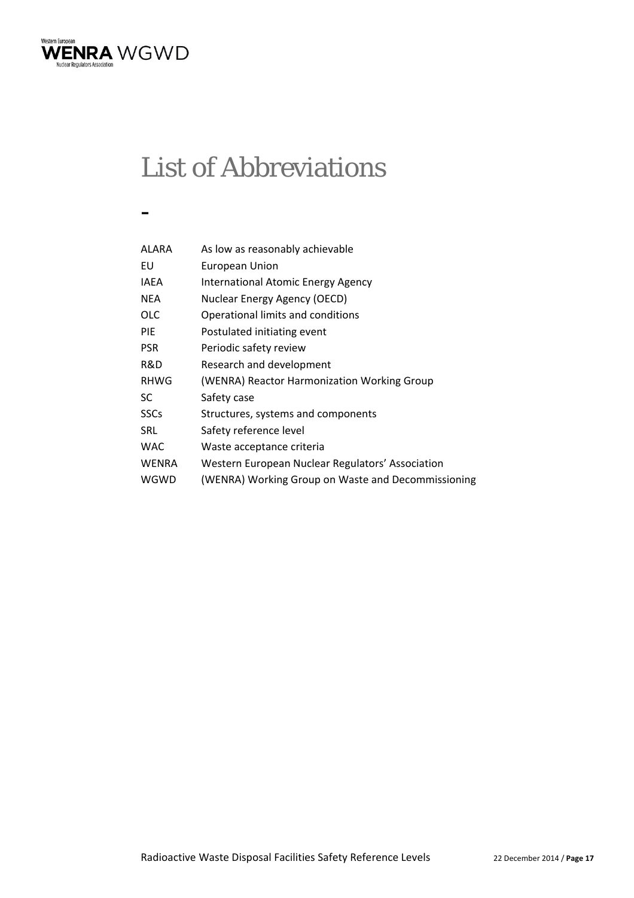# List of Abbreviations

-

| | |
|---|---|
| ALARA | As low as reasonably achievable |
| EU | European Union |
| IAEA | International Atomic Energy Agency |
| NEA | Nuclear Energy Agency (OECD) |
| OLC | Operational limits and conditions |
| PIE | Postulated initiating event |
| PSR | Periodic safety review |
| R&D | Research and development |
| RHWG | (WENRA) Reactor Harmonization Working Group |
| SC | Safety case |
| SSCs | Structures, systems and components |
| SRL | Safety reference level |
| WAC | Waste acceptance criteria |
| WENRA | Western European Nuclear Regulators' Association |
| WGWD | (WENRA) Working Group on Waste and Decommissioning |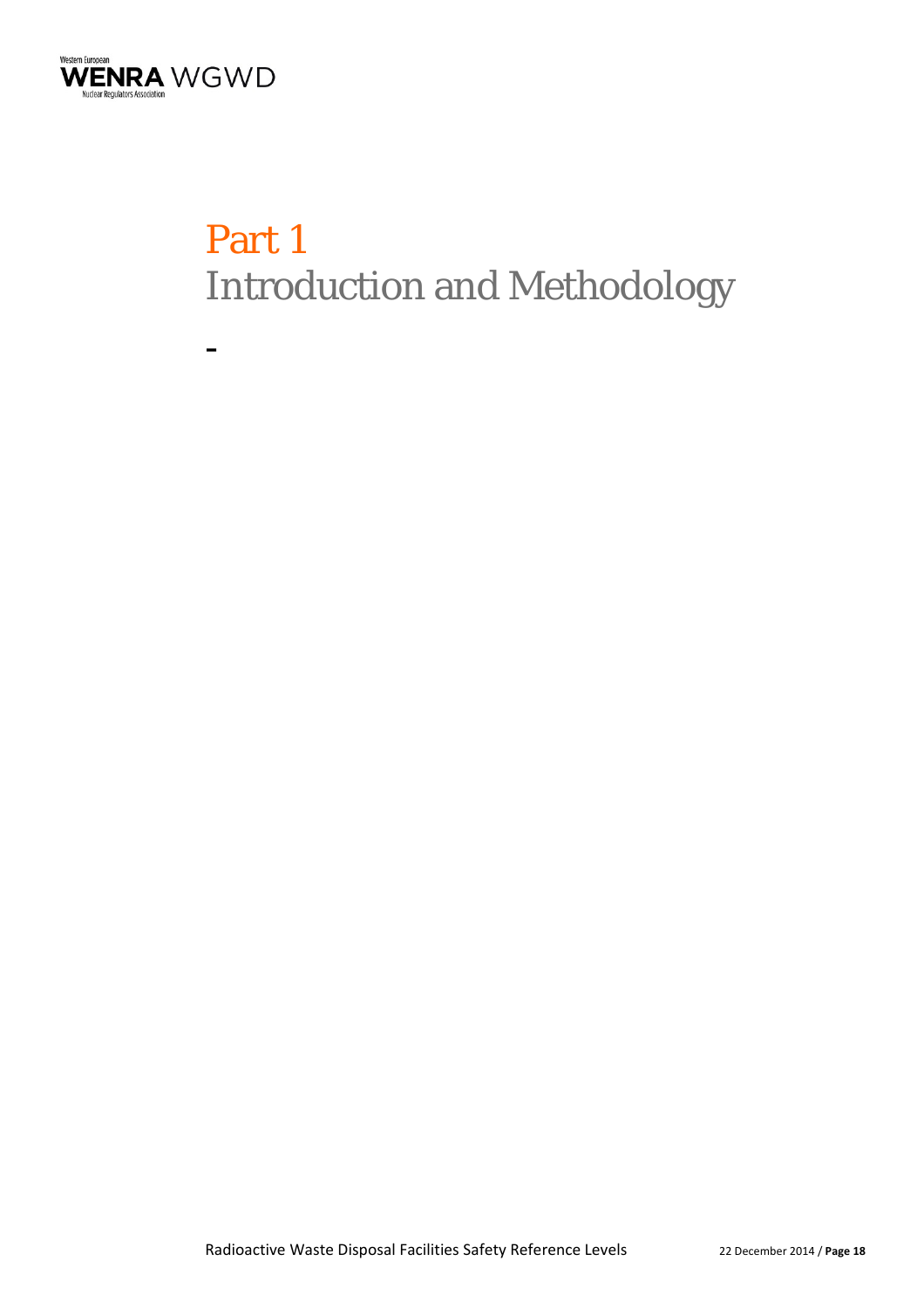# Part 1
# Introduction and Methodology

-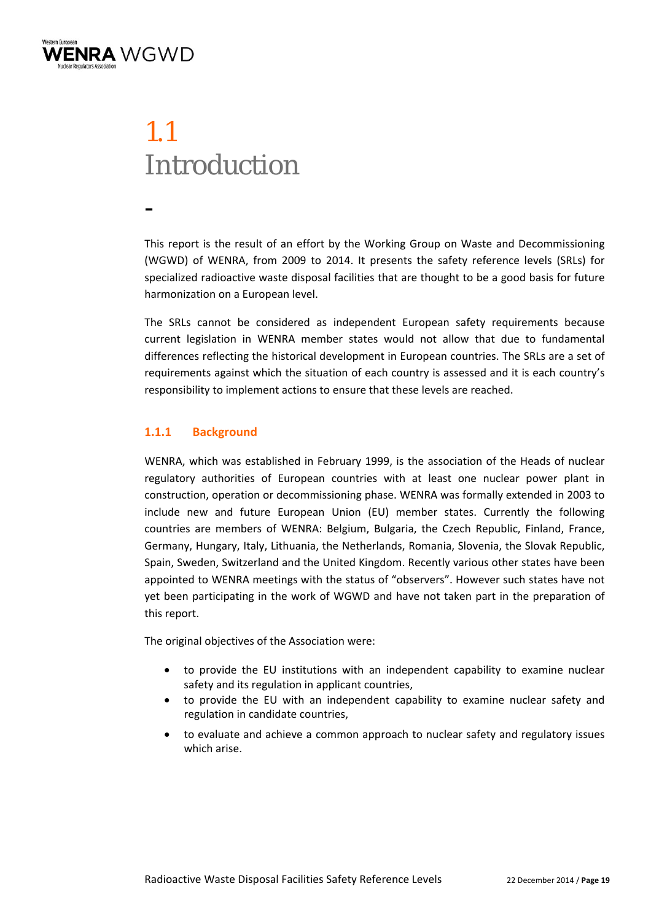# 1.1 Introduction

-

This report is the result of an effort by the Working Group on Waste and Decommissioning (WGWD) of WENRA, from 2009 to 2014. It presents the safety reference levels (SRLs) for specialized radioactive waste disposal facilities that are thought to be a good basis for future harmonization on a European level.

The SRLs cannot be considered as independent European safety requirements because current legislation in WENRA member states would not allow that due to fundamental differences reflecting the historical development in European countries. The SRLs are a set of requirements against which the situation of each country is assessed and it is each country's responsibility to implement actions to ensure that these levels are reached.

### 1.1.1 Background

WENRA, which was established in February 1999, is the association of the Heads of nuclear regulatory authorities of European countries with at least one nuclear power plant in construction, operation or decommissioning phase. WENRA was formally extended in 2003 to include new and future European Union (EU) member states. Currently the following countries are members of WENRA: Belgium, Bulgaria, the Czech Republic, Finland, France, Germany, Hungary, Italy, Lithuania, the Netherlands, Romania, Slovenia, the Slovak Republic, Spain, Sweden, Switzerland and the United Kingdom. Recently various other states have been appointed to WENRA meetings with the status of "observers". However such states have not yet been participating in the work of WGWD and have not taken part in the preparation of this report.

The original objectives of the Association were:

- to provide the EU institutions with an independent capability to examine nuclear safety and its regulation in applicant countries,
- to provide the EU with an independent capability to examine nuclear safety and regulation in candidate countries,
- to evaluate and achieve a common approach to nuclear safety and regulatory issues which arise.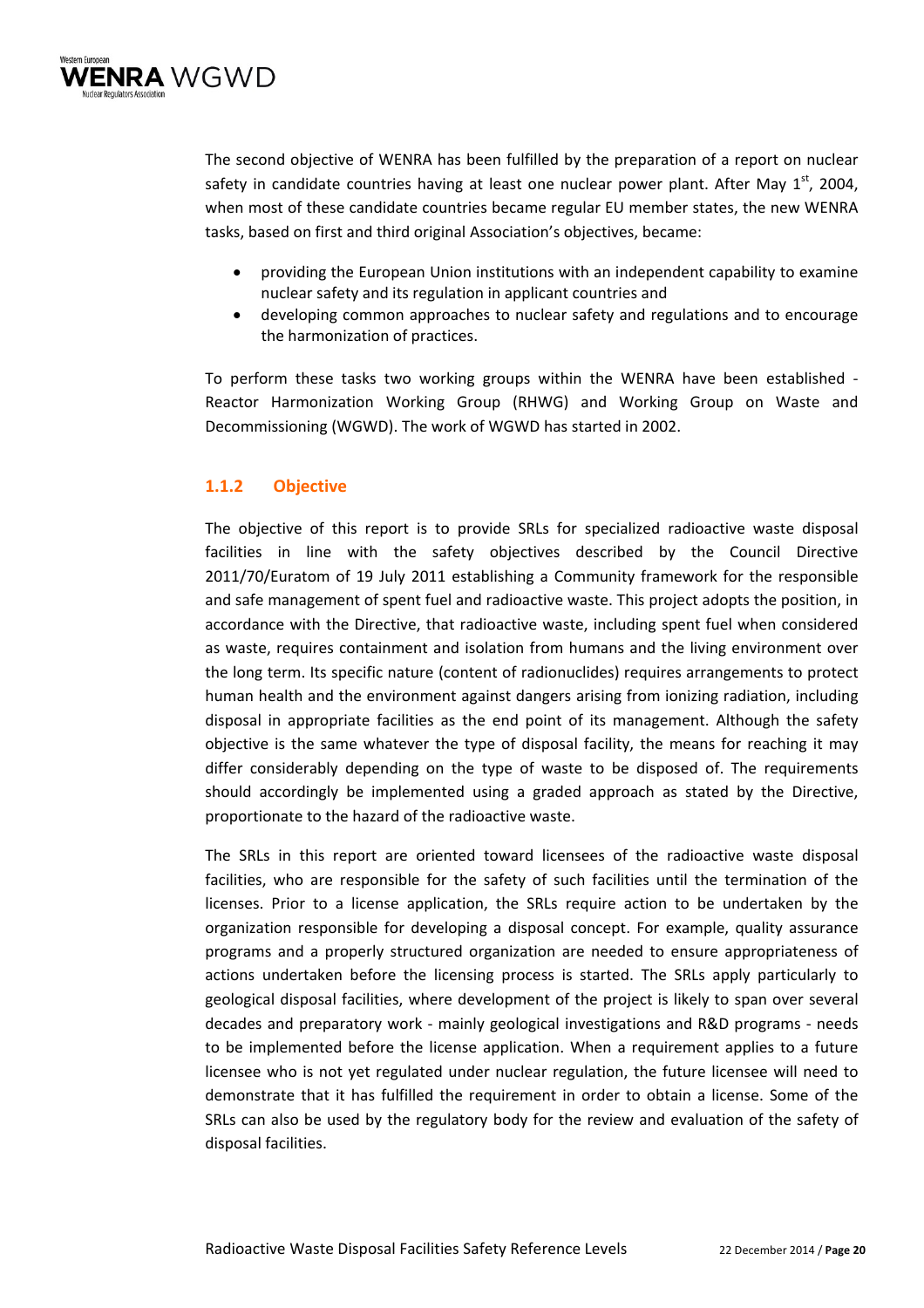The second objective of WENRA has been fulfilled by the preparation of a report on nuclear safety in candidate countries having at least one nuclear power plant. After May 1st, 2004, when most of these candidate countries became regular EU member states, the new WENRA tasks, based on first and third original Association's objectives, became:

- providing the European Union institutions with an independent capability to examine nuclear safety and its regulation in applicant countries and
- developing common approaches to nuclear safety and regulations and to encourage the harmonization of practices.

To perform these tasks two working groups within the WENRA have been established - Reactor Harmonization Working Group (RHWG) and Working Group on Waste and Decommissioning (WGWD). The work of WGWD has started in 2002.

### 1.1.2 Objective

The objective of this report is to provide SRLs for specialized radioactive waste disposal facilities in line with the safety objectives described by the Council Directive 2011/70/Euratom of 19 July 2011 establishing a Community framework for the responsible and safe management of spent fuel and radioactive waste. This project adopts the position, in accordance with the Directive, that radioactive waste, including spent fuel when considered as waste, requires containment and isolation from humans and the living environment over the long term. Its specific nature (content of radionuclides) requires arrangements to protect human health and the environment against dangers arising from ionizing radiation, including disposal in appropriate facilities as the end point of its management. Although the safety objective is the same whatever the type of disposal facility, the means for reaching it may differ considerably depending on the type of waste to be disposed of. The requirements should accordingly be implemented using a graded approach as stated by the Directive, proportionate to the hazard of the radioactive waste.

The SRLs in this report are oriented toward licensees of the radioactive waste disposal facilities, who are responsible for the safety of such facilities until the termination of the licenses. Prior to a license application, the SRLs require action to be undertaken by the organization responsible for developing a disposal concept. For example, quality assurance programs and a properly structured organization are needed to ensure appropriateness of actions undertaken before the licensing process is started. The SRLs apply particularly to geological disposal facilities, where development of the project is likely to span over several decades and preparatory work - mainly geological investigations and R&D programs - needs to be implemented before the license application. When a requirement applies to a future licensee who is not yet regulated under nuclear regulation, the future licensee will need to demonstrate that it has fulfilled the requirement in order to obtain a license. Some of the SRLs can also be used by the regulatory body for the review and evaluation of the safety of disposal facilities.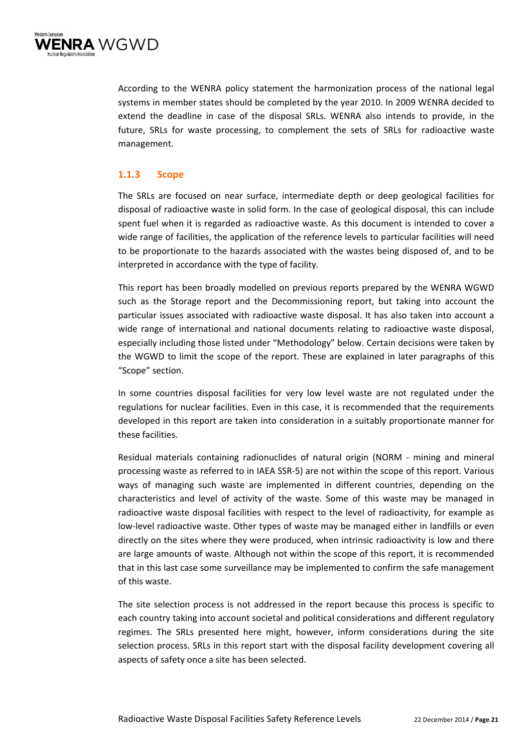According to the WENRA policy statement the harmonization process of the national legal systems in member states should be completed by the year 2010. In 2009 WENRA decided to extend the deadline in case of the disposal SRLs. WENRA also intends to provide, in the future, SRLs for waste processing, to complement the sets of SRLs for radioactive waste management.

### 1.1.3 Scope

The SRLs are focused on near surface, intermediate depth or deep geological facilities for disposal of radioactive waste in solid form. In the case of geological disposal, this can include spent fuel when it is regarded as radioactive waste. As this document is intended to cover a wide range of facilities, the application of the reference levels to particular facilities will need to be proportionate to the hazards associated with the wastes being disposed of, and to be interpreted in accordance with the type of facility.

This report has been broadly modelled on previous reports prepared by the WENRA WGWD such as the Storage report and the Decommissioning report, but taking into account the particular issues associated with radioactive waste disposal. It has also taken into account a wide range of international and national documents relating to radioactive waste disposal, especially including those listed under "Methodology" below. Certain decisions were taken by the WGWD to limit the scope of the report. These are explained in later paragraphs of this "Scope" section.

In some countries disposal facilities for very low level waste are not regulated under the regulations for nuclear facilities. Even in this case, it is recommended that the requirements developed in this report are taken into consideration in a suitably proportionate manner for these facilities.

Residual materials containing radionuclides of natural origin (NORM - mining and mineral processing waste as referred to in IAEA SSR-5) are not within the scope of this report. Various ways of managing such waste are implemented in different countries, depending on the characteristics and level of activity of the waste. Some of this waste may be managed in radioactive waste disposal facilities with respect to the level of radioactivity, for example as low-level radioactive waste. Other types of waste may be managed either in landfills or even directly on the sites where they were produced, when intrinsic radioactivity is low and there are large amounts of waste. Although not within the scope of this report, it is recommended that in this last case some surveillance may be implemented to confirm the safe management of this waste.

The site selection process is not addressed in the report because this process is specific to each country taking into account societal and political considerations and different regulatory regimes. The SRLs presented here might, however, inform considerations during the site selection process. SRLs in this report start with the disposal facility development covering all aspects of safety once a site has been selected.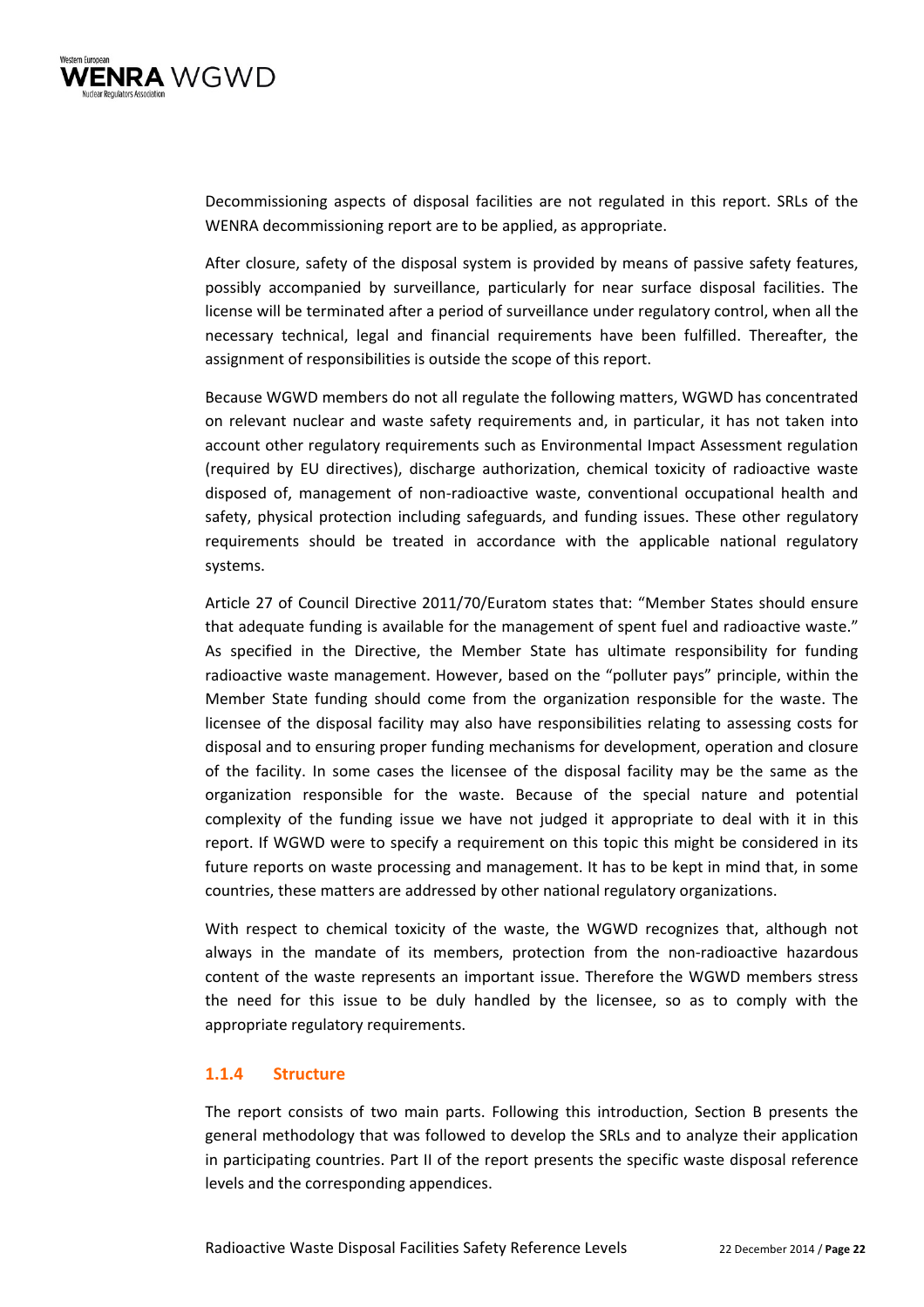Decommissioning aspects of disposal facilities are not regulated in this report. SRLs of the WENRA decommissioning report are to be applied, as appropriate.

After closure, safety of the disposal system is provided by means of passive safety features, possibly accompanied by surveillance, particularly for near surface disposal facilities. The license will be terminated after a period of surveillance under regulatory control, when all the necessary technical, legal and financial requirements have been fulfilled. Thereafter, the assignment of responsibilities is outside the scope of this report.

Because WGWD members do not all regulate the following matters, WGWD has concentrated on relevant nuclear and waste safety requirements and, in particular, it has not taken into account other regulatory requirements such as Environmental Impact Assessment regulation (required by EU directives), discharge authorization, chemical toxicity of radioactive waste disposed of, management of non-radioactive waste, conventional occupational health and safety, physical protection including safeguards, and funding issues. These other regulatory requirements should be treated in accordance with the applicable national regulatory systems.

Article 27 of Council Directive 2011/70/Euratom states that: "Member States should ensure that adequate funding is available for the management of spent fuel and radioactive waste." As specified in the Directive, the Member State has ultimate responsibility for funding radioactive waste management. However, based on the "polluter pays" principle, within the Member State funding should come from the organization responsible for the waste. The licensee of the disposal facility may also have responsibilities relating to assessing costs for disposal and to ensuring proper funding mechanisms for development, operation and closure of the facility. In some cases the licensee of the disposal facility may be the same as the organization responsible for the waste. Because of the special nature and potential complexity of the funding issue we have not judged it appropriate to deal with it in this report. If WGWD were to specify a requirement on this topic this might be considered in its future reports on waste processing and management. It has to be kept in mind that, in some countries, these matters are addressed by other national regulatory organizations.

With respect to chemical toxicity of the waste, the WGWD recognizes that, although not always in the mandate of its members, protection from the non-radioactive hazardous content of the waste represents an important issue. Therefore the WGWD members stress the need for this issue to be duly handled by the licensee, so as to comply with the appropriate regulatory requirements.

### 1.1.4 Structure

The report consists of two main parts. Following this introduction, Section B presents the general methodology that was followed to develop the SRLs and to analyze their application in participating countries. Part II of the report presents the specific waste disposal reference levels and the corresponding appendices.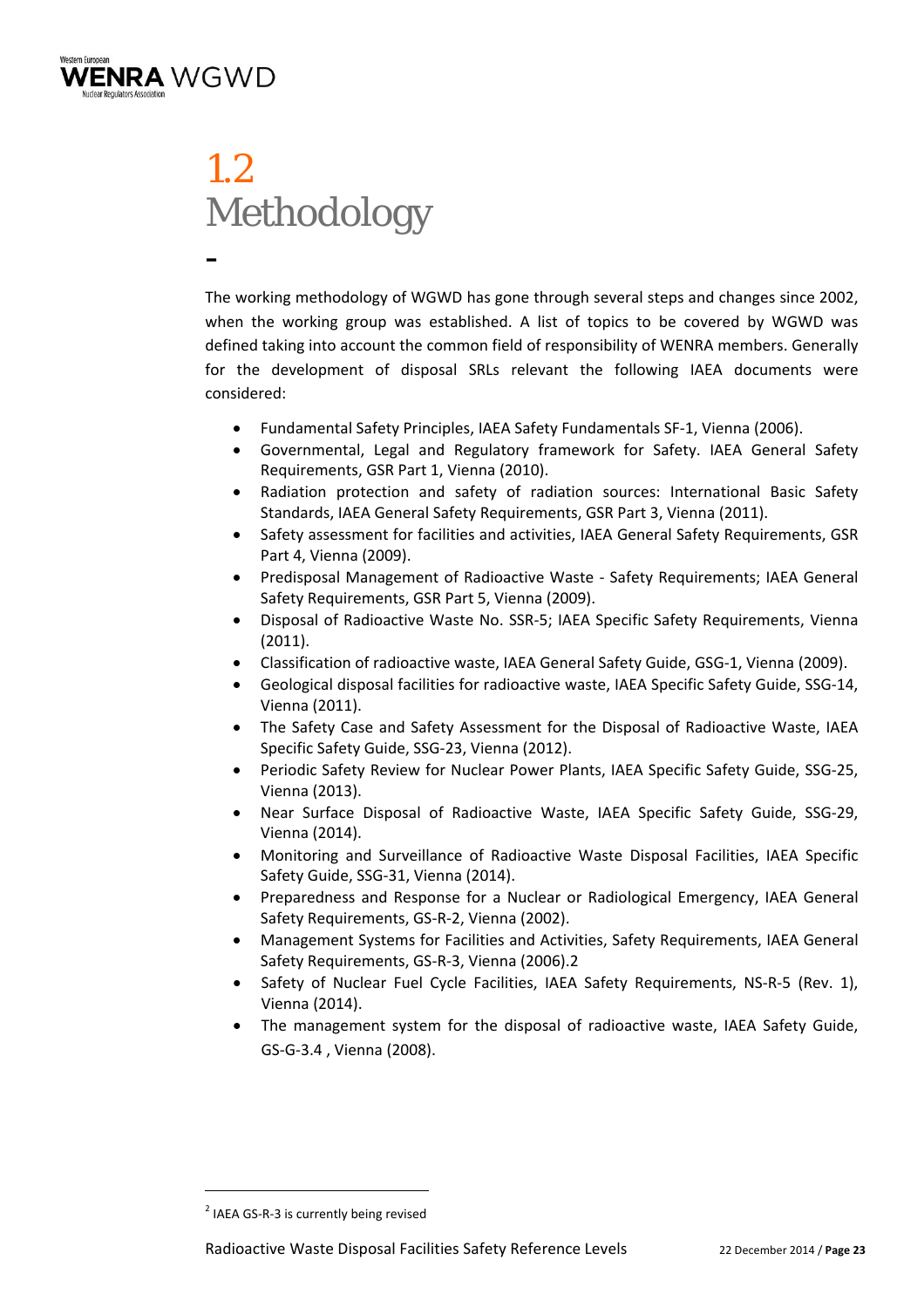## 1.2 Methodology

The working methodology of WGWD has gone through several steps and changes since 2002, when the working group was established. A list of topics to be covered by WGWD was defined taking into account the common field of responsibility of WENRA members. Generally for the development of disposal SRLs relevant the following IAEA documents were considered:

- Fundamental Safety Principles, IAEA Safety Fundamentals SF-1, Vienna (2006).
- Governmental, Legal and Regulatory framework for Safety. IAEA General Safety Requirements, GSR Part 1, Vienna (2010).
- Radiation protection and safety of radiation sources: International Basic Safety Standards, IAEA General Safety Requirements, GSR Part 3, Vienna (2011).
- Safety assessment for facilities and activities, IAEA General Safety Requirements, GSR Part 4, Vienna (2009).
- Predisposal Management of Radioactive Waste - Safety Requirements; IAEA General Safety Requirements, GSR Part 5, Vienna (2009).
- Disposal of Radioactive Waste No. SSR-5; IAEA Specific Safety Requirements, Vienna (2011).
- Classification of radioactive waste, IAEA General Safety Guide, GSG-1, Vienna (2009).
- Geological disposal facilities for radioactive waste, IAEA Specific Safety Guide, SSG-14, Vienna (2011).
- The Safety Case and Safety Assessment for the Disposal of Radioactive Waste, IAEA Specific Safety Guide, SSG-23, Vienna (2012).
- Periodic Safety Review for Nuclear Power Plants, IAEA Specific Safety Guide, SSG-25, Vienna (2013).
- Near Surface Disposal of Radioactive Waste, IAEA Specific Safety Guide, SSG-29, Vienna (2014).
- Monitoring and Surveillance of Radioactive Waste Disposal Facilities, IAEA Specific Safety Guide, SSG-31, Vienna (2014).
- Preparedness and Response for a Nuclear or Radiological Emergency, IAEA General Safety Requirements, GS-R-2, Vienna (2002).
- Management Systems for Facilities and Activities, Safety Requirements, IAEA General Safety Requirements, GS-R-3, Vienna (2006).[2]
- Safety of Nuclear Fuel Cycle Facilities, IAEA Safety Requirements, NS-R-5 (Rev. 1), Vienna (2014).
- The management system for the disposal of radioactive waste, IAEA Safety Guide, GS-G-3.4 , Vienna (2008).

[2] IAEA GS-R-3 is currently being revised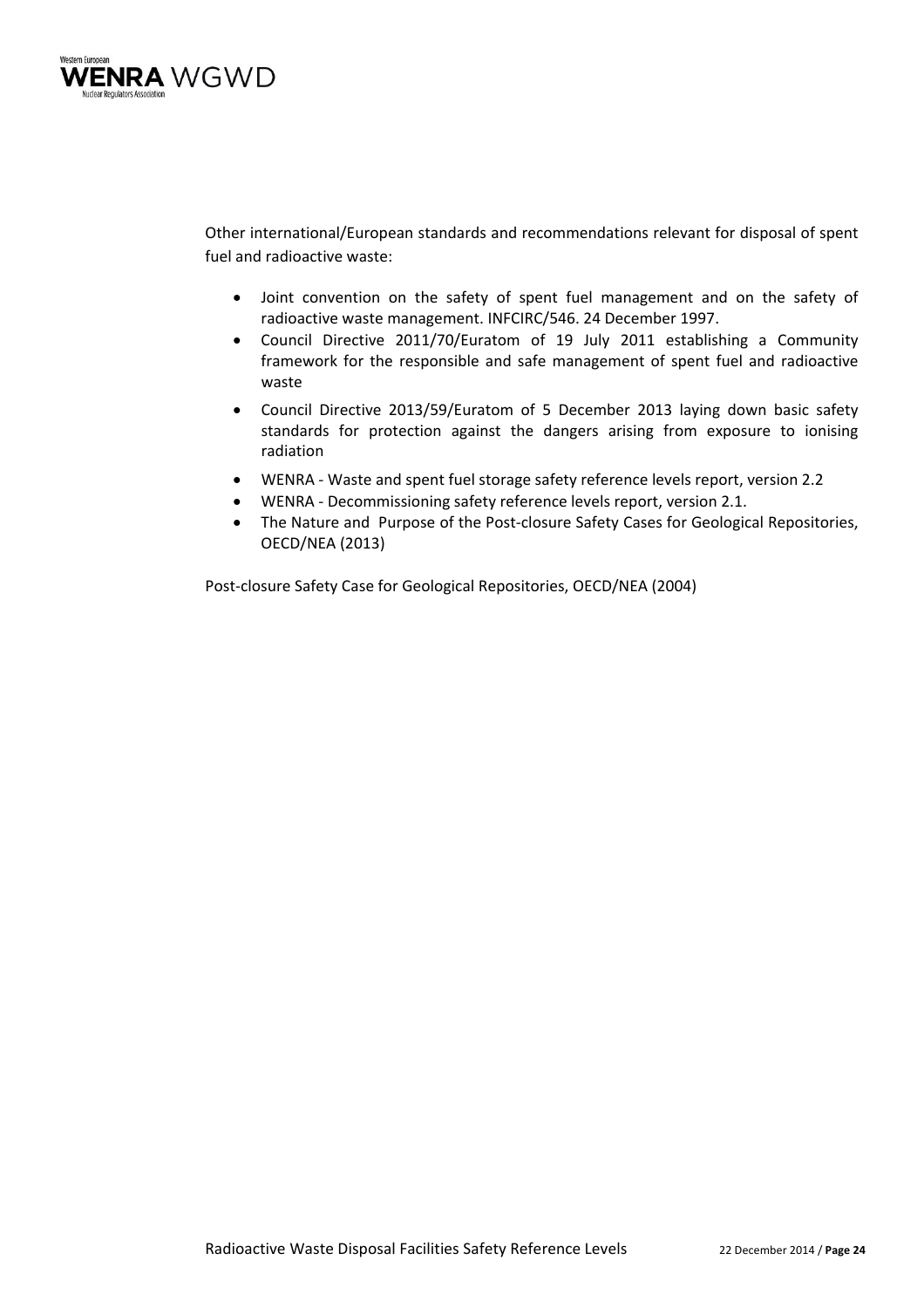Other international/European standards and recommendations relevant for disposal of spent fuel and radioactive waste:

- Joint convention on the safety of spent fuel management and on the safety of radioactive waste management. INFCIRC/546. 24 December 1997.
- Council Directive 2011/70/Euratom of 19 July 2011 establishing a Community framework for the responsible and safe management of spent fuel and radioactive waste
- Council Directive 2013/59/Euratom of 5 December 2013 laying down basic safety standards for protection against the dangers arising from exposure to ionising radiation
- WENRA - Waste and spent fuel storage safety reference levels report, version 2.2
- WENRA - Decommissioning safety reference levels report, version 2.1.
- The Nature and Purpose of the Post-closure Safety Cases for Geological Repositories, OECD/NEA (2013)

Post-closure Safety Case for Geological Repositories, OECD/NEA (2004)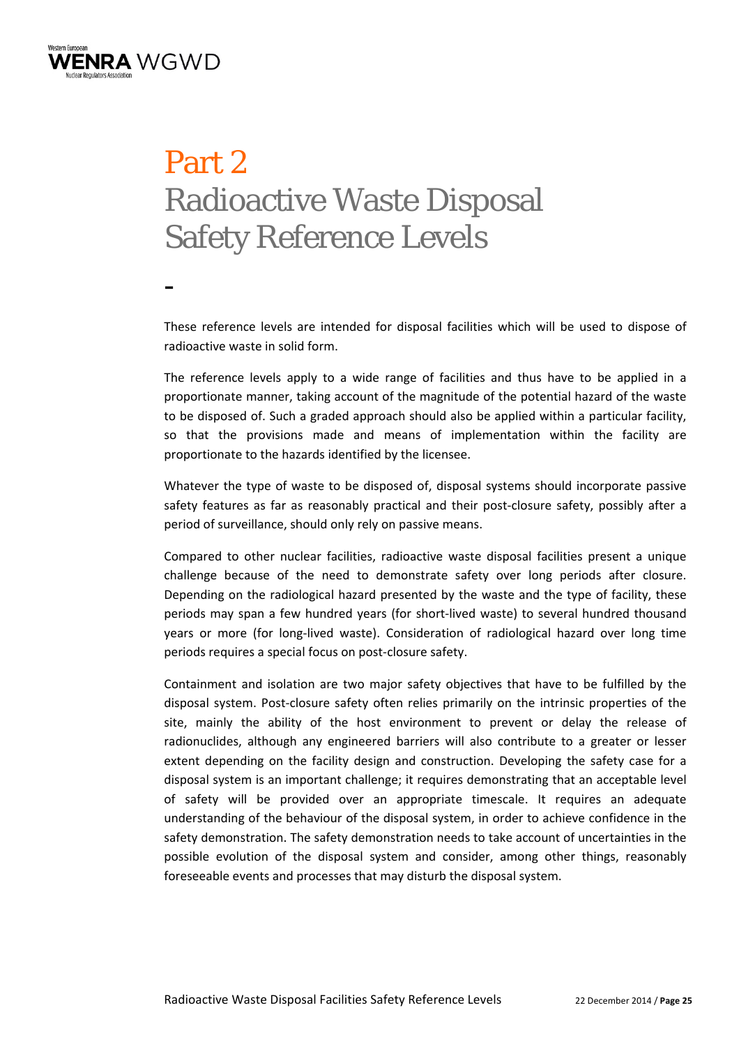# Part 2
# Radioactive Waste Disposal Safety Reference Levels

-

These reference levels are intended for disposal facilities which will be used to dispose of radioactive waste in solid form.

The reference levels apply to a wide range of facilities and thus have to be applied in a proportionate manner, taking account of the magnitude of the potential hazard of the waste to be disposed of. Such a graded approach should also be applied within a particular facility, so that the provisions made and means of implementation within the facility are proportionate to the hazards identified by the licensee.

Whatever the type of waste to be disposed of, disposal systems should incorporate passive safety features as far as reasonably practical and their post-closure safety, possibly after a period of surveillance, should only rely on passive means.

Compared to other nuclear facilities, radioactive waste disposal facilities present a unique challenge because of the need to demonstrate safety over long periods after closure. Depending on the radiological hazard presented by the waste and the type of facility, these periods may span a few hundred years (for short-lived waste) to several hundred thousand years or more (for long-lived waste). Consideration of radiological hazard over long time periods requires a special focus on post-closure safety.

Containment and isolation are two major safety objectives that have to be fulfilled by the disposal system. Post-closure safety often relies primarily on the intrinsic properties of the site, mainly the ability of the host environment to prevent or delay the release of radionuclides, although any engineered barriers will also contribute to a greater or lesser extent depending on the facility design and construction. Developing the safety case for a disposal system is an important challenge; it requires demonstrating that an acceptable level of safety will be provided over an appropriate timescale. It requires an adequate understanding of the behaviour of the disposal system, in order to achieve confidence in the safety demonstration. The safety demonstration needs to take account of uncertainties in the possible evolution of the disposal system and consider, among other things, reasonably foreseeable events and processes that may disturb the disposal system.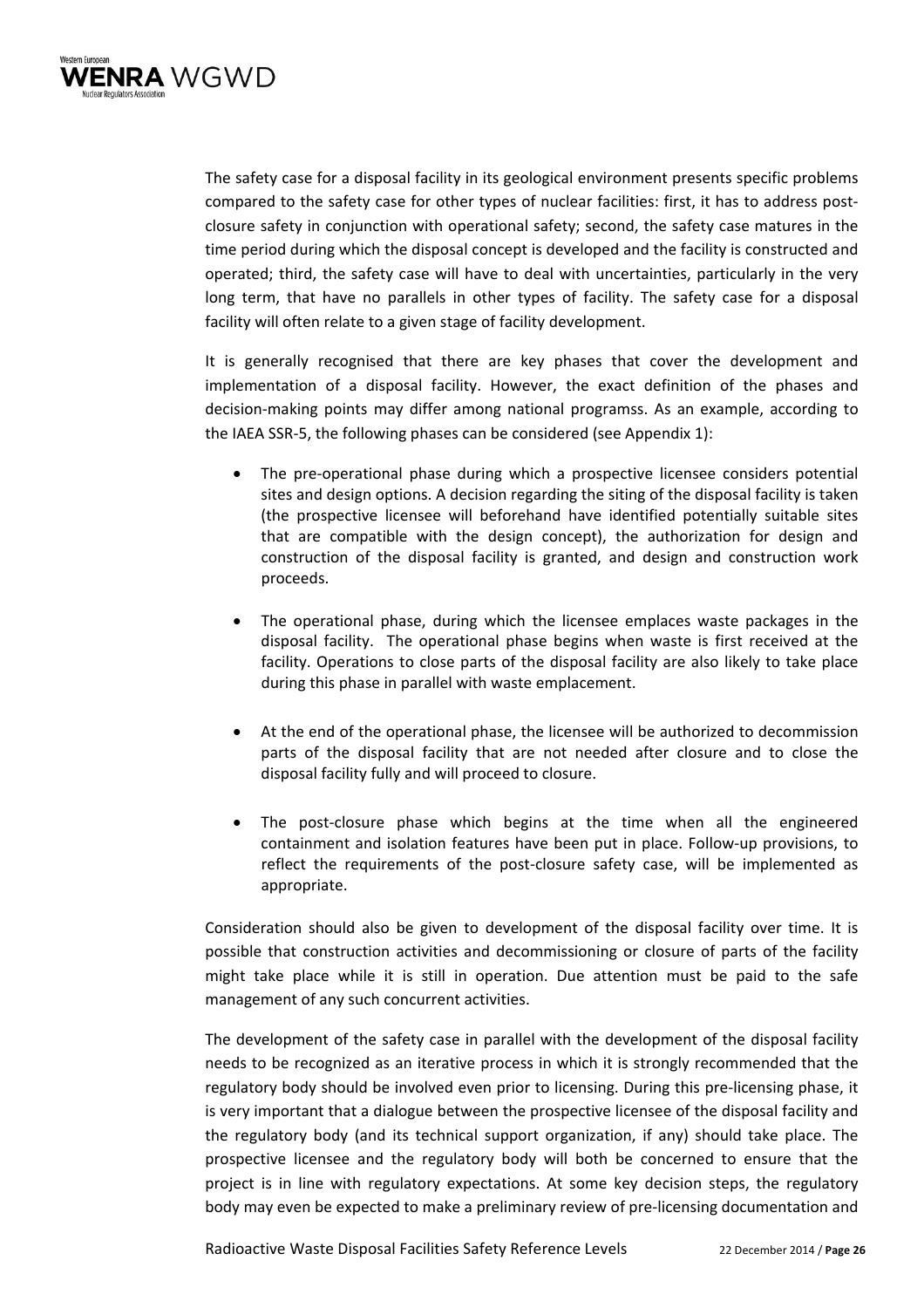The safety case for a disposal facility in its geological environment presents specific problems compared to the safety case for other types of nuclear facilities: first, it has to address post-closure safety in conjunction with operational safety; second, the safety case matures in the time period during which the disposal concept is developed and the facility is constructed and operated; third, the safety case will have to deal with uncertainties, particularly in the very long term, that have no parallels in other types of facility. The safety case for a disposal facility will often relate to a given stage of facility development.

It is generally recognised that there are key phases that cover the development and implementation of a disposal facility. However, the exact definition of the phases and decision-making points may differ among national programss. As an example, according to the IAEA SSR-5, the following phases can be considered (see Appendix 1):

- The pre-operational phase during which a prospective licensee considers potential sites and design options. A decision regarding the siting of the disposal facility is taken (the prospective licensee will beforehand have identified potentially suitable sites that are compatible with the design concept), the authorization for design and construction of the disposal facility is granted, and design and construction work proceeds.

- The operational phase, during which the licensee emplaces waste packages in the disposal facility. The operational phase begins when waste is first received at the facility. Operations to close parts of the disposal facility are also likely to take place during this phase in parallel with waste emplacement.

- At the end of the operational phase, the licensee will be authorized to decommission parts of the disposal facility that are not needed after closure and to close the disposal facility fully and will proceed to closure.

- The post-closure phase which begins at the time when all the engineered containment and isolation features have been put in place. Follow-up provisions, to reflect the requirements of the post-closure safety case, will be implemented as appropriate.

Consideration should also be given to development of the disposal facility over time. It is possible that construction activities and decommissioning or closure of parts of the facility might take place while it is still in operation. Due attention must be paid to the safe management of any such concurrent activities.

The development of the safety case in parallel with the development of the disposal facility needs to be recognized as an iterative process in which it is strongly recommended that the regulatory body should be involved even prior to licensing. During this pre-licensing phase, it is very important that a dialogue between the prospective licensee of the disposal facility and the regulatory body (and its technical support organization, if any) should take place. The prospective licensee and the regulatory body will both be concerned to ensure that the project is in line with regulatory expectations. At some key decision steps, the regulatory body may even be expected to make a preliminary review of pre-licensing documentation and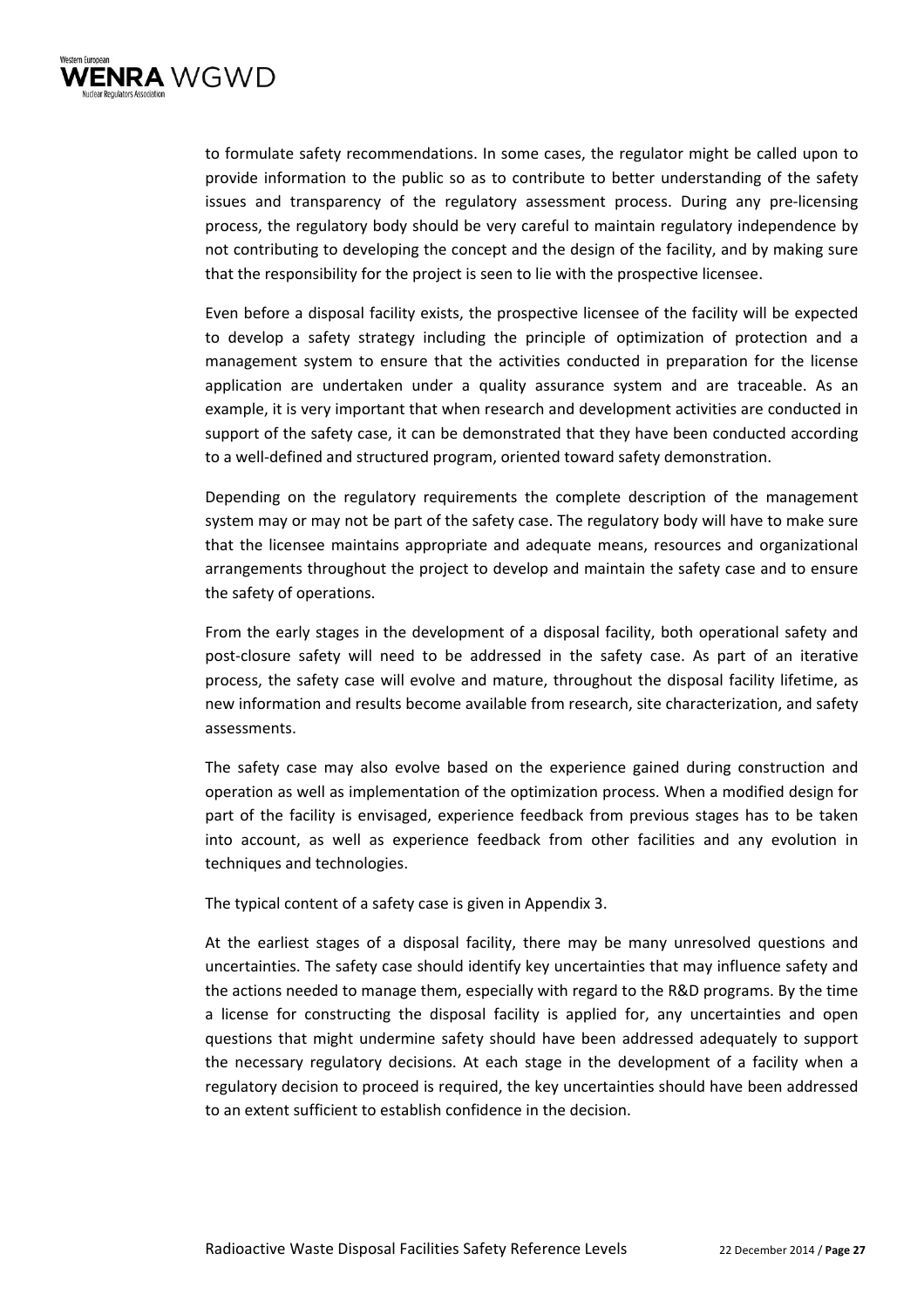to formulate safety recommendations. In some cases, the regulator might be called upon to provide information to the public so as to contribute to better understanding of the safety issues and transparency of the regulatory assessment process. During any pre-licensing process, the regulatory body should be very careful to maintain regulatory independence by not contributing to developing the concept and the design of the facility, and by making sure that the responsibility for the project is seen to lie with the prospective licensee.

Even before a disposal facility exists, the prospective licensee of the facility will be expected to develop a safety strategy including the principle of optimization of protection and a management system to ensure that the activities conducted in preparation for the license application are undertaken under a quality assurance system and are traceable. As an example, it is very important that when research and development activities are conducted in support of the safety case, it can be demonstrated that they have been conducted according to a well-defined and structured program, oriented toward safety demonstration.

Depending on the regulatory requirements the complete description of the management system may or may not be part of the safety case. The regulatory body will have to make sure that the licensee maintains appropriate and adequate means, resources and organizational arrangements throughout the project to develop and maintain the safety case and to ensure the safety of operations.

From the early stages in the development of a disposal facility, both operational safety and post-closure safety will need to be addressed in the safety case. As part of an iterative process, the safety case will evolve and mature, throughout the disposal facility lifetime, as new information and results become available from research, site characterization, and safety assessments.

The safety case may also evolve based on the experience gained during construction and operation as well as implementation of the optimization process. When a modified design for part of the facility is envisaged, experience feedback from previous stages has to be taken into account, as well as experience feedback from other facilities and any evolution in techniques and technologies.

The typical content of a safety case is given in Appendix 3.

At the earliest stages of a disposal facility, there may be many unresolved questions and uncertainties. The safety case should identify key uncertainties that may influence safety and the actions needed to manage them, especially with regard to the R&D programs. By the time a license for constructing the disposal facility is applied for, any uncertainties and open questions that might undermine safety should have been addressed adequately to support the necessary regulatory decisions. At each stage in the development of a facility when a regulatory decision to proceed is required, the key uncertainties should have been addressed to an extent sufficient to establish confidence in the decision.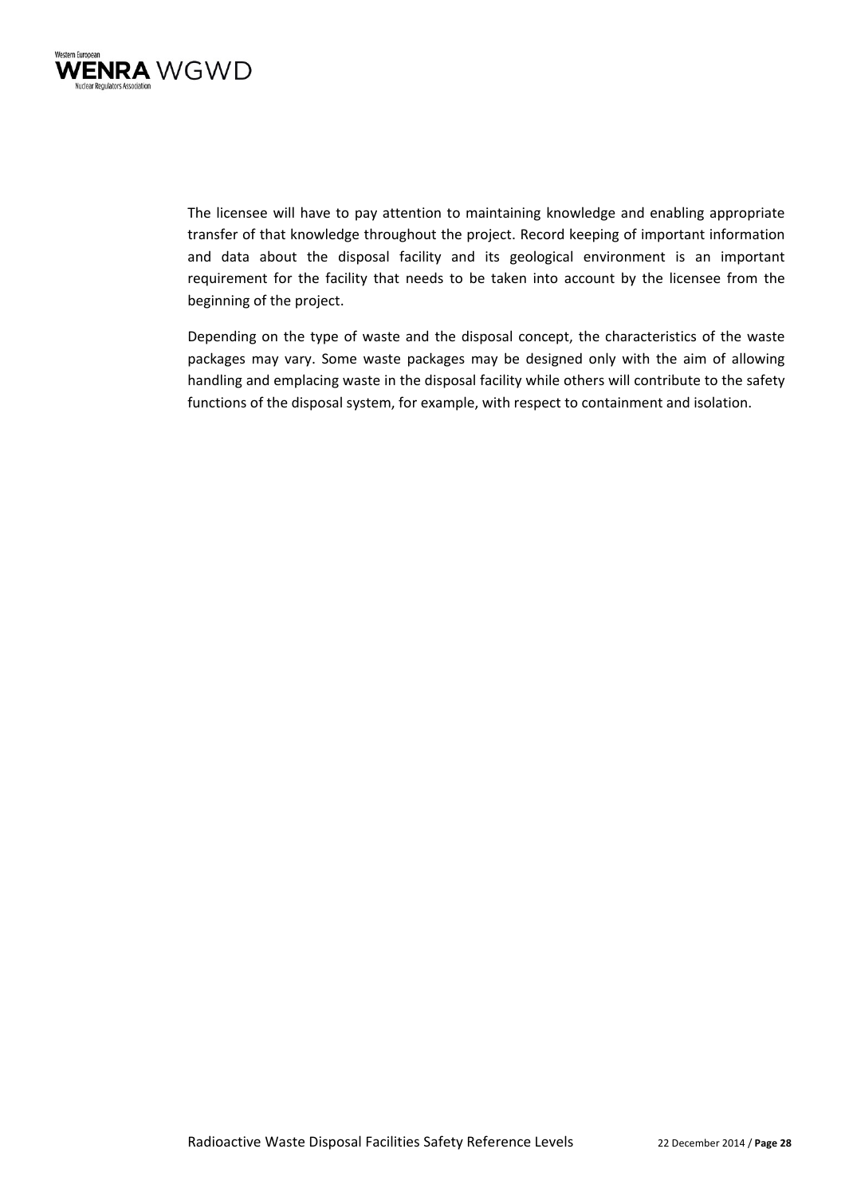The licensee will have to pay attention to maintaining knowledge and enabling appropriate transfer of that knowledge throughout the project. Record keeping of important information and data about the disposal facility and its geological environment is an important requirement for the facility that needs to be taken into account by the licensee from the beginning of the project.

Depending on the type of waste and the disposal concept, the characteristics of the waste packages may vary. Some waste packages may be designed only with the aim of allowing handling and emplacing waste in the disposal facility while others will contribute to the safety functions of the disposal system, for example, with respect to containment and isolation.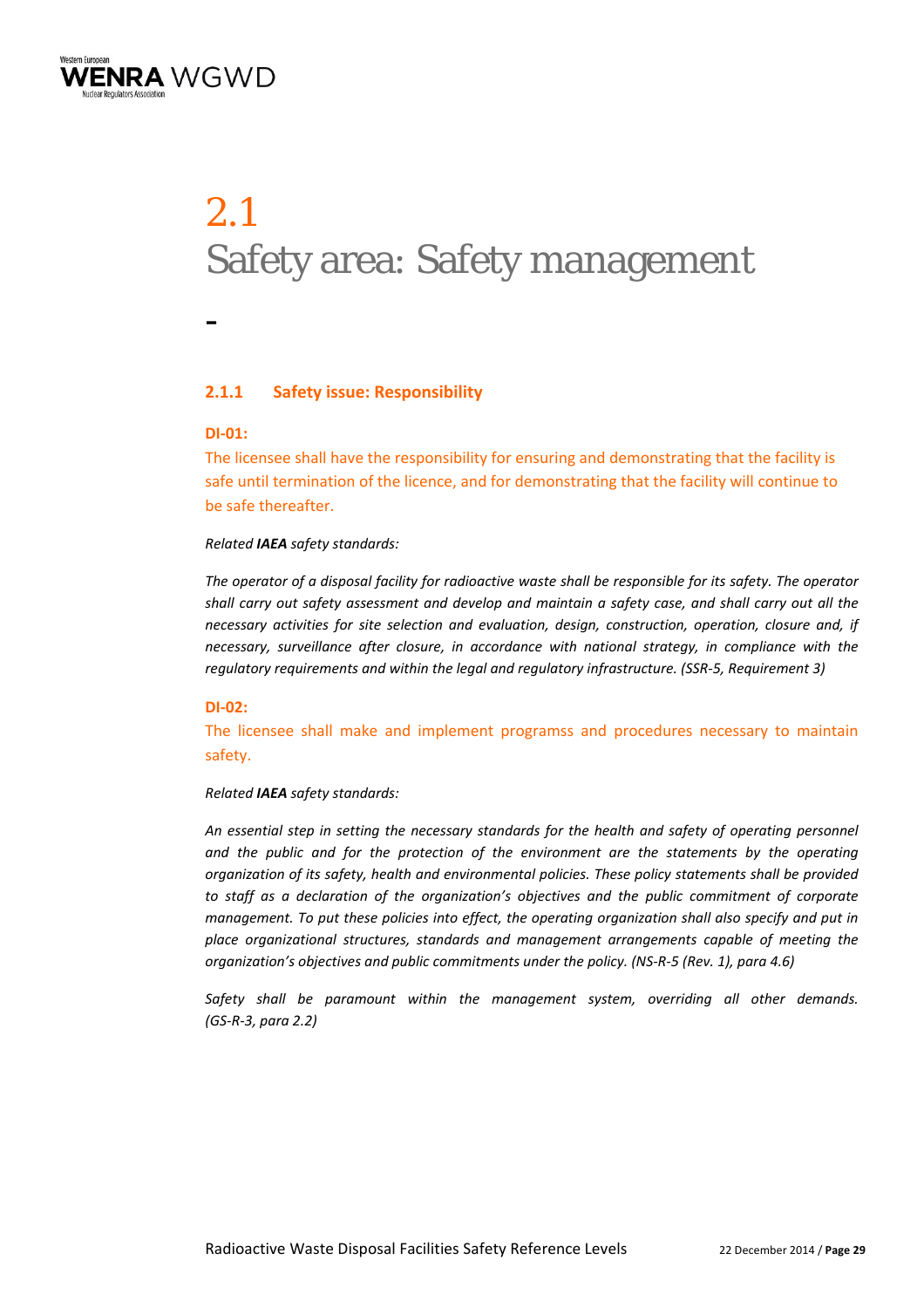# 2.1 Safety area: Safety management

-

### 2.1.1 Safety issue: Responsibility

**DI-01:**

The licensee shall have the responsibility for ensuring and demonstrating that the facility is safe until termination of the licence, and for demonstrating that the facility will continue to be safe thereafter.

*Related **IAEA** safety standards:*

*The operator of a disposal facility for radioactive waste shall be responsible for its safety. The operator shall carry out safety assessment and develop and maintain a safety case, and shall carry out all the necessary activities for site selection and evaluation, design, construction, operation, closure and, if necessary, surveillance after closure, in accordance with national strategy, in compliance with the regulatory requirements and within the legal and regulatory infrastructure. (SSR-5, Requirement 3)*

**DI-02:**

The licensee shall make and implement programss and procedures necessary to maintain safety.

*Related **IAEA** safety standards:*

*An essential step in setting the necessary standards for the health and safety of operating personnel and the public and for the protection of the environment are the statements by the operating organization of its safety, health and environmental policies. These policy statements shall be provided to staff as a declaration of the organization's objectives and the public commitment of corporate management. To put these policies into effect, the operating organization shall also specify and put in place organizational structures, standards and management arrangements capable of meeting the organization's objectives and public commitments under the policy. (NS-R-5 (Rev. 1), para 4.6)*

*Safety shall be paramount within the management system, overriding all other demands. (GS-R-3, para 2.2)*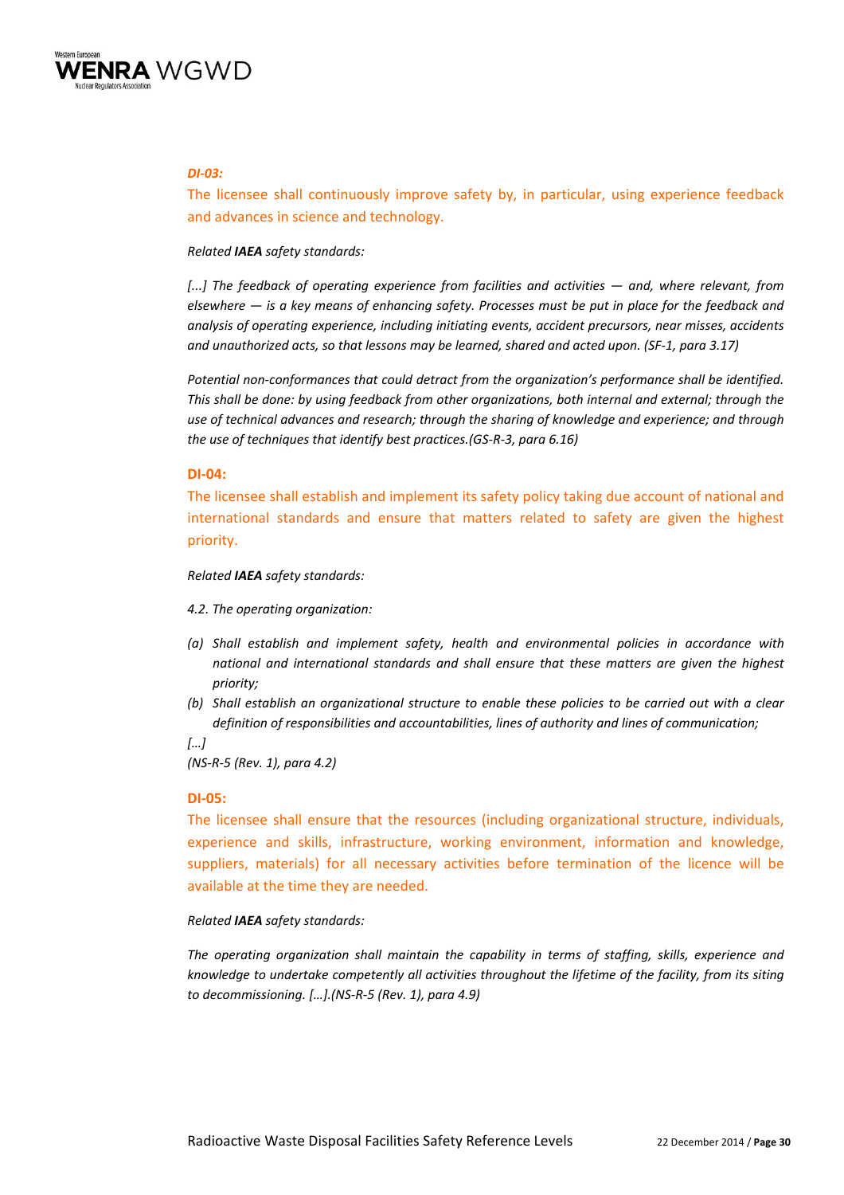***DI-03:***

The licensee shall continuously improve safety by, in particular, using experience feedback and advances in science and technology.

*Related **IAEA** safety standards:*

*[...] The feedback of operating experience from facilities and activities — and, where relevant, from elsewhere — is a key means of enhancing safety. Processes must be put in place for the feedback and analysis of operating experience, including initiating events, accident precursors, near misses, accidents and unauthorized acts, so that lessons may be learned, shared and acted upon. (SF-1, para 3.17)*

*Potential non-conformances that could detract from the organization's performance shall be identified. This shall be done: by using feedback from other organizations, both internal and external; through the use of technical advances and research; through the sharing of knowledge and experience; and through the use of techniques that identify best practices.(GS-R-3, para 6.16)*

**DI-04:**

The licensee shall establish and implement its safety policy taking due account of national and international standards and ensure that matters related to safety are given the highest priority.

*Related **IAEA** safety standards:*

*4.2. The operating organization:*

- *(a) Shall establish and implement safety, health and environmental policies in accordance with national and international standards and shall ensure that these matters are given the highest priority;*
- *(b) Shall establish an organizational structure to enable these policies to be carried out with a clear definition of responsibilities and accountabilities, lines of authority and lines of communication;*

*[…]*

*(NS-R-5 (Rev. 1), para 4.2)*

**DI-05:**

The licensee shall ensure that the resources (including organizational structure, individuals, experience and skills, infrastructure, working environment, information and knowledge, suppliers, materials) for all necessary activities before termination of the licence will be available at the time they are needed.

*Related **IAEA** safety standards:*

*The operating organization shall maintain the capability in terms of staffing, skills, experience and knowledge to undertake competently all activities throughout the lifetime of the facility, from its siting to decommissioning. […].(NS-R-5 (Rev. 1), para 4.9)*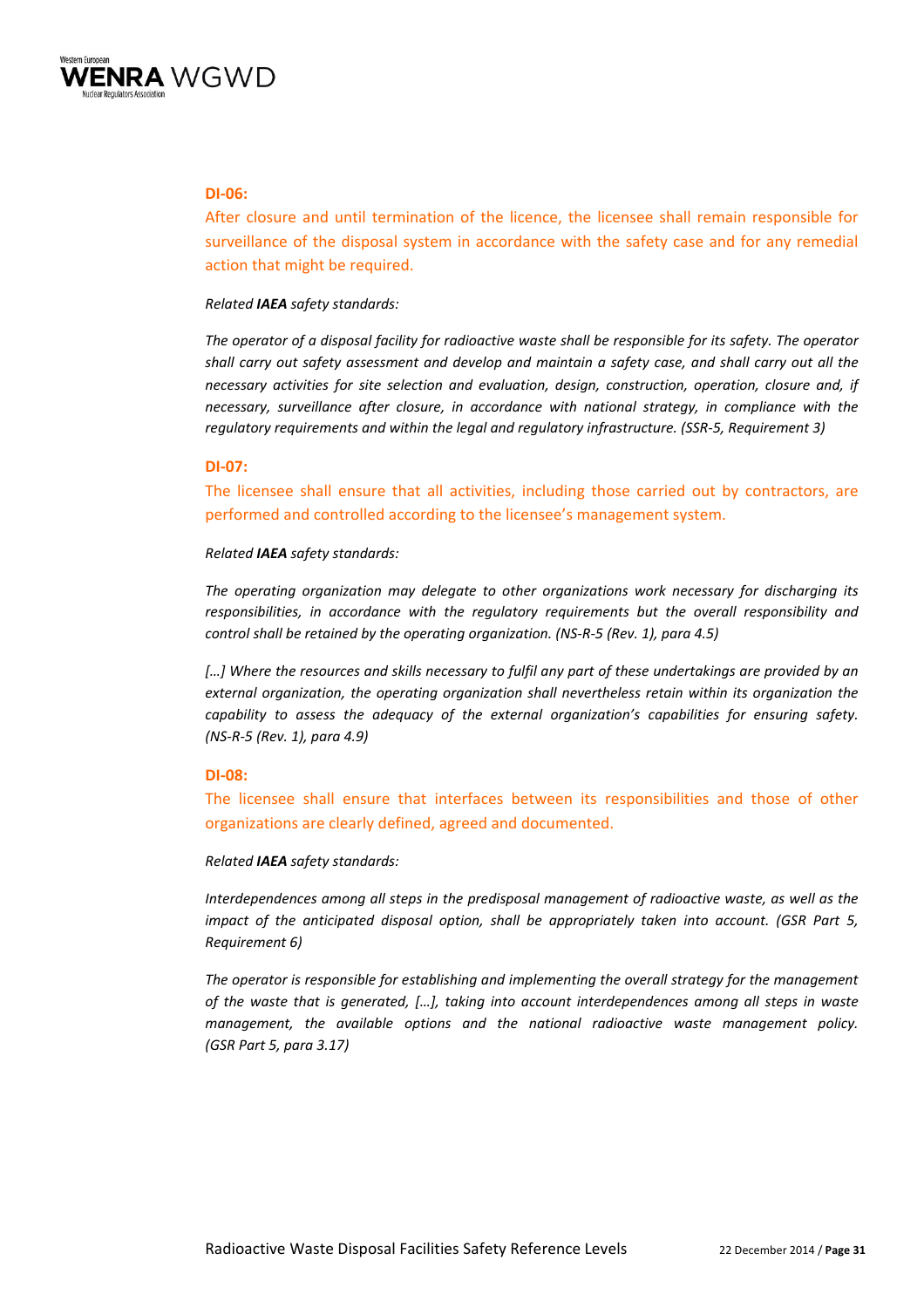**DI-06:**

After closure and until termination of the licence, the licensee shall remain responsible for surveillance of the disposal system in accordance with the safety case and for any remedial action that might be required.

*Related **IAEA** safety standards:*

*The operator of a disposal facility for radioactive waste shall be responsible for its safety. The operator shall carry out safety assessment and develop and maintain a safety case, and shall carry out all the necessary activities for site selection and evaluation, design, construction, operation, closure and, if necessary, surveillance after closure, in accordance with national strategy, in compliance with the regulatory requirements and within the legal and regulatory infrastructure. (SSR-5, Requirement 3)*

**DI-07:**

The licensee shall ensure that all activities, including those carried out by contractors, are performed and controlled according to the licensee's management system.

*Related **IAEA** safety standards:*

*The operating organization may delegate to other organizations work necessary for discharging its responsibilities, in accordance with the regulatory requirements but the overall responsibility and control shall be retained by the operating organization. (NS-R-5 (Rev. 1), para 4.5)*

*[…] Where the resources and skills necessary to fulfil any part of these undertakings are provided by an external organization, the operating organization shall nevertheless retain within its organization the capability to assess the adequacy of the external organization's capabilities for ensuring safety. (NS-R-5 (Rev. 1), para 4.9)*

**DI-08:**

The licensee shall ensure that interfaces between its responsibilities and those of other organizations are clearly defined, agreed and documented.

*Related **IAEA** safety standards:*

*Interdependences among all steps in the predisposal management of radioactive waste, as well as the impact of the anticipated disposal option, shall be appropriately taken into account. (GSR Part 5, Requirement 6)*

*The operator is responsible for establishing and implementing the overall strategy for the management of the waste that is generated, […], taking into account interdependences among all steps in waste management, the available options and the national radioactive waste management policy. (GSR Part 5, para 3.17)*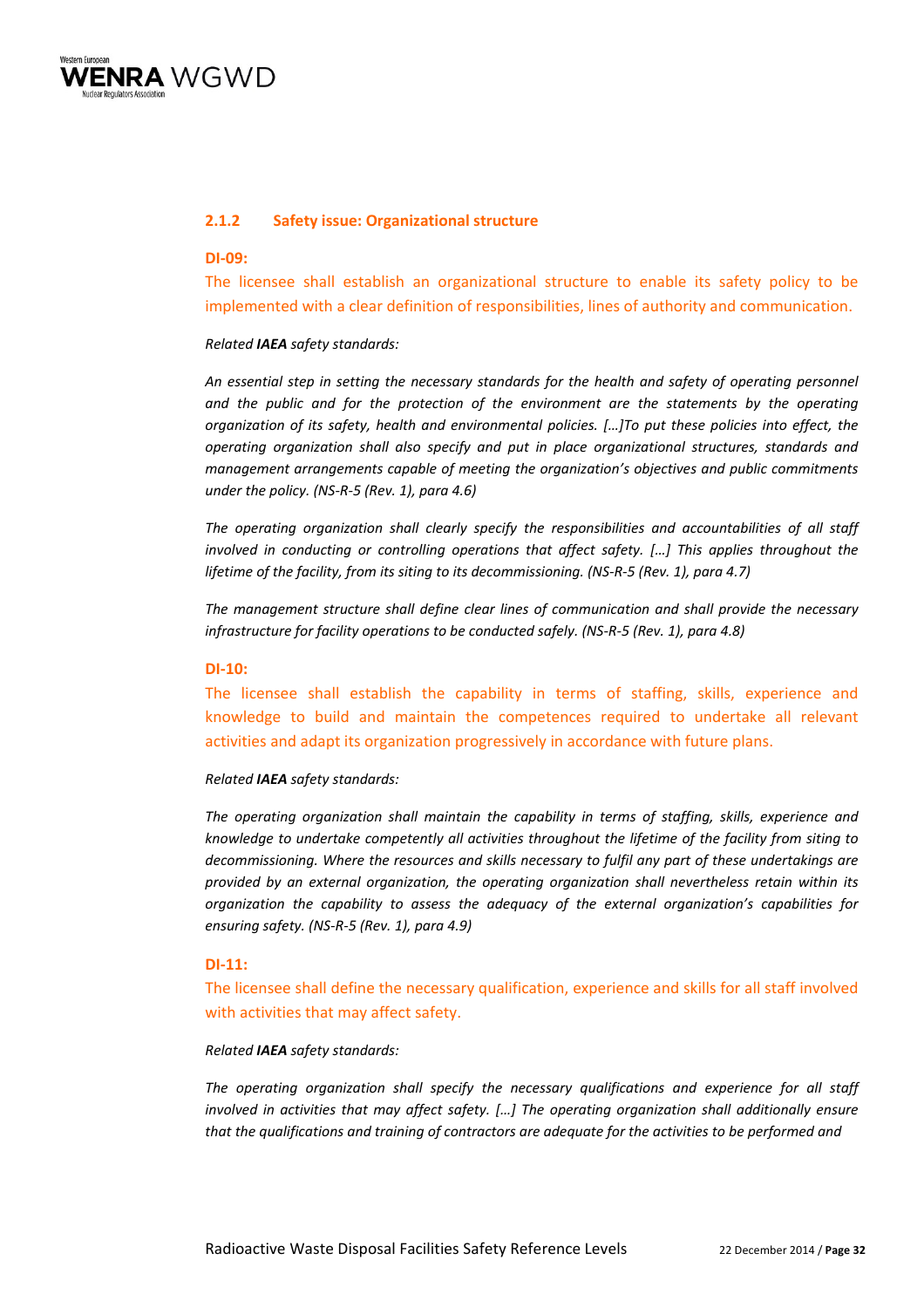### 2.1.2 Safety issue: Organizational structure

**DI-09:**

The licensee shall establish an organizational structure to enable its safety policy to be implemented with a clear definition of responsibilities, lines of authority and communication.

*Related **IAEA** safety standards:*

*An essential step in setting the necessary standards for the health and safety of operating personnel and the public and for the protection of the environment are the statements by the operating organization of its safety, health and environmental policies. […]To put these policies into effect, the operating organization shall also specify and put in place organizational structures, standards and management arrangements capable of meeting the organization's objectives and public commitments under the policy. (NS-R-5 (Rev. 1), para 4.6)*

*The operating organization shall clearly specify the responsibilities and accountabilities of all staff involved in conducting or controlling operations that affect safety. […] This applies throughout the lifetime of the facility, from its siting to its decommissioning. (NS-R-5 (Rev. 1), para 4.7)*

*The management structure shall define clear lines of communication and shall provide the necessary infrastructure for facility operations to be conducted safely. (NS-R-5 (Rev. 1), para 4.8)*

**DI-10:**

The licensee shall establish the capability in terms of staffing, skills, experience and knowledge to build and maintain the competences required to undertake all relevant activities and adapt its organization progressively in accordance with future plans.

*Related **IAEA** safety standards:*

*The operating organization shall maintain the capability in terms of staffing, skills, experience and knowledge to undertake competently all activities throughout the lifetime of the facility from siting to decommissioning. Where the resources and skills necessary to fulfil any part of these undertakings are provided by an external organization, the operating organization shall nevertheless retain within its organization the capability to assess the adequacy of the external organization's capabilities for ensuring safety. (NS-R-5 (Rev. 1), para 4.9)*

**DI-11:**

The licensee shall define the necessary qualification, experience and skills for all staff involved with activities that may affect safety.

*Related **IAEA** safety standards:*

*The operating organization shall specify the necessary qualifications and experience for all staff involved in activities that may affect safety. […] The operating organization shall additionally ensure that the qualifications and training of contractors are adequate for the activities to be performed and*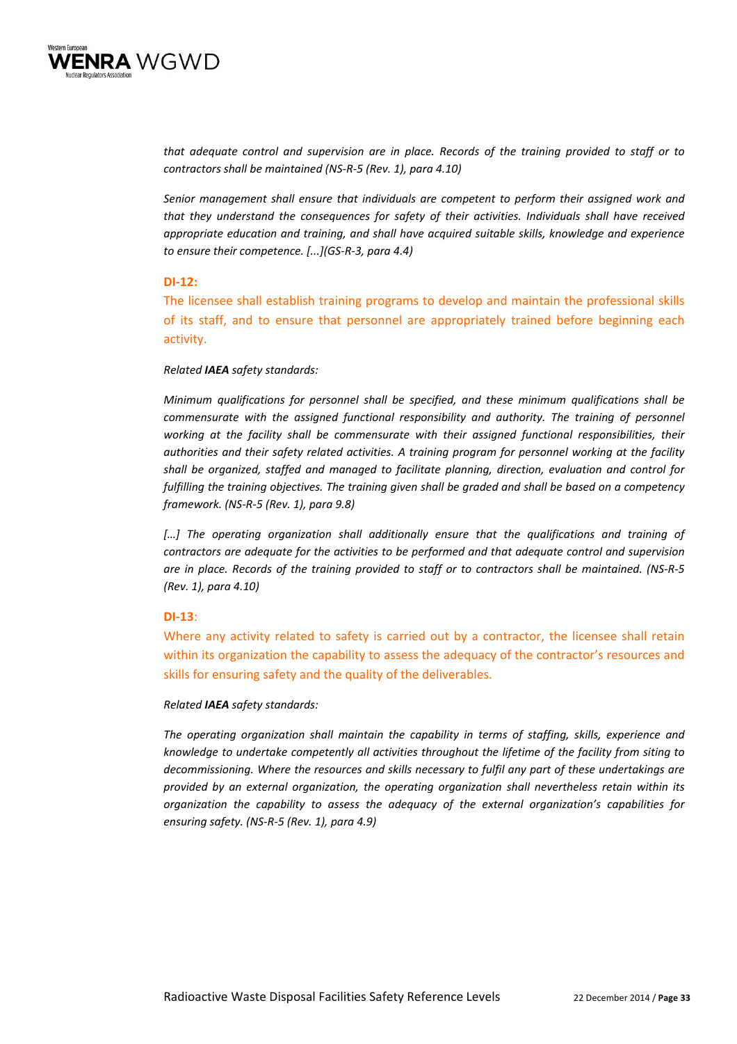*that adequate control and supervision are in place. Records of the training provided to staff or to contractors shall be maintained (NS-R-5 (Rev. 1), para 4.10)*

*Senior management shall ensure that individuals are competent to perform their assigned work and that they understand the consequences for safety of their activities. Individuals shall have received appropriate education and training, and shall have acquired suitable skills, knowledge and experience to ensure their competence. [...](GS-R-3, para 4.4)*

**DI-12:**

The licensee shall establish training programs to develop and maintain the professional skills of its staff, and to ensure that personnel are appropriately trained before beginning each activity.

*Related **IAEA** safety standards:*

*Minimum qualifications for personnel shall be specified, and these minimum qualifications shall be commensurate with the assigned functional responsibility and authority. The training of personnel working at the facility shall be commensurate with their assigned functional responsibilities, their authorities and their safety related activities. A training program for personnel working at the facility shall be organized, staffed and managed to facilitate planning, direction, evaluation and control for fulfilling the training objectives. The training given shall be graded and shall be based on a competency framework. (NS-R-5 (Rev. 1), para 9.8)*

*[…] The operating organization shall additionally ensure that the qualifications and training of contractors are adequate for the activities to be performed and that adequate control and supervision are in place. Records of the training provided to staff or to contractors shall be maintained. (NS-R-5 (Rev. 1), para 4.10)*

**DI-13**:

Where any activity related to safety is carried out by a contractor, the licensee shall retain within its organization the capability to assess the adequacy of the contractor's resources and skills for ensuring safety and the quality of the deliverables.

*Related **IAEA** safety standards:*

*The operating organization shall maintain the capability in terms of staffing, skills, experience and knowledge to undertake competently all activities throughout the lifetime of the facility from siting to decommissioning. Where the resources and skills necessary to fulfil any part of these undertakings are provided by an external organization, the operating organization shall nevertheless retain within its organization the capability to assess the adequacy of the external organization's capabilities for ensuring safety. (NS-R-5 (Rev. 1), para 4.9)*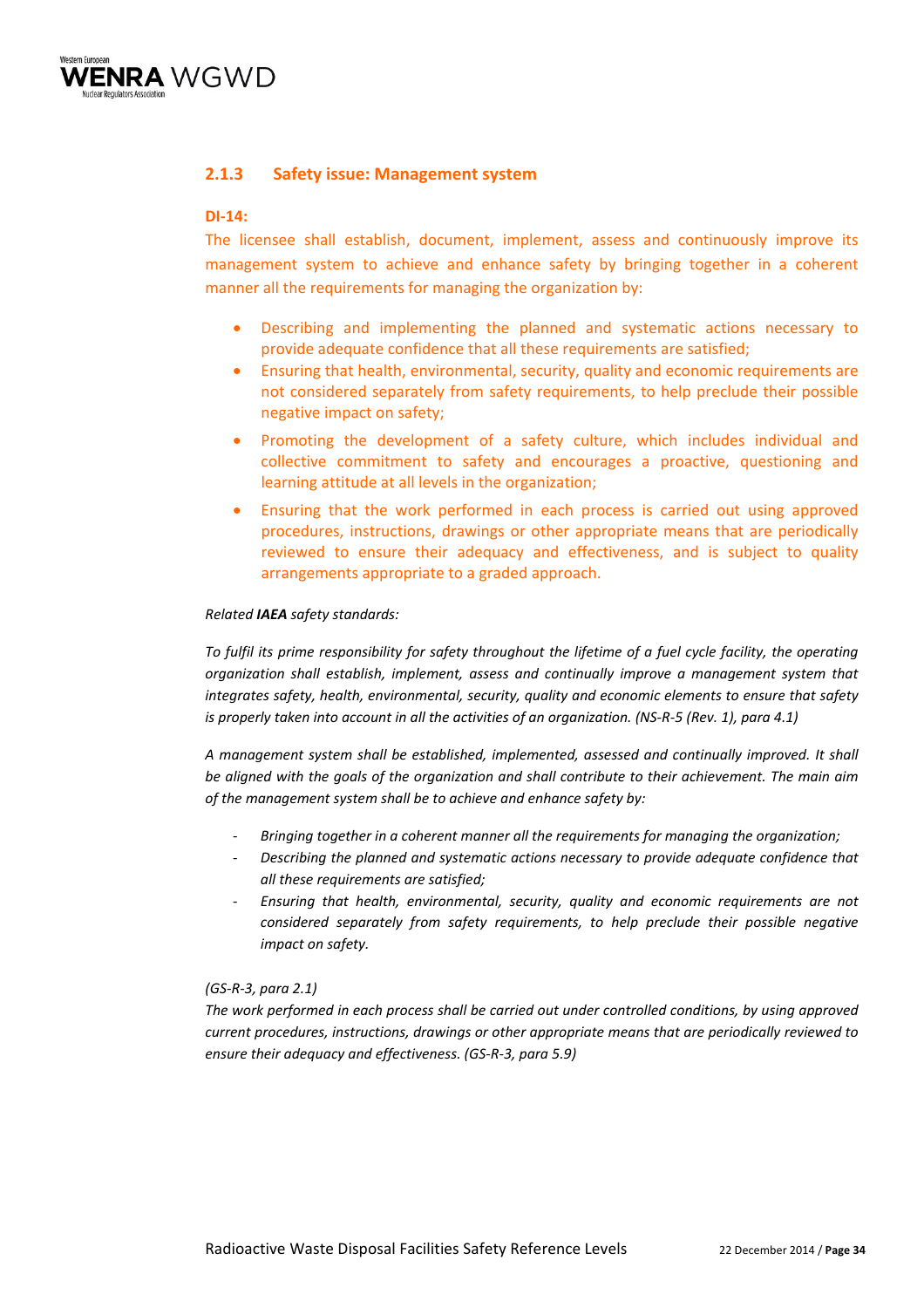### 2.1.3 Safety issue: Management system

**DI-14:**

The licensee shall establish, document, implement, assess and continuously improve its management system to achieve and enhance safety by bringing together in a coherent manner all the requirements for managing the organization by:

- Describing and implementing the planned and systematic actions necessary to provide adequate confidence that all these requirements are satisfied;
- Ensuring that health, environmental, security, quality and economic requirements are not considered separately from safety requirements, to help preclude their possible negative impact on safety;
- Promoting the development of a safety culture, which includes individual and collective commitment to safety and encourages a proactive, questioning and learning attitude at all levels in the organization;
- Ensuring that the work performed in each process is carried out using approved procedures, instructions, drawings or other appropriate means that are periodically reviewed to ensure their adequacy and effectiveness, and is subject to quality arrangements appropriate to a graded approach.

*Related **IAEA** safety standards:*

*To fulfil its prime responsibility for safety throughout the lifetime of a fuel cycle facility, the operating organization shall establish, implement, assess and continually improve a management system that integrates safety, health, environmental, security, quality and economic elements to ensure that safety is properly taken into account in all the activities of an organization. (NS-R-5 (Rev. 1), para 4.1)*

*A management system shall be established, implemented, assessed and continually improved. It shall be aligned with the goals of the organization and shall contribute to their achievement. The main aim of the management system shall be to achieve and enhance safety by:*

- *Bringing together in a coherent manner all the requirements for managing the organization;*
- *Describing the planned and systematic actions necessary to provide adequate confidence that all these requirements are satisfied;*
- *Ensuring that health, environmental, security, quality and economic requirements are not considered separately from safety requirements, to help preclude their possible negative impact on safety.*

*(GS-R-3, para 2.1)*

*The work performed in each process shall be carried out under controlled conditions, by using approved current procedures, instructions, drawings or other appropriate means that are periodically reviewed to ensure their adequacy and effectiveness. (GS-R-3, para 5.9)*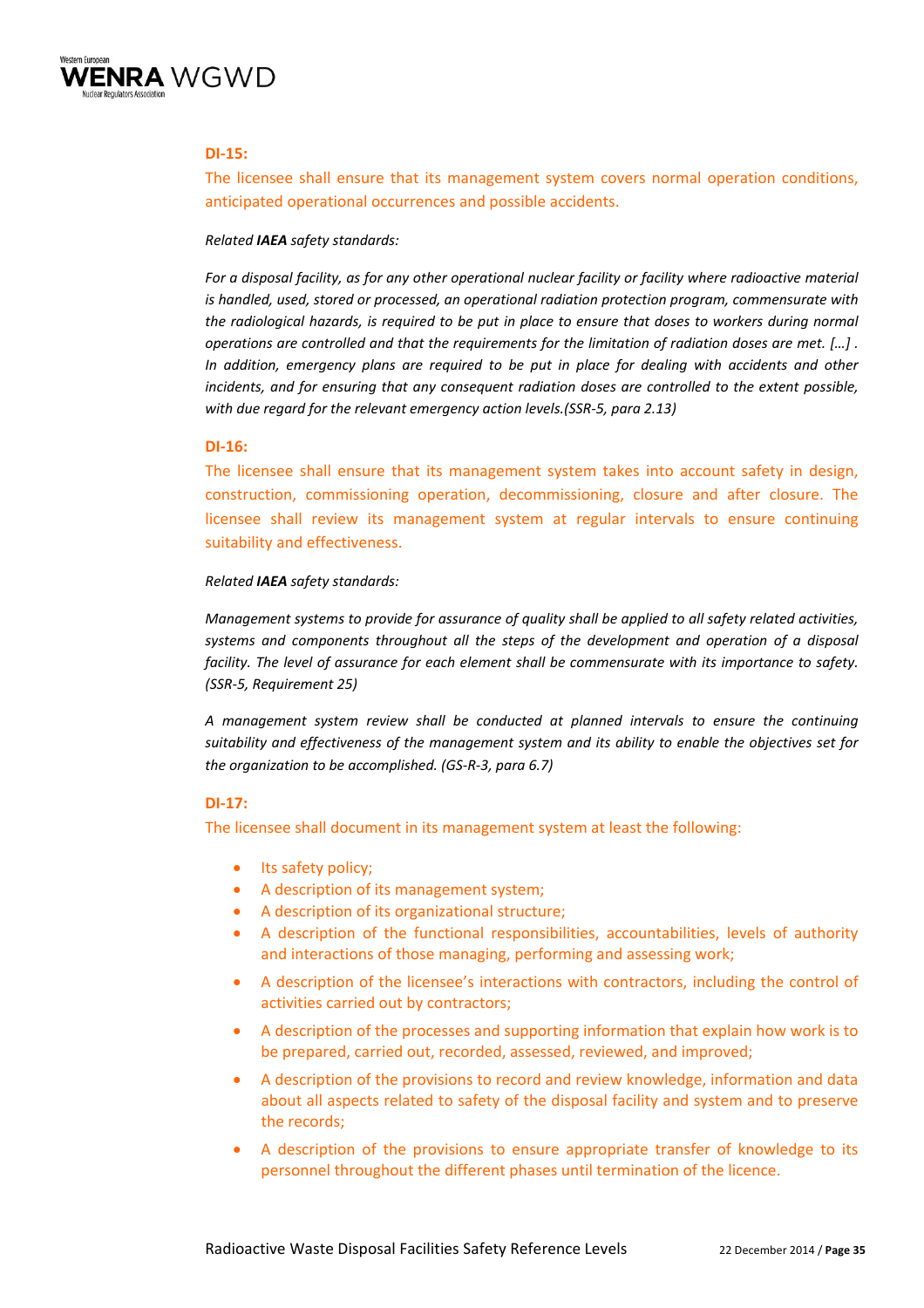**DI-15:**

The licensee shall ensure that its management system covers normal operation conditions, anticipated operational occurrences and possible accidents.

*Related **IAEA** safety standards:*

*For a disposal facility, as for any other operational nuclear facility or facility where radioactive material is handled, used, stored or processed, an operational radiation protection program, commensurate with the radiological hazards, is required to be put in place to ensure that doses to workers during normal operations are controlled and that the requirements for the limitation of radiation doses are met. […] . In addition, emergency plans are required to be put in place for dealing with accidents and other incidents, and for ensuring that any consequent radiation doses are controlled to the extent possible, with due regard for the relevant emergency action levels.(SSR-5, para 2.13)*

**DI-16:**

The licensee shall ensure that its management system takes into account safety in design, construction, commissioning operation, decommissioning, closure and after closure. The licensee shall review its management system at regular intervals to ensure continuing suitability and effectiveness.

*Related **IAEA** safety standards:*

*Management systems to provide for assurance of quality shall be applied to all safety related activities, systems and components throughout all the steps of the development and operation of a disposal facility. The level of assurance for each element shall be commensurate with its importance to safety. (SSR-5, Requirement 25)*

*A management system review shall be conducted at planned intervals to ensure the continuing suitability and effectiveness of the management system and its ability to enable the objectives set for the organization to be accomplished. (GS-R-3, para 6.7)*

**DI-17:**

The licensee shall document in its management system at least the following:

- Its safety policy;
- A description of its management system;
- A description of its organizational structure;
- A description of the functional responsibilities, accountabilities, levels of authority and interactions of those managing, performing and assessing work;
- A description of the licensee's interactions with contractors, including the control of activities carried out by contractors;
- A description of the processes and supporting information that explain how work is to be prepared, carried out, recorded, assessed, reviewed, and improved;
- A description of the provisions to record and review knowledge, information and data about all aspects related to safety of the disposal facility and system and to preserve the records;
- A description of the provisions to ensure appropriate transfer of knowledge to its personnel throughout the different phases until termination of the licence.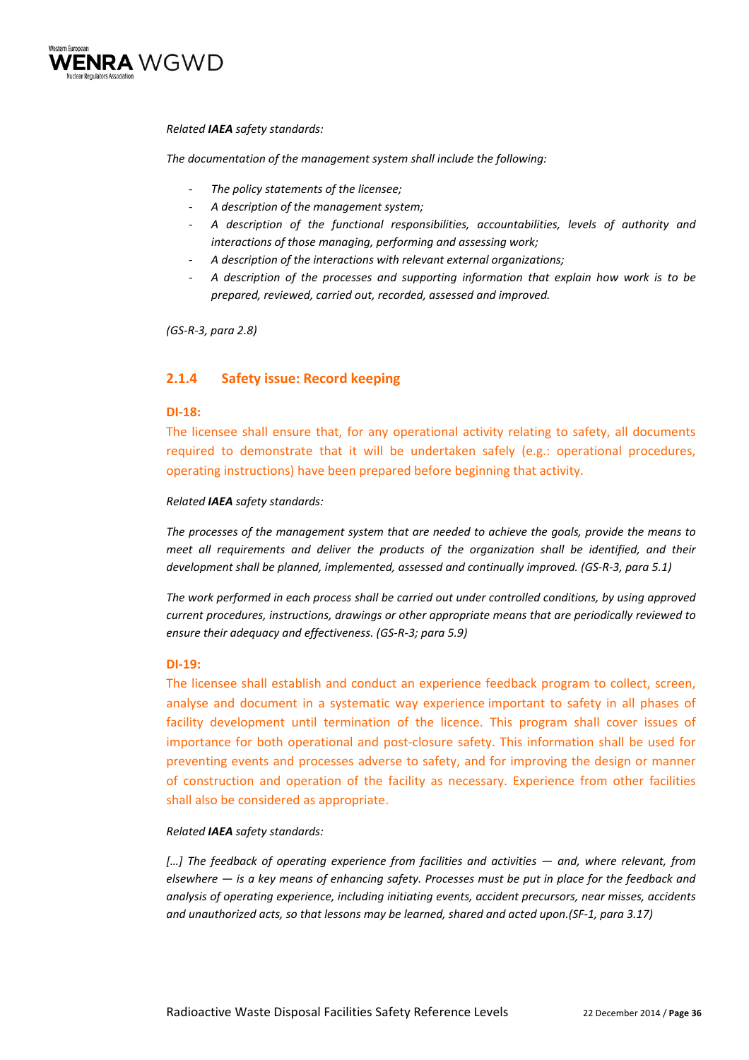*Related **IAEA** safety standards:*

*The documentation of the management system shall include the following:*

- *The policy statements of the licensee;*
- *A description of the management system;*
- *A description of the functional responsibilities, accountabilities, levels of authority and interactions of those managing, performing and assessing work;*
- *A description of the interactions with relevant external organizations;*
- *A description of the processes and supporting information that explain how work is to be prepared, reviewed, carried out, recorded, assessed and improved.*

*(GS-R-3, para 2.8)*

### 2.1.4 Safety issue: Record keeping

**DI-18:**

The licensee shall ensure that, for any operational activity relating to safety, all documents required to demonstrate that it will be undertaken safely (e.g.: operational procedures, operating instructions) have been prepared before beginning that activity.

*Related **IAEA** safety standards:*

*The processes of the management system that are needed to achieve the goals, provide the means to meet all requirements and deliver the products of the organization shall be identified, and their development shall be planned, implemented, assessed and continually improved. (GS-R-3, para 5.1)*

*The work performed in each process shall be carried out under controlled conditions, by using approved current procedures, instructions, drawings or other appropriate means that are periodically reviewed to ensure their adequacy and effectiveness. (GS-R-3; para 5.9)*

**DI-19:**

The licensee shall establish and conduct an experience feedback program to collect, screen, analyse and document in a systematic way experience important to safety in all phases of facility development until termination of the licence. This program shall cover issues of importance for both operational and post-closure safety. This information shall be used for preventing events and processes adverse to safety, and for improving the design or manner of construction and operation of the facility as necessary. Experience from other facilities shall also be considered as appropriate.

*Related **IAEA** safety standards:*

*[…] The feedback of operating experience from facilities and activities — and, where relevant, from elsewhere — is a key means of enhancing safety. Processes must be put in place for the feedback and analysis of operating experience, including initiating events, accident precursors, near misses, accidents and unauthorized acts, so that lessons may be learned, shared and acted upon.(SF-1, para 3.17)*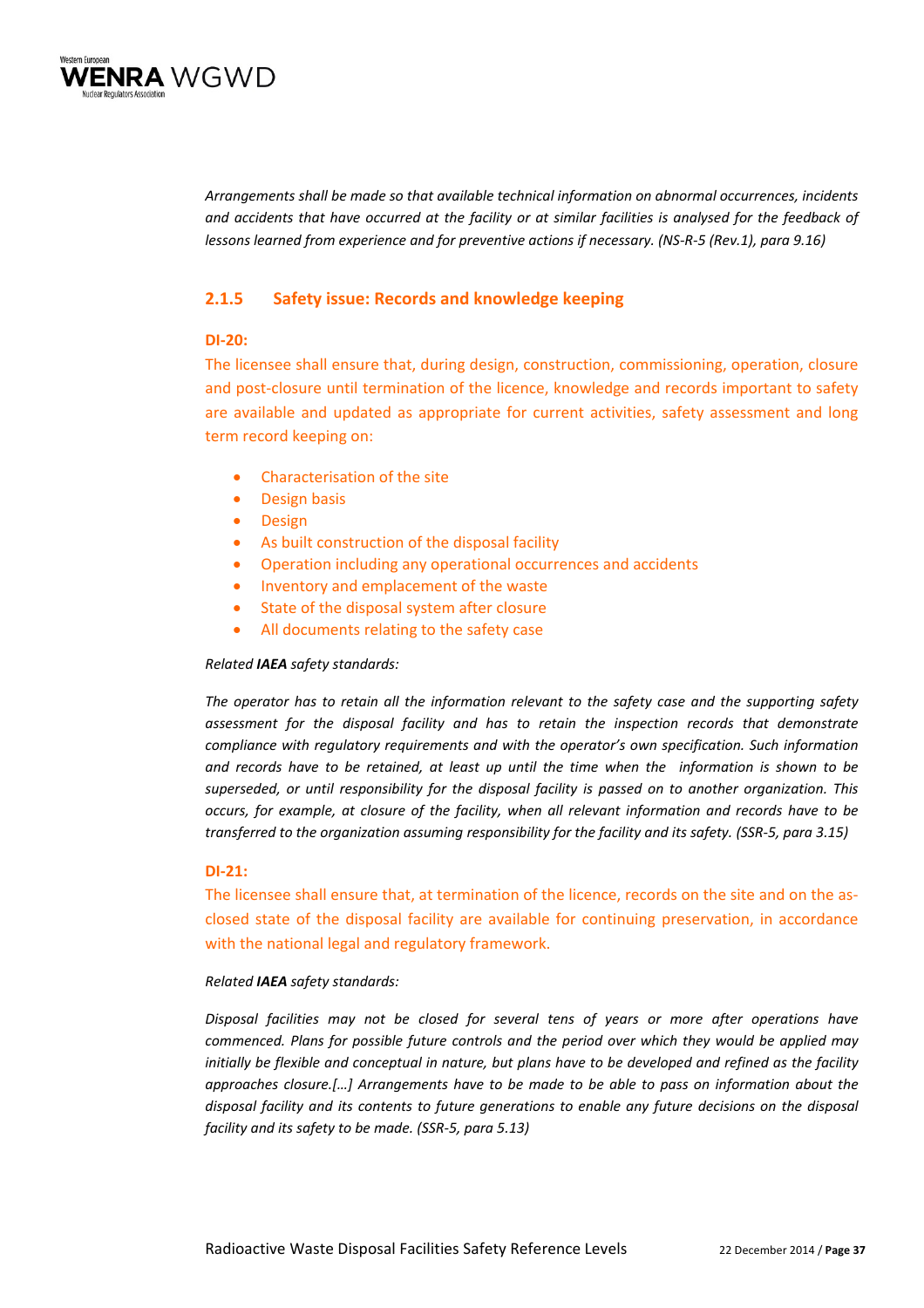*Arrangements shall be made so that available technical information on abnormal occurrences, incidents and accidents that have occurred at the facility or at similar facilities is analysed for the feedback of lessons learned from experience and for preventive actions if necessary. (NS-R-5 (Rev.1), para 9.16)*

### 2.1.5 Safety issue: Records and knowledge keeping

**DI-20:**

The licensee shall ensure that, during design, construction, commissioning, operation, closure and post-closure until termination of the licence, knowledge and records important to safety are available and updated as appropriate for current activities, safety assessment and long term record keeping on:

- Characterisation of the site
- Design basis
- Design
- As built construction of the disposal facility
- Operation including any operational occurrences and accidents
- Inventory and emplacement of the waste
- State of the disposal system after closure
- All documents relating to the safety case

*Related **IAEA** safety standards:*

*The operator has to retain all the information relevant to the safety case and the supporting safety assessment for the disposal facility and has to retain the inspection records that demonstrate compliance with regulatory requirements and with the operator's own specification. Such information and records have to be retained, at least up until the time when the information is shown to be superseded, or until responsibility for the disposal facility is passed on to another organization. This occurs, for example, at closure of the facility, when all relevant information and records have to be transferred to the organization assuming responsibility for the facility and its safety. (SSR-5, para 3.15)*

**DI-21:**

The licensee shall ensure that, at termination of the licence, records on the site and on the as-closed state of the disposal facility are available for continuing preservation, in accordance with the national legal and regulatory framework.

*Related **IAEA** safety standards:*

*Disposal facilities may not be closed for several tens of years or more after operations have commenced. Plans for possible future controls and the period over which they would be applied may initially be flexible and conceptual in nature, but plans have to be developed and refined as the facility approaches closure.[…] Arrangements have to be made to be able to pass on information about the disposal facility and its contents to future generations to enable any future decisions on the disposal facility and its safety to be made. (SSR-5, para 5.13)*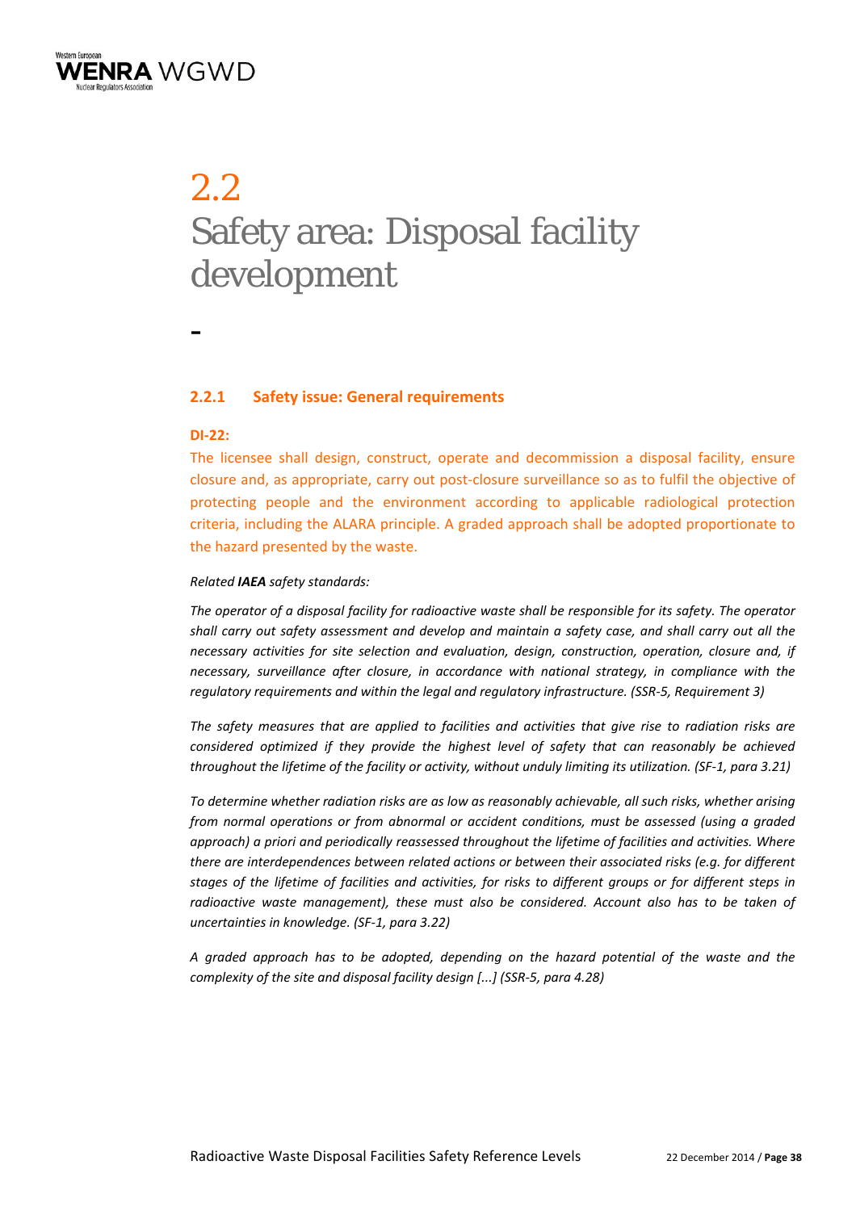# 2.2 Safety area: Disposal facility development

-

### 2.2.1 Safety issue: General requirements

**DI-22:**

The licensee shall design, construct, operate and decommission a disposal facility, ensure closure and, as appropriate, carry out post-closure surveillance so as to fulfil the objective of protecting people and the environment according to applicable radiological protection criteria, including the ALARA principle. A graded approach shall be adopted proportionate to the hazard presented by the waste.

*Related **IAEA** safety standards:*

*The operator of a disposal facility for radioactive waste shall be responsible for its safety. The operator shall carry out safety assessment and develop and maintain a safety case, and shall carry out all the necessary activities for site selection and evaluation, design, construction, operation, closure and, if necessary, surveillance after closure, in accordance with national strategy, in compliance with the regulatory requirements and within the legal and regulatory infrastructure. (SSR-5, Requirement 3)*

*The safety measures that are applied to facilities and activities that give rise to radiation risks are considered optimized if they provide the highest level of safety that can reasonably be achieved throughout the lifetime of the facility or activity, without unduly limiting its utilization. (SF-1, para 3.21)*

*To determine whether radiation risks are as low as reasonably achievable, all such risks, whether arising from normal operations or from abnormal or accident conditions, must be assessed (using a graded approach) a priori and periodically reassessed throughout the lifetime of facilities and activities. Where there are interdependences between related actions or between their associated risks (e.g. for different stages of the lifetime of facilities and activities, for risks to different groups or for different steps in radioactive waste management), these must also be considered. Account also has to be taken of uncertainties in knowledge. (SF-1, para 3.22)*

*A graded approach has to be adopted, depending on the hazard potential of the waste and the complexity of the site and disposal facility design [...] (SSR-5, para 4.28)*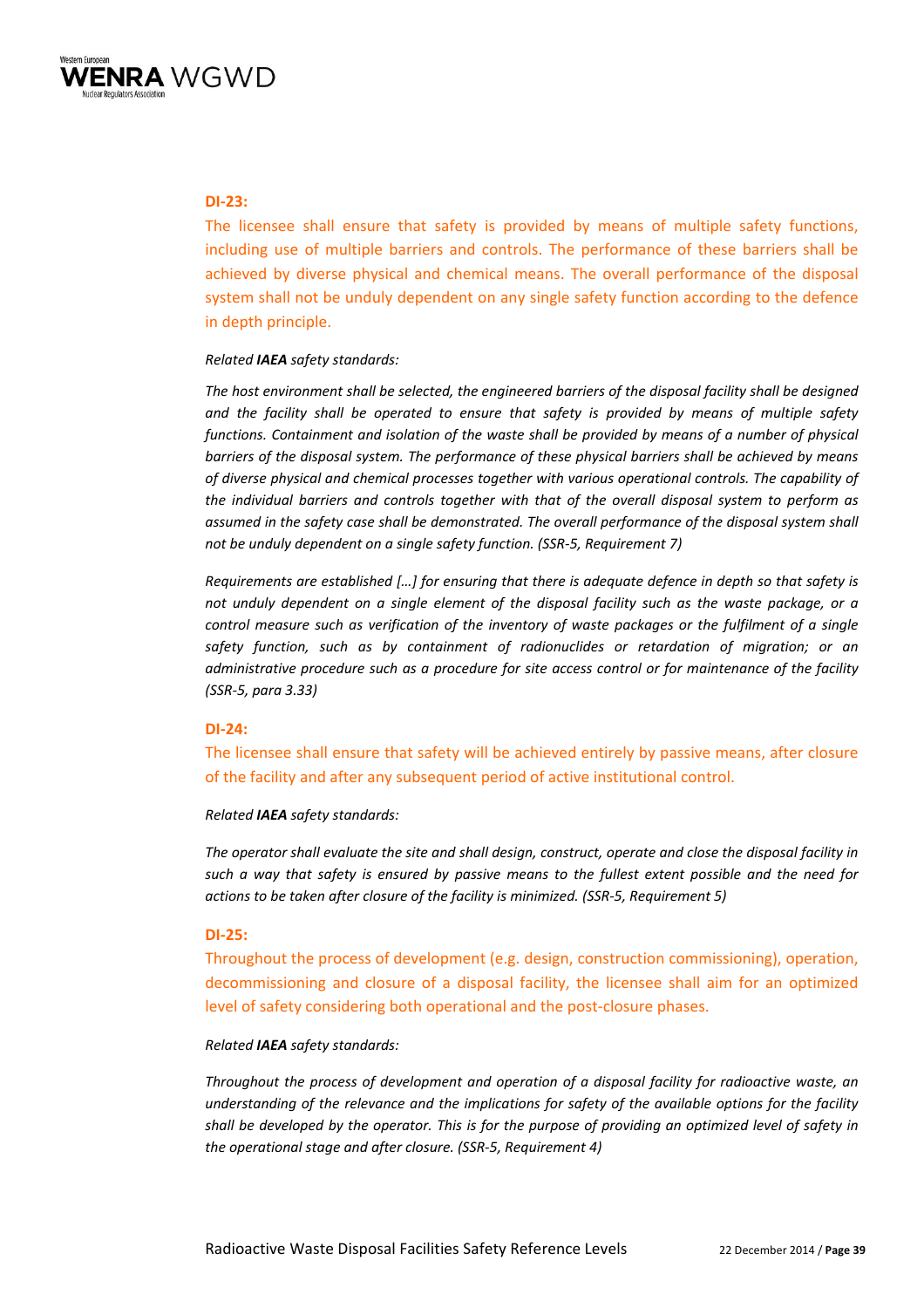**DI-23:**

The licensee shall ensure that safety is provided by means of multiple safety functions, including use of multiple barriers and controls. The performance of these barriers shall be achieved by diverse physical and chemical means. The overall performance of the disposal system shall not be unduly dependent on any single safety function according to the defence in depth principle.

*Related **IAEA** safety standards:*

*The host environment shall be selected, the engineered barriers of the disposal facility shall be designed and the facility shall be operated to ensure that safety is provided by means of multiple safety functions. Containment and isolation of the waste shall be provided by means of a number of physical barriers of the disposal system. The performance of these physical barriers shall be achieved by means of diverse physical and chemical processes together with various operational controls. The capability of the individual barriers and controls together with that of the overall disposal system to perform as assumed in the safety case shall be demonstrated. The overall performance of the disposal system shall not be unduly dependent on a single safety function. (SSR-5, Requirement 7)*

*Requirements are established […] for ensuring that there is adequate defence in depth so that safety is not unduly dependent on a single element of the disposal facility such as the waste package, or a control measure such as verification of the inventory of waste packages or the fulfilment of a single safety function, such as by containment of radionuclides or retardation of migration; or an administrative procedure such as a procedure for site access control or for maintenance of the facility (SSR-5, para 3.33)*

**DI-24:**

The licensee shall ensure that safety will be achieved entirely by passive means, after closure of the facility and after any subsequent period of active institutional control.

*Related **IAEA** safety standards:*

*The operator shall evaluate the site and shall design, construct, operate and close the disposal facility in such a way that safety is ensured by passive means to the fullest extent possible and the need for actions to be taken after closure of the facility is minimized. (SSR-5, Requirement 5)*

**DI-25:**

Throughout the process of development (e.g. design, construction commissioning), operation, decommissioning and closure of a disposal facility, the licensee shall aim for an optimized level of safety considering both operational and the post-closure phases.

*Related **IAEA** safety standards:*

*Throughout the process of development and operation of a disposal facility for radioactive waste, an understanding of the relevance and the implications for safety of the available options for the facility shall be developed by the operator. This is for the purpose of providing an optimized level of safety in the operational stage and after closure. (SSR-5, Requirement 4)*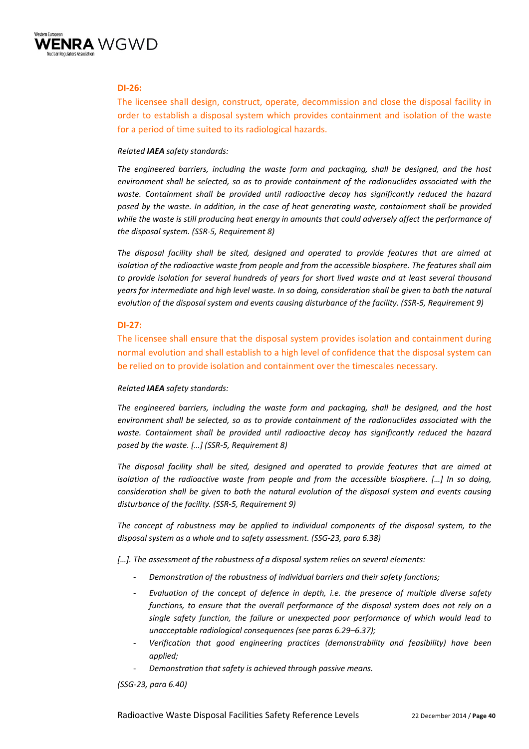**DI-26:**

The licensee shall design, construct, operate, decommission and close the disposal facility in order to establish a disposal system which provides containment and isolation of the waste for a period of time suited to its radiological hazards.

*Related **IAEA** safety standards:*

*The engineered barriers, including the waste form and packaging, shall be designed, and the host environment shall be selected, so as to provide containment of the radionuclides associated with the waste. Containment shall be provided until radioactive decay has significantly reduced the hazard posed by the waste. In addition, in the case of heat generating waste, containment shall be provided while the waste is still producing heat energy in amounts that could adversely affect the performance of the disposal system. (SSR-5, Requirement 8)*

*The disposal facility shall be sited, designed and operated to provide features that are aimed at isolation of the radioactive waste from people and from the accessible biosphere. The features shall aim to provide isolation for several hundreds of years for short lived waste and at least several thousand years for intermediate and high level waste. In so doing, consideration shall be given to both the natural evolution of the disposal system and events causing disturbance of the facility. (SSR-5, Requirement 9)*

**DI-27:**

The licensee shall ensure that the disposal system provides isolation and containment during normal evolution and shall establish to a high level of confidence that the disposal system can be relied on to provide isolation and containment over the timescales necessary.

*Related **IAEA** safety standards:*

*The engineered barriers, including the waste form and packaging, shall be designed, and the host environment shall be selected, so as to provide containment of the radionuclides associated with the waste. Containment shall be provided until radioactive decay has significantly reduced the hazard posed by the waste. […] (SSR-5, Requirement 8)*

*The disposal facility shall be sited, designed and operated to provide features that are aimed at isolation of the radioactive waste from people and from the accessible biosphere. […] In so doing, consideration shall be given to both the natural evolution of the disposal system and events causing disturbance of the facility. (SSR-5, Requirement 9)*

*The concept of robustness may be applied to individual components of the disposal system, to the disposal system as a whole and to safety assessment. (SSG-23, para 6.38)*

*[…]. The assessment of the robustness of a disposal system relies on several elements:*

- *Demonstration of the robustness of individual barriers and their safety functions;*
- *Evaluation of the concept of defence in depth, i.e. the presence of multiple diverse safety functions, to ensure that the overall performance of the disposal system does not rely on a single safety function, the failure or unexpected poor performance of which would lead to unacceptable radiological consequences (see paras 6.29–6.37);*
- *Verification that good engineering practices (demonstrability and feasibility) have been applied;*
- *Demonstration that safety is achieved through passive means.*

*(SSG-23, para 6.40)*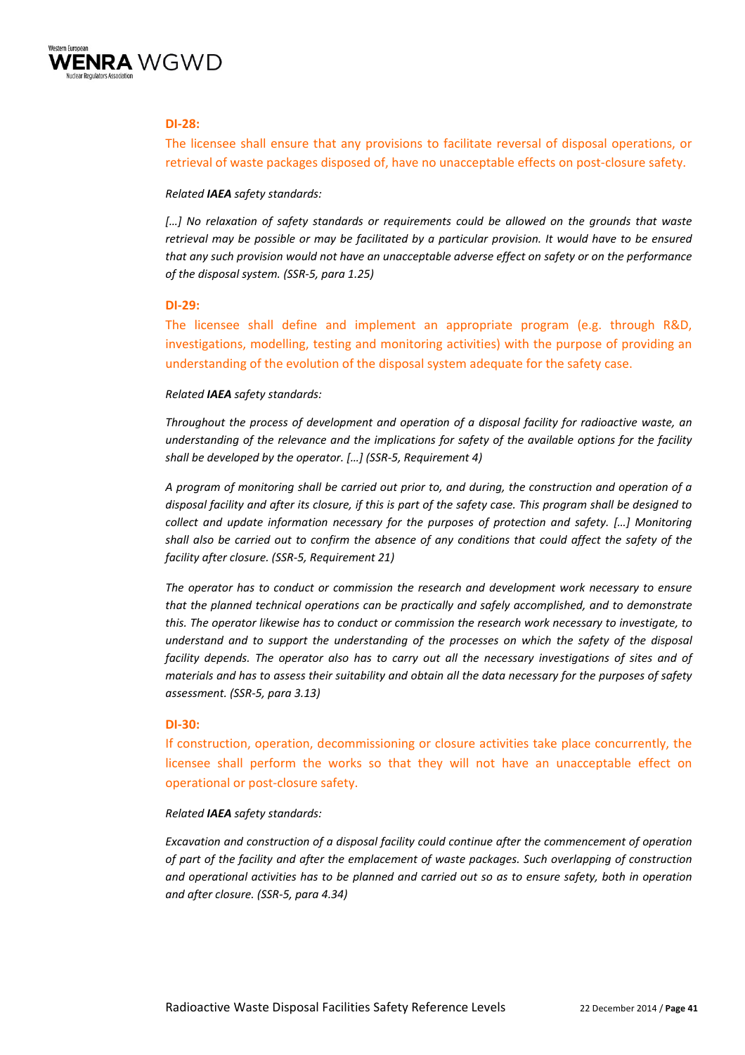**DI-28:**

The licensee shall ensure that any provisions to facilitate reversal of disposal operations, or retrieval of waste packages disposed of, have no unacceptable effects on post-closure safety.

*Related **IAEA** safety standards:*

*[…] No relaxation of safety standards or requirements could be allowed on the grounds that waste retrieval may be possible or may be facilitated by a particular provision. It would have to be ensured that any such provision would not have an unacceptable adverse effect on safety or on the performance of the disposal system. (SSR-5, para 1.25)*

**DI-29:**

The licensee shall define and implement an appropriate program (e.g. through R&D, investigations, modelling, testing and monitoring activities) with the purpose of providing an understanding of the evolution of the disposal system adequate for the safety case.

*Related **IAEA** safety standards:*

*Throughout the process of development and operation of a disposal facility for radioactive waste, an understanding of the relevance and the implications for safety of the available options for the facility shall be developed by the operator. […] (SSR-5, Requirement 4)*

*A program of monitoring shall be carried out prior to, and during, the construction and operation of a disposal facility and after its closure, if this is part of the safety case. This program shall be designed to collect and update information necessary for the purposes of protection and safety. […] Monitoring shall also be carried out to confirm the absence of any conditions that could affect the safety of the facility after closure. (SSR-5, Requirement 21)*

*The operator has to conduct or commission the research and development work necessary to ensure that the planned technical operations can be practically and safely accomplished, and to demonstrate this. The operator likewise has to conduct or commission the research work necessary to investigate, to understand and to support the understanding of the processes on which the safety of the disposal facility depends. The operator also has to carry out all the necessary investigations of sites and of materials and has to assess their suitability and obtain all the data necessary for the purposes of safety assessment. (SSR-5, para 3.13)*

**DI-30:**

If construction, operation, decommissioning or closure activities take place concurrently, the licensee shall perform the works so that they will not have an unacceptable effect on operational or post-closure safety.

*Related **IAEA** safety standards:*

*Excavation and construction of a disposal facility could continue after the commencement of operation of part of the facility and after the emplacement of waste packages. Such overlapping of construction and operational activities has to be planned and carried out so as to ensure safety, both in operation and after closure. (SSR-5, para 4.34)*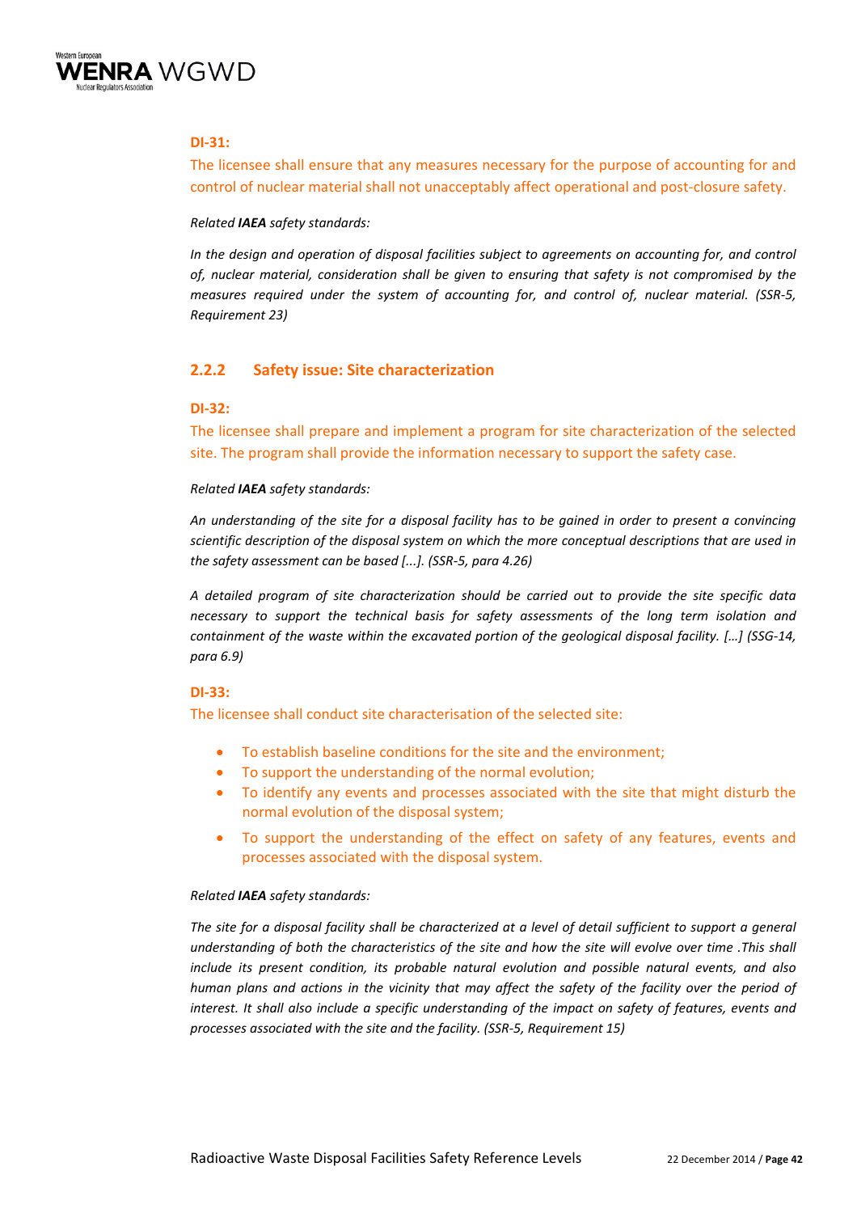**DI-31:**

The licensee shall ensure that any measures necessary for the purpose of accounting for and control of nuclear material shall not unacceptably affect operational and post-closure safety.

*Related **IAEA** safety standards:*

*In the design and operation of disposal facilities subject to agreements on accounting for, and control of, nuclear material, consideration shall be given to ensuring that safety is not compromised by the measures required under the system of accounting for, and control of, nuclear material. (SSR-5, Requirement 23)*

### 2.2.2 Safety issue: Site characterization

**DI-32:**

The licensee shall prepare and implement a program for site characterization of the selected site. The program shall provide the information necessary to support the safety case.

*Related **IAEA** safety standards:*

*An understanding of the site for a disposal facility has to be gained in order to present a convincing scientific description of the disposal system on which the more conceptual descriptions that are used in the safety assessment can be based [...]. (SSR-5, para 4.26)*

*A detailed program of site characterization should be carried out to provide the site specific data necessary to support the technical basis for safety assessments of the long term isolation and containment of the waste within the excavated portion of the geological disposal facility. […] (SSG-14, para 6.9)*

**DI-33:**

The licensee shall conduct site characterisation of the selected site:

- To establish baseline conditions for the site and the environment;
- To support the understanding of the normal evolution;
- To identify any events and processes associated with the site that might disturb the normal evolution of the disposal system;
- To support the understanding of the effect on safety of any features, events and processes associated with the disposal system.

*Related **IAEA** safety standards:*

*The site for a disposal facility shall be characterized at a level of detail sufficient to support a general understanding of both the characteristics of the site and how the site will evolve over time .This shall include its present condition, its probable natural evolution and possible natural events, and also human plans and actions in the vicinity that may affect the safety of the facility over the period of interest. It shall also include a specific understanding of the impact on safety of features, events and processes associated with the site and the facility. (SSR-5, Requirement 15)*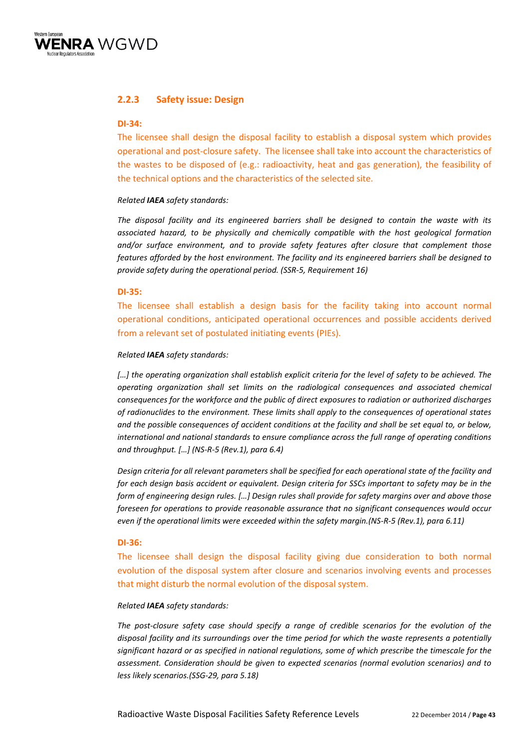### 2.2.3 Safety issue: Design

**DI-34:**

The licensee shall design the disposal facility to establish a disposal system which provides operational and post-closure safety. The licensee shall take into account the characteristics of the wastes to be disposed of (e.g.: radioactivity, heat and gas generation), the feasibility of the technical options and the characteristics of the selected site.

*Related **IAEA** safety standards:*

*The disposal facility and its engineered barriers shall be designed to contain the waste with its associated hazard, to be physically and chemically compatible with the host geological formation and/or surface environment, and to provide safety features after closure that complement those features afforded by the host environment. The facility and its engineered barriers shall be designed to provide safety during the operational period. (SSR-5, Requirement 16)*

**DI-35:**

The licensee shall establish a design basis for the facility taking into account normal operational conditions, anticipated operational occurrences and possible accidents derived from a relevant set of postulated initiating events (PIEs).

*Related **IAEA** safety standards:*

*[…] the operating organization shall establish explicit criteria for the level of safety to be achieved. The operating organization shall set limits on the radiological consequences and associated chemical consequences for the workforce and the public of direct exposures to radiation or authorized discharges of radionuclides to the environment. These limits shall apply to the consequences of operational states and the possible consequences of accident conditions at the facility and shall be set equal to, or below, international and national standards to ensure compliance across the full range of operating conditions and throughput. […] (NS-R-5 (Rev.1), para 6.4)*

*Design criteria for all relevant parameters shall be specified for each operational state of the facility and for each design basis accident or equivalent. Design criteria for SSCs important to safety may be in the form of engineering design rules. […] Design rules shall provide for safety margins over and above those foreseen for operations to provide reasonable assurance that no significant consequences would occur even if the operational limits were exceeded within the safety margin.(NS-R-5 (Rev.1), para 6.11)*

**DI-36:**

The licensee shall design the disposal facility giving due consideration to both normal evolution of the disposal system after closure and scenarios involving events and processes that might disturb the normal evolution of the disposal system.

*Related **IAEA** safety standards:*

*The post-closure safety case should specify a range of credible scenarios for the evolution of the disposal facility and its surroundings over the time period for which the waste represents a potentially significant hazard or as specified in national regulations, some of which prescribe the timescale for the assessment. Consideration should be given to expected scenarios (normal evolution scenarios) and to less likely scenarios.(SSG-29, para 5.18)*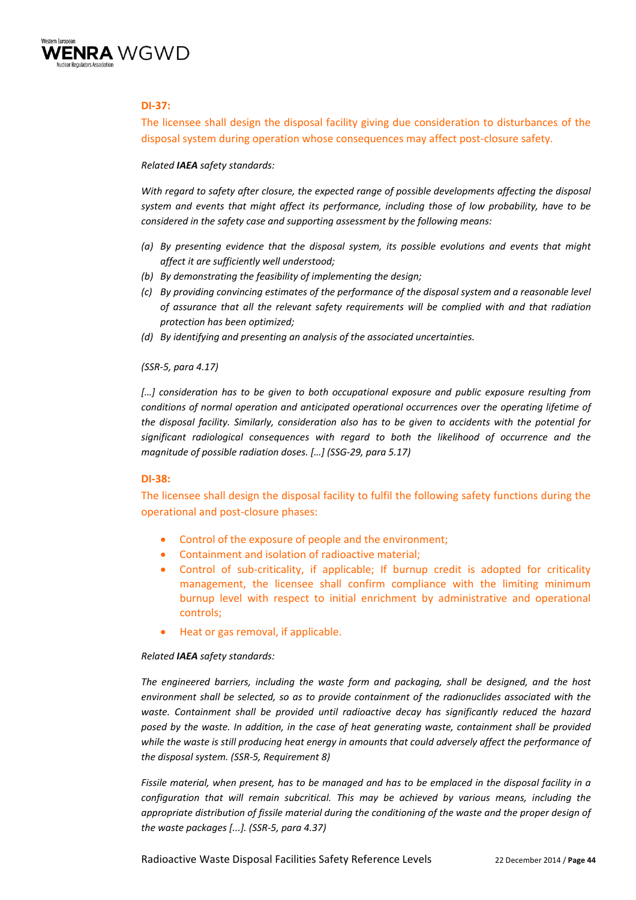**DI-37:**

The licensee shall design the disposal facility giving due consideration to disturbances of the disposal system during operation whose consequences may affect post-closure safety.

*Related **IAEA** safety standards:*

*With regard to safety after closure, the expected range of possible developments affecting the disposal system and events that might affect its performance, including those of low probability, have to be considered in the safety case and supporting assessment by the following means:*

- *(a) By presenting evidence that the disposal system, its possible evolutions and events that might affect it are sufficiently well understood;*
- *(b) By demonstrating the feasibility of implementing the design;*
- *(c) By providing convincing estimates of the performance of the disposal system and a reasonable level of assurance that all the relevant safety requirements will be complied with and that radiation protection has been optimized;*
- *(d) By identifying and presenting an analysis of the associated uncertainties.*

*(SSR-5, para 4.17)*

*[…] consideration has to be given to both occupational exposure and public exposure resulting from conditions of normal operation and anticipated operational occurrences over the operating lifetime of the disposal facility. Similarly, consideration also has to be given to accidents with the potential for significant radiological consequences with regard to both the likelihood of occurrence and the magnitude of possible radiation doses. […] (SSG-29, para 5.17)*

**DI-38:**

The licensee shall design the disposal facility to fulfil the following safety functions during the operational and post-closure phases:

- Control of the exposure of people and the environment;
- Containment and isolation of radioactive material;
- Control of sub-criticality, if applicable; If burnup credit is adopted for criticality management, the licensee shall confirm compliance with the limiting minimum burnup level with respect to initial enrichment by administrative and operational controls;
- Heat or gas removal, if applicable.

*Related **IAEA** safety standards:*

*The engineered barriers, including the waste form and packaging, shall be designed, and the host environment shall be selected, so as to provide containment of the radionuclides associated with the waste. Containment shall be provided until radioactive decay has significantly reduced the hazard posed by the waste. In addition, in the case of heat generating waste, containment shall be provided while the waste is still producing heat energy in amounts that could adversely affect the performance of the disposal system. (SSR-5, Requirement 8)*

*Fissile material, when present, has to be managed and has to be emplaced in the disposal facility in a configuration that will remain subcritical. This may be achieved by various means, including the appropriate distribution of fissile material during the conditioning of the waste and the proper design of the waste packages [...]. (SSR-5, para 4.37)*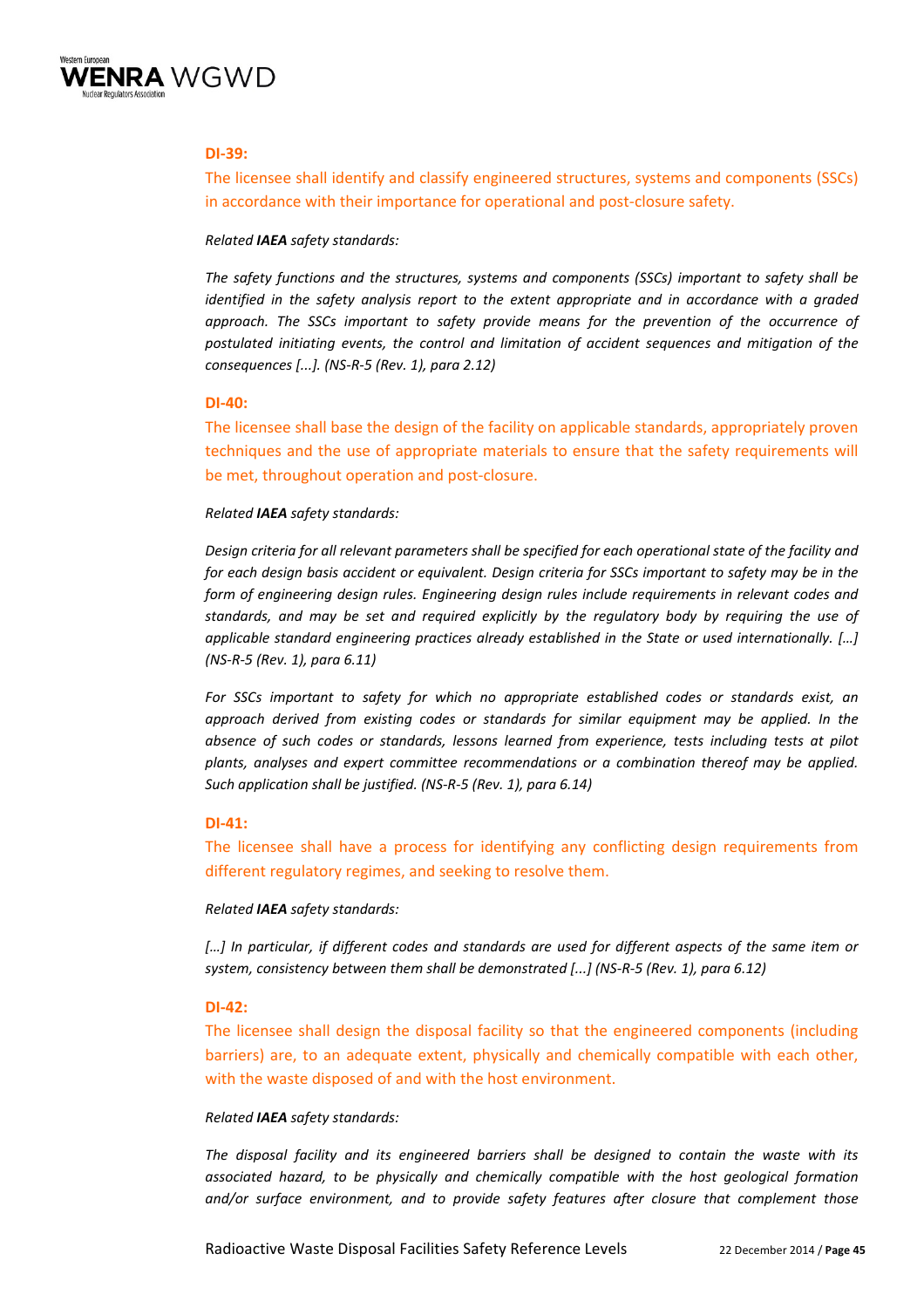**DI-39:**

The licensee shall identify and classify engineered structures, systems and components (SSCs) in accordance with their importance for operational and post-closure safety.

*Related **IAEA** safety standards:*

*The safety functions and the structures, systems and components (SSCs) important to safety shall be identified in the safety analysis report to the extent appropriate and in accordance with a graded approach. The SSCs important to safety provide means for the prevention of the occurrence of postulated initiating events, the control and limitation of accident sequences and mitigation of the consequences [...]. (NS-R-5 (Rev. 1), para 2.12)*

**DI-40:**

The licensee shall base the design of the facility on applicable standards, appropriately proven techniques and the use of appropriate materials to ensure that the safety requirements will be met, throughout operation and post-closure.

*Related **IAEA** safety standards:*

*Design criteria for all relevant parameters shall be specified for each operational state of the facility and for each design basis accident or equivalent. Design criteria for SSCs important to safety may be in the form of engineering design rules. Engineering design rules include requirements in relevant codes and standards, and may be set and required explicitly by the regulatory body by requiring the use of applicable standard engineering practices already established in the State or used internationally. […] (NS-R-5 (Rev. 1), para 6.11)*

*For SSCs important to safety for which no appropriate established codes or standards exist, an approach derived from existing codes or standards for similar equipment may be applied. In the absence of such codes or standards, lessons learned from experience, tests including tests at pilot plants, analyses and expert committee recommendations or a combination thereof may be applied. Such application shall be justified. (NS-R-5 (Rev. 1), para 6.14)*

**DI-41:**

The licensee shall have a process for identifying any conflicting design requirements from different regulatory regimes, and seeking to resolve them.

*Related **IAEA** safety standards:*

*[…] In particular, if different codes and standards are used for different aspects of the same item or system, consistency between them shall be demonstrated [...] (NS-R-5 (Rev. 1), para 6.12)*

**DI-42:**

The licensee shall design the disposal facility so that the engineered components (including barriers) are, to an adequate extent, physically and chemically compatible with each other, with the waste disposed of and with the host environment.

*Related **IAEA** safety standards:*

*The disposal facility and its engineered barriers shall be designed to contain the waste with its associated hazard, to be physically and chemically compatible with the host geological formation and/or surface environment, and to provide safety features after closure that complement those*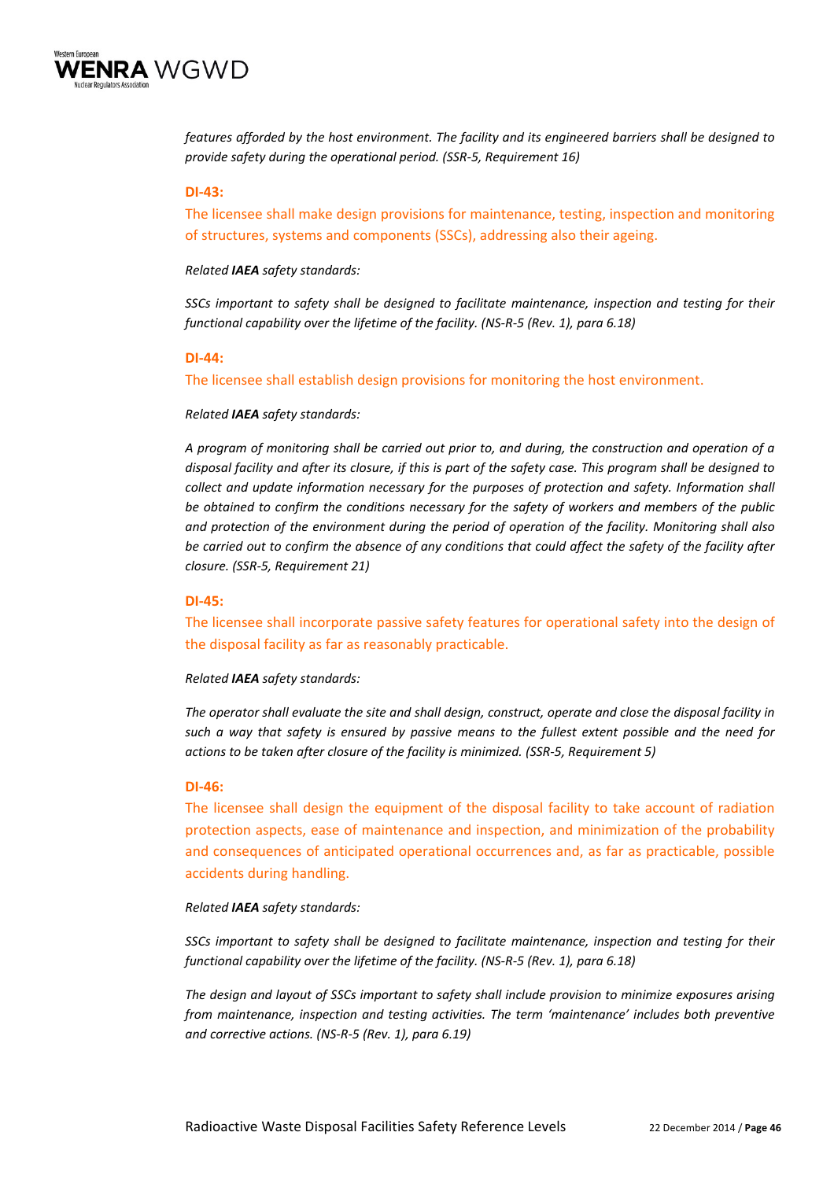*features afforded by the host environment. The facility and its engineered barriers shall be designed to provide safety during the operational period. (SSR-5, Requirement 16)*

**DI-43:**

The licensee shall make design provisions for maintenance, testing, inspection and monitoring of structures, systems and components (SSCs), addressing also their ageing.

*Related **IAEA** safety standards:*

*SSCs important to safety shall be designed to facilitate maintenance, inspection and testing for their functional capability over the lifetime of the facility. (NS-R-5 (Rev. 1), para 6.18)*

**DI-44:**

The licensee shall establish design provisions for monitoring the host environment.

*Related **IAEA** safety standards:*

*A program of monitoring shall be carried out prior to, and during, the construction and operation of a disposal facility and after its closure, if this is part of the safety case. This program shall be designed to collect and update information necessary for the purposes of protection and safety. Information shall be obtained to confirm the conditions necessary for the safety of workers and members of the public and protection of the environment during the period of operation of the facility. Monitoring shall also be carried out to confirm the absence of any conditions that could affect the safety of the facility after closure. (SSR-5, Requirement 21)*

**DI-45:**

The licensee shall incorporate passive safety features for operational safety into the design of the disposal facility as far as reasonably practicable.

*Related **IAEA** safety standards:*

*The operator shall evaluate the site and shall design, construct, operate and close the disposal facility in such a way that safety is ensured by passive means to the fullest extent possible and the need for actions to be taken after closure of the facility is minimized. (SSR-5, Requirement 5)*

**DI-46:**

The licensee shall design the equipment of the disposal facility to take account of radiation protection aspects, ease of maintenance and inspection, and minimization of the probability and consequences of anticipated operational occurrences and, as far as practicable, possible accidents during handling.

*Related **IAEA** safety standards:*

*SSCs important to safety shall be designed to facilitate maintenance, inspection and testing for their functional capability over the lifetime of the facility. (NS-R-5 (Rev. 1), para 6.18)*

*The design and layout of SSCs important to safety shall include provision to minimize exposures arising from maintenance, inspection and testing activities. The term 'maintenance' includes both preventive and corrective actions. (NS-R-5 (Rev. 1), para 6.19)*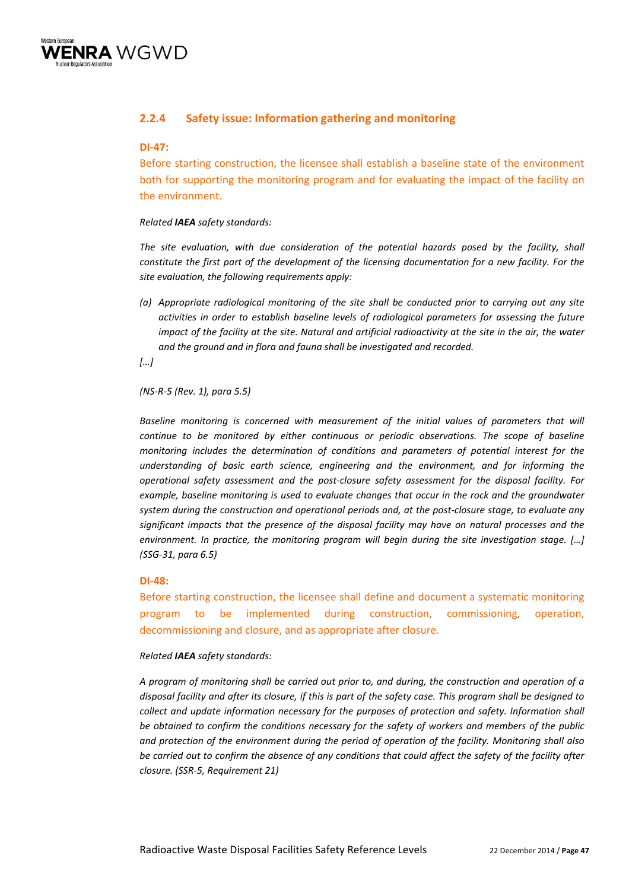### 2.2.4 Safety issue: Information gathering and monitoring

**DI-47:**

Before starting construction, the licensee shall establish a baseline state of the environment both for supporting the monitoring program and for evaluating the impact of the facility on the environment.

*Related **IAEA** safety standards:*

*The site evaluation, with due consideration of the potential hazards posed by the facility, shall constitute the first part of the development of the licensing documentation for a new facility. For the site evaluation, the following requirements apply:*

*(a) Appropriate radiological monitoring of the site shall be conducted prior to carrying out any site activities in order to establish baseline levels of radiological parameters for assessing the future impact of the facility at the site. Natural and artificial radioactivity at the site in the air, the water and the ground and in flora and fauna shall be investigated and recorded.*

*[…]*

*(NS-R-5 (Rev. 1), para 5.5)*

*Baseline monitoring is concerned with measurement of the initial values of parameters that will continue to be monitored by either continuous or periodic observations. The scope of baseline monitoring includes the determination of conditions and parameters of potential interest for the understanding of basic earth science, engineering and the environment, and for informing the operational safety assessment and the post-closure safety assessment for the disposal facility. For example, baseline monitoring is used to evaluate changes that occur in the rock and the groundwater system during the construction and operational periods and, at the post-closure stage, to evaluate any significant impacts that the presence of the disposal facility may have on natural processes and the environment. In practice, the monitoring program will begin during the site investigation stage. […] (SSG-31, para 6.5)*

**DI-48:**

Before starting construction, the licensee shall define and document a systematic monitoring program to be implemented during construction, commissioning, operation, decommissioning and closure, and as appropriate after closure.

*Related **IAEA** safety standards:*

*A program of monitoring shall be carried out prior to, and during, the construction and operation of a disposal facility and after its closure, if this is part of the safety case. This program shall be designed to collect and update information necessary for the purposes of protection and safety. Information shall be obtained to confirm the conditions necessary for the safety of workers and members of the public and protection of the environment during the period of operation of the facility. Monitoring shall also be carried out to confirm the absence of any conditions that could affect the safety of the facility after closure. (SSR-5, Requirement 21)*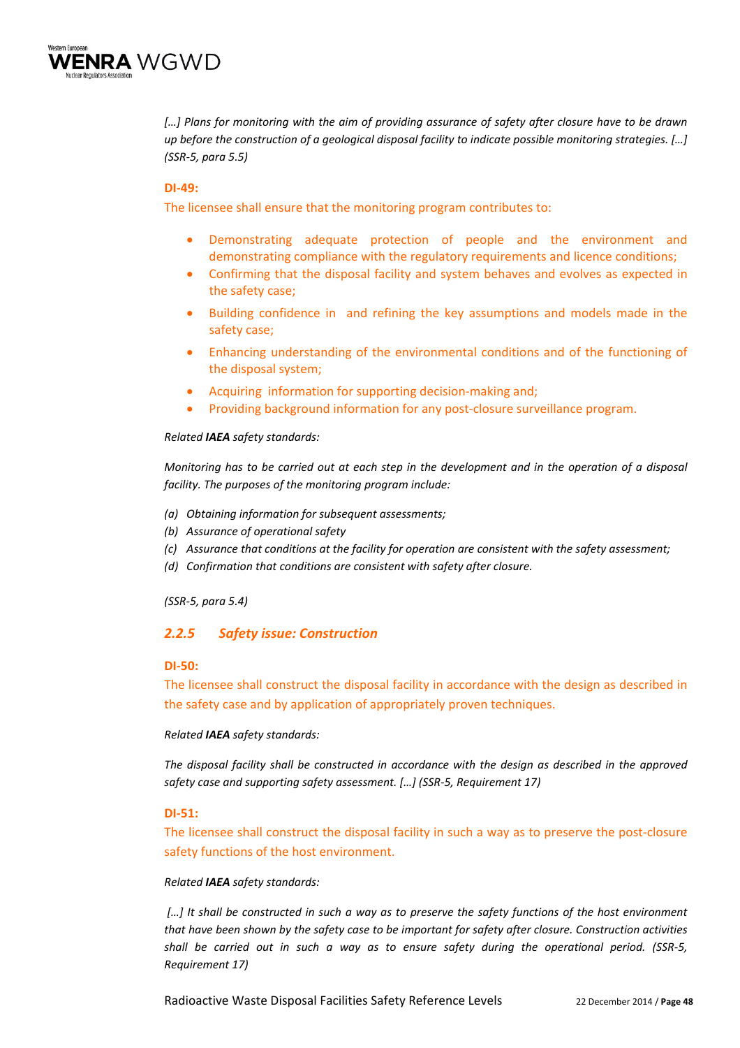*[…] Plans for monitoring with the aim of providing assurance of safety after closure have to be drawn up before the construction of a geological disposal facility to indicate possible monitoring strategies. […] (SSR-5, para 5.5)*

**DI-49:**

The licensee shall ensure that the monitoring program contributes to:

- Demonstrating adequate protection of people and the environment and demonstrating compliance with the regulatory requirements and licence conditions;
- Confirming that the disposal facility and system behaves and evolves as expected in the safety case;
- Building confidence in and refining the key assumptions and models made in the safety case;
- Enhancing understanding of the environmental conditions and of the functioning of the disposal system;
- Acquiring information for supporting decision-making and;
- Providing background information for any post-closure surveillance program.

*Related **IAEA** safety standards:*

*Monitoring has to be carried out at each step in the development and in the operation of a disposal facility. The purposes of the monitoring program include:*

*(a) Obtaining information for subsequent assessments;*
*(b) Assurance of operational safety*
*(c) Assurance that conditions at the facility for operation are consistent with the safety assessment;*
*(d) Confirmation that conditions are consistent with safety after closure.*

*(SSR-5, para 5.4)*

### *2.2.5 Safety issue: Construction*

**DI-50:**

The licensee shall construct the disposal facility in accordance with the design as described in the safety case and by application of appropriately proven techniques.

*Related **IAEA** safety standards:*

*The disposal facility shall be constructed in accordance with the design as described in the approved safety case and supporting safety assessment. […] (SSR-5, Requirement 17)*

**DI-51:**

The licensee shall construct the disposal facility in such a way as to preserve the post-closure safety functions of the host environment.

*Related **IAEA** safety standards:*

*[…] It shall be constructed in such a way as to preserve the safety functions of the host environment that have been shown by the safety case to be important for safety after closure. Construction activities shall be carried out in such a way as to ensure safety during the operational period. (SSR-5, Requirement 17)*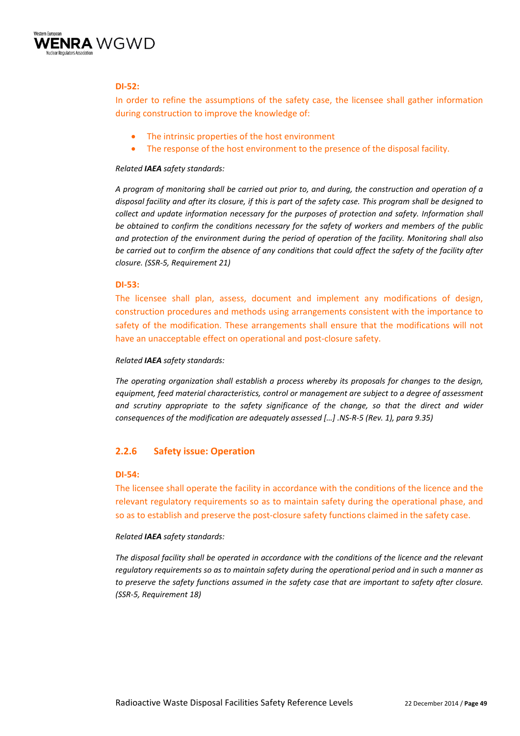**DI-52:**

In order to refine the assumptions of the safety case, the licensee shall gather information during construction to improve the knowledge of:

- The intrinsic properties of the host environment
- The response of the host environment to the presence of the disposal facility.

*Related **IAEA** safety standards:*

*A program of monitoring shall be carried out prior to, and during, the construction and operation of a disposal facility and after its closure, if this is part of the safety case. This program shall be designed to collect and update information necessary for the purposes of protection and safety. Information shall be obtained to confirm the conditions necessary for the safety of workers and members of the public and protection of the environment during the period of operation of the facility. Monitoring shall also be carried out to confirm the absence of any conditions that could affect the safety of the facility after closure. (SSR-5, Requirement 21)*

**DI-53:**

The licensee shall plan, assess, document and implement any modifications of design, construction procedures and methods using arrangements consistent with the importance to safety of the modification. These arrangements shall ensure that the modifications will not have an unacceptable effect on operational and post-closure safety.

*Related **IAEA** safety standards:*

*The operating organization shall establish a process whereby its proposals for changes to the design, equipment, feed material characteristics, control or management are subject to a degree of assessment and scrutiny appropriate to the safety significance of the change, so that the direct and wider consequences of the modification are adequately assessed […] .NS-R-5 (Rev. 1), para 9.35)*

### 2.2.6 Safety issue: Operation

**DI-54:**

The licensee shall operate the facility in accordance with the conditions of the licence and the relevant regulatory requirements so as to maintain safety during the operational phase, and so as to establish and preserve the post-closure safety functions claimed in the safety case.

*Related **IAEA** safety standards:*

*The disposal facility shall be operated in accordance with the conditions of the licence and the relevant regulatory requirements so as to maintain safety during the operational period and in such a manner as to preserve the safety functions assumed in the safety case that are important to safety after closure. (SSR-5, Requirement 18)*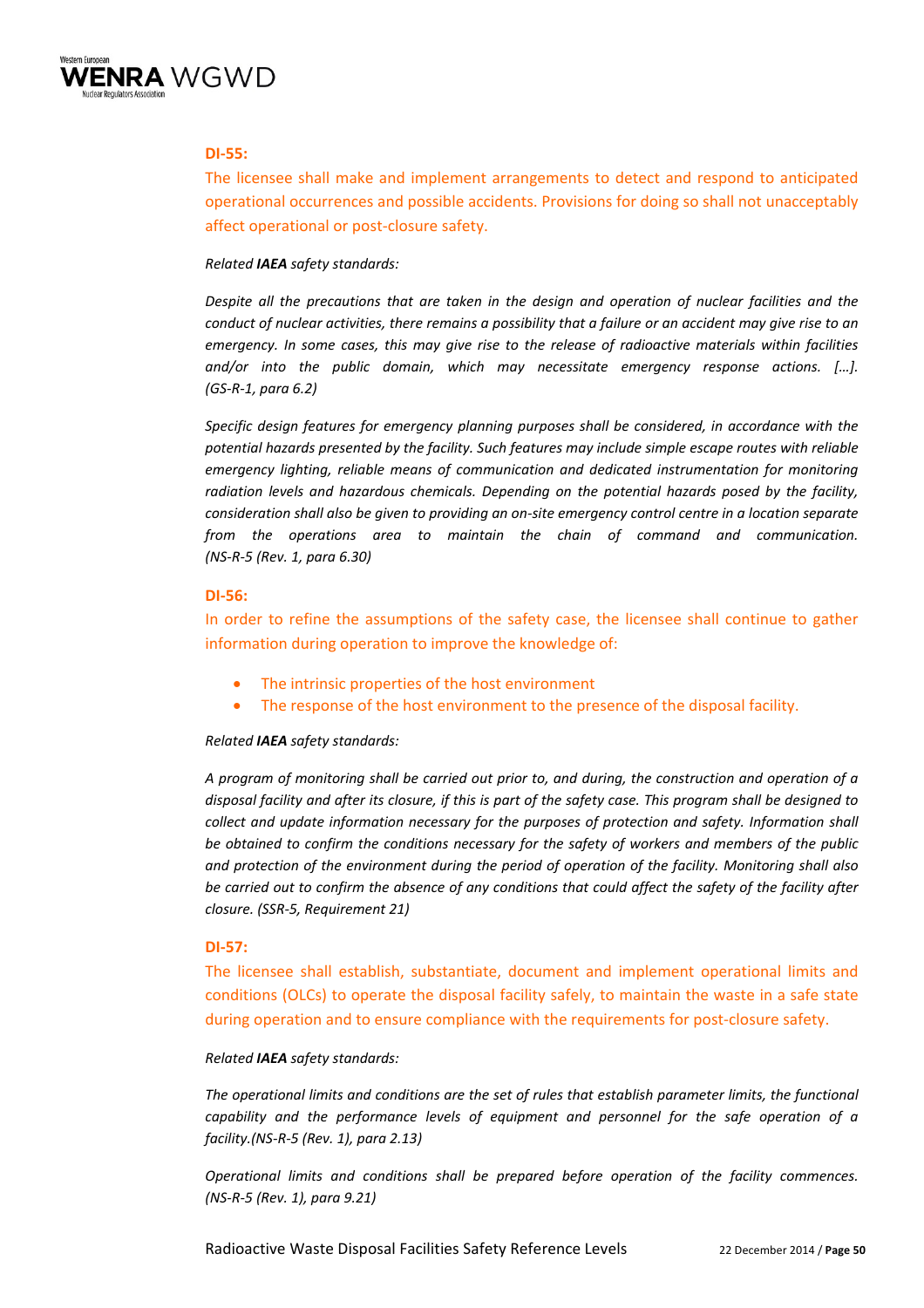**DI-55:**

The licensee shall make and implement arrangements to detect and respond to anticipated operational occurrences and possible accidents. Provisions for doing so shall not unacceptably affect operational or post-closure safety.

*Related **IAEA** safety standards:*

*Despite all the precautions that are taken in the design and operation of nuclear facilities and the conduct of nuclear activities, there remains a possibility that a failure or an accident may give rise to an emergency. In some cases, this may give rise to the release of radioactive materials within facilities and/or into the public domain, which may necessitate emergency response actions. […]. (GS-R-1, para 6.2)*

*Specific design features for emergency planning purposes shall be considered, in accordance with the potential hazards presented by the facility. Such features may include simple escape routes with reliable emergency lighting, reliable means of communication and dedicated instrumentation for monitoring radiation levels and hazardous chemicals. Depending on the potential hazards posed by the facility, consideration shall also be given to providing an on-site emergency control centre in a location separate from the operations area to maintain the chain of command and communication. (NS-R-5 (Rev. 1, para 6.30)*

**DI-56:**

In order to refine the assumptions of the safety case, the licensee shall continue to gather information during operation to improve the knowledge of:

- The intrinsic properties of the host environment
- The response of the host environment to the presence of the disposal facility.

*Related **IAEA** safety standards:*

*A program of monitoring shall be carried out prior to, and during, the construction and operation of a disposal facility and after its closure, if this is part of the safety case. This program shall be designed to collect and update information necessary for the purposes of protection and safety. Information shall be obtained to confirm the conditions necessary for the safety of workers and members of the public and protection of the environment during the period of operation of the facility. Monitoring shall also be carried out to confirm the absence of any conditions that could affect the safety of the facility after closure. (SSR-5, Requirement 21)*

**DI-57:**

The licensee shall establish, substantiate, document and implement operational limits and conditions (OLCs) to operate the disposal facility safely, to maintain the waste in a safe state during operation and to ensure compliance with the requirements for post-closure safety.

*Related **IAEA** safety standards:*

*The operational limits and conditions are the set of rules that establish parameter limits, the functional capability and the performance levels of equipment and personnel for the safe operation of a facility.(NS-R-5 (Rev. 1), para 2.13)*

*Operational limits and conditions shall be prepared before operation of the facility commences. (NS-R-5 (Rev. 1), para 9.21)*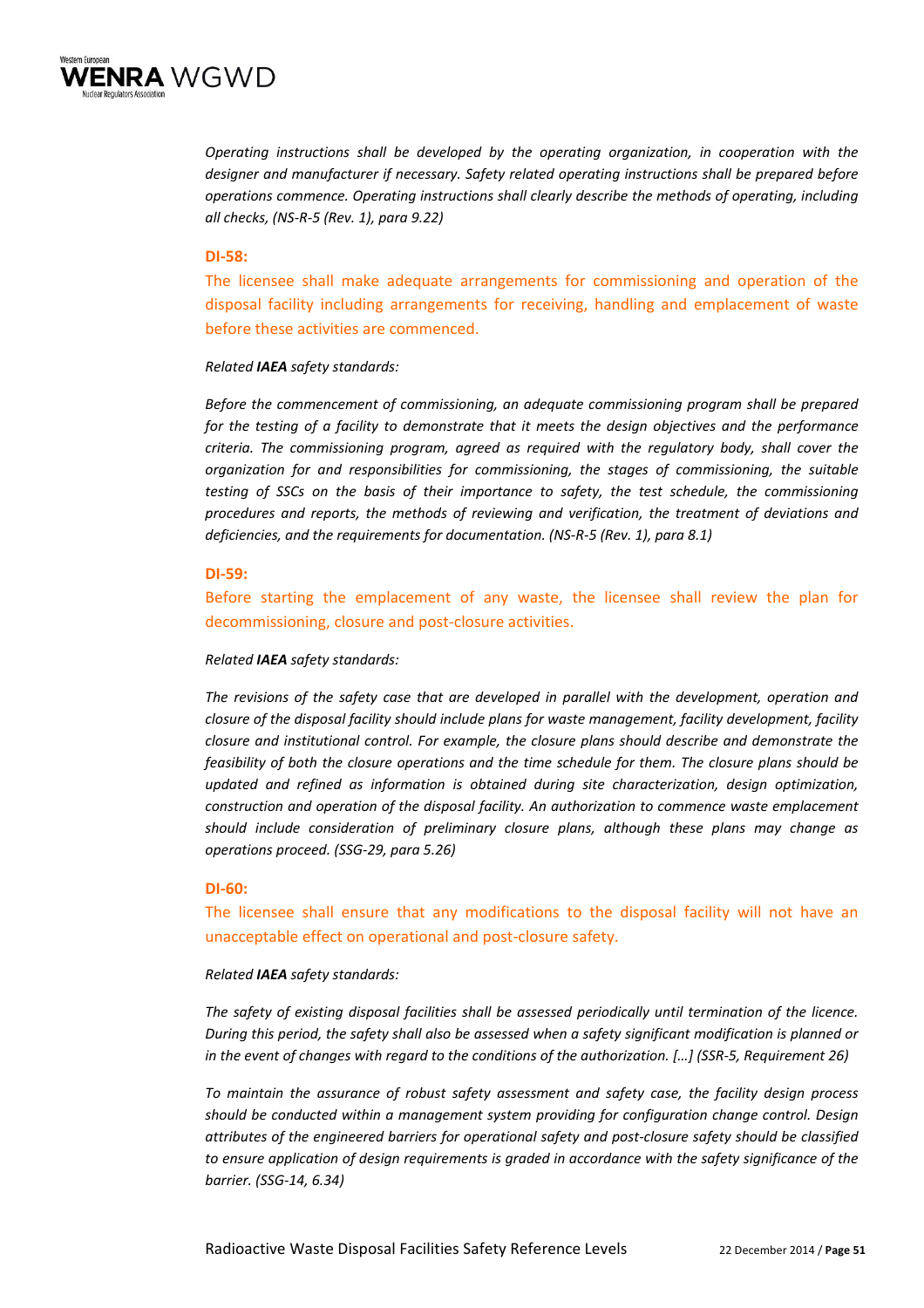*Operating instructions shall be developed by the operating organization, in cooperation with the designer and manufacturer if necessary. Safety related operating instructions shall be prepared before operations commence. Operating instructions shall clearly describe the methods of operating, including all checks, (NS-R-5 (Rev. 1), para 9.22)*

**DI-58:**

The licensee shall make adequate arrangements for commissioning and operation of the disposal facility including arrangements for receiving, handling and emplacement of waste before these activities are commenced.

*Related **IAEA** safety standards:*

*Before the commencement of commissioning, an adequate commissioning program shall be prepared for the testing of a facility to demonstrate that it meets the design objectives and the performance criteria. The commissioning program, agreed as required with the regulatory body, shall cover the organization for and responsibilities for commissioning, the stages of commissioning, the suitable testing of SSCs on the basis of their importance to safety, the test schedule, the commissioning procedures and reports, the methods of reviewing and verification, the treatment of deviations and deficiencies, and the requirements for documentation. (NS-R-5 (Rev. 1), para 8.1)*

**DI-59:**

Before starting the emplacement of any waste, the licensee shall review the plan for decommissioning, closure and post-closure activities.

*Related **IAEA** safety standards:*

*The revisions of the safety case that are developed in parallel with the development, operation and closure of the disposal facility should include plans for waste management, facility development, facility closure and institutional control. For example, the closure plans should describe and demonstrate the feasibility of both the closure operations and the time schedule for them. The closure plans should be updated and refined as information is obtained during site characterization, design optimization, construction and operation of the disposal facility. An authorization to commence waste emplacement should include consideration of preliminary closure plans, although these plans may change as operations proceed. (SSG-29, para 5.26)*

**DI-60:**

The licensee shall ensure that any modifications to the disposal facility will not have an unacceptable effect on operational and post-closure safety.

*Related **IAEA** safety standards:*

*The safety of existing disposal facilities shall be assessed periodically until termination of the licence. During this period, the safety shall also be assessed when a safety significant modification is planned or in the event of changes with regard to the conditions of the authorization. […] (SSR-5, Requirement 26)*

*To maintain the assurance of robust safety assessment and safety case, the facility design process should be conducted within a management system providing for configuration change control. Design attributes of the engineered barriers for operational safety and post-closure safety should be classified to ensure application of design requirements is graded in accordance with the safety significance of the barrier. (SSG-14, 6.34)*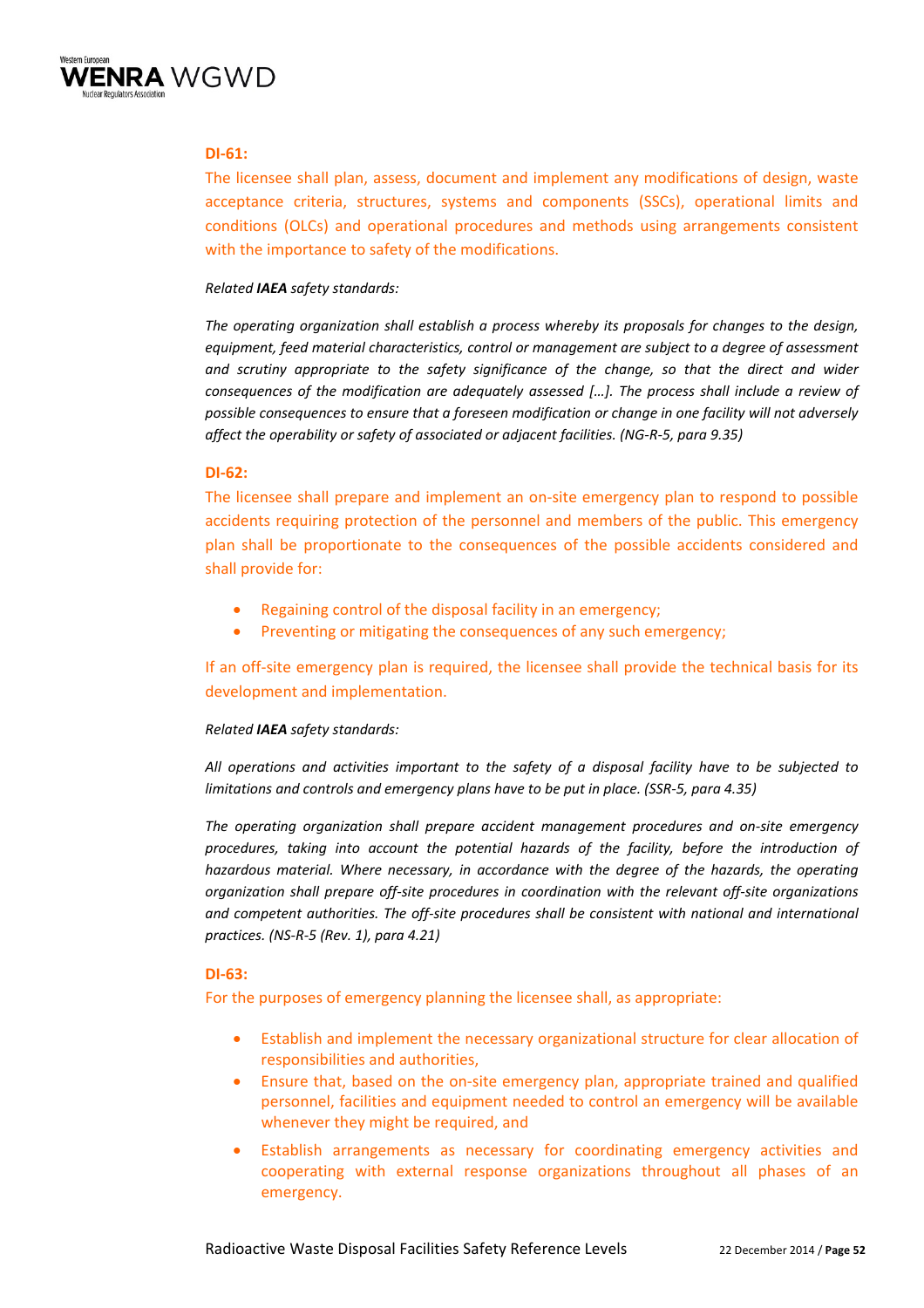**DI-61:**

The licensee shall plan, assess, document and implement any modifications of design, waste acceptance criteria, structures, systems and components (SSCs), operational limits and conditions (OLCs) and operational procedures and methods using arrangements consistent with the importance to safety of the modifications.

*Related **IAEA** safety standards:*

*The operating organization shall establish a process whereby its proposals for changes to the design, equipment, feed material characteristics, control or management are subject to a degree of assessment and scrutiny appropriate to the safety significance of the change, so that the direct and wider consequences of the modification are adequately assessed […]. The process shall include a review of possible consequences to ensure that a foreseen modification or change in one facility will not adversely affect the operability or safety of associated or adjacent facilities. (NG-R-5, para 9.35)*

**DI-62:**

The licensee shall prepare and implement an on-site emergency plan to respond to possible accidents requiring protection of the personnel and members of the public. This emergency plan shall be proportionate to the consequences of the possible accidents considered and shall provide for:

- Regaining control of the disposal facility in an emergency;
- Preventing or mitigating the consequences of any such emergency;

If an off-site emergency plan is required, the licensee shall provide the technical basis for its development and implementation.

*Related **IAEA** safety standards:*

*All operations and activities important to the safety of a disposal facility have to be subjected to limitations and controls and emergency plans have to be put in place. (SSR-5, para 4.35)*

*The operating organization shall prepare accident management procedures and on-site emergency procedures, taking into account the potential hazards of the facility, before the introduction of hazardous material. Where necessary, in accordance with the degree of the hazards, the operating organization shall prepare off-site procedures in coordination with the relevant off-site organizations and competent authorities. The off-site procedures shall be consistent with national and international practices. (NS-R-5 (Rev. 1), para 4.21)*

**DI-63:**

For the purposes of emergency planning the licensee shall, as appropriate:

- Establish and implement the necessary organizational structure for clear allocation of responsibilities and authorities,
- Ensure that, based on the on-site emergency plan, appropriate trained and qualified personnel, facilities and equipment needed to control an emergency will be available whenever they might be required, and
- Establish arrangements as necessary for coordinating emergency activities and cooperating with external response organizations throughout all phases of an emergency.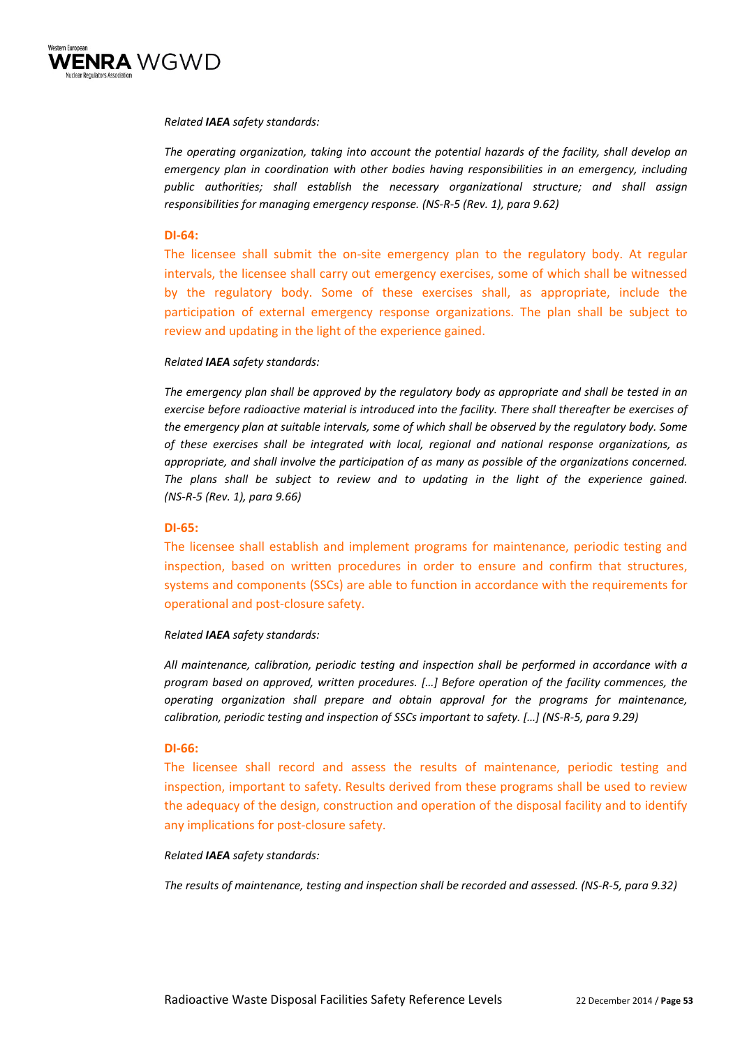*Related **IAEA** safety standards:*

*The operating organization, taking into account the potential hazards of the facility, shall develop an emergency plan in coordination with other bodies having responsibilities in an emergency, including public authorities; shall establish the necessary organizational structure; and shall assign responsibilities for managing emergency response. (NS-R-5 (Rev. 1), para 9.62)*

**DI-64:**

The licensee shall submit the on-site emergency plan to the regulatory body. At regular intervals, the licensee shall carry out emergency exercises, some of which shall be witnessed by the regulatory body. Some of these exercises shall, as appropriate, include the participation of external emergency response organizations. The plan shall be subject to review and updating in the light of the experience gained.

*Related **IAEA** safety standards:*

*The emergency plan shall be approved by the regulatory body as appropriate and shall be tested in an exercise before radioactive material is introduced into the facility. There shall thereafter be exercises of the emergency plan at suitable intervals, some of which shall be observed by the regulatory body. Some of these exercises shall be integrated with local, regional and national response organizations, as appropriate, and shall involve the participation of as many as possible of the organizations concerned. The plans shall be subject to review and to updating in the light of the experience gained. (NS-R-5 (Rev. 1), para 9.66)*

**DI-65:**

The licensee shall establish and implement programs for maintenance, periodic testing and inspection, based on written procedures in order to ensure and confirm that structures, systems and components (SSCs) are able to function in accordance with the requirements for operational and post-closure safety.

*Related **IAEA** safety standards:*

*All maintenance, calibration, periodic testing and inspection shall be performed in accordance with a program based on approved, written procedures. […] Before operation of the facility commences, the operating organization shall prepare and obtain approval for the programs for maintenance, calibration, periodic testing and inspection of SSCs important to safety. […] (NS-R-5, para 9.29)*

**DI-66:**

The licensee shall record and assess the results of maintenance, periodic testing and inspection, important to safety. Results derived from these programs shall be used to review the adequacy of the design, construction and operation of the disposal facility and to identify any implications for post-closure safety.

*Related **IAEA** safety standards:*

*The results of maintenance, testing and inspection shall be recorded and assessed. (NS-R-5, para 9.32)*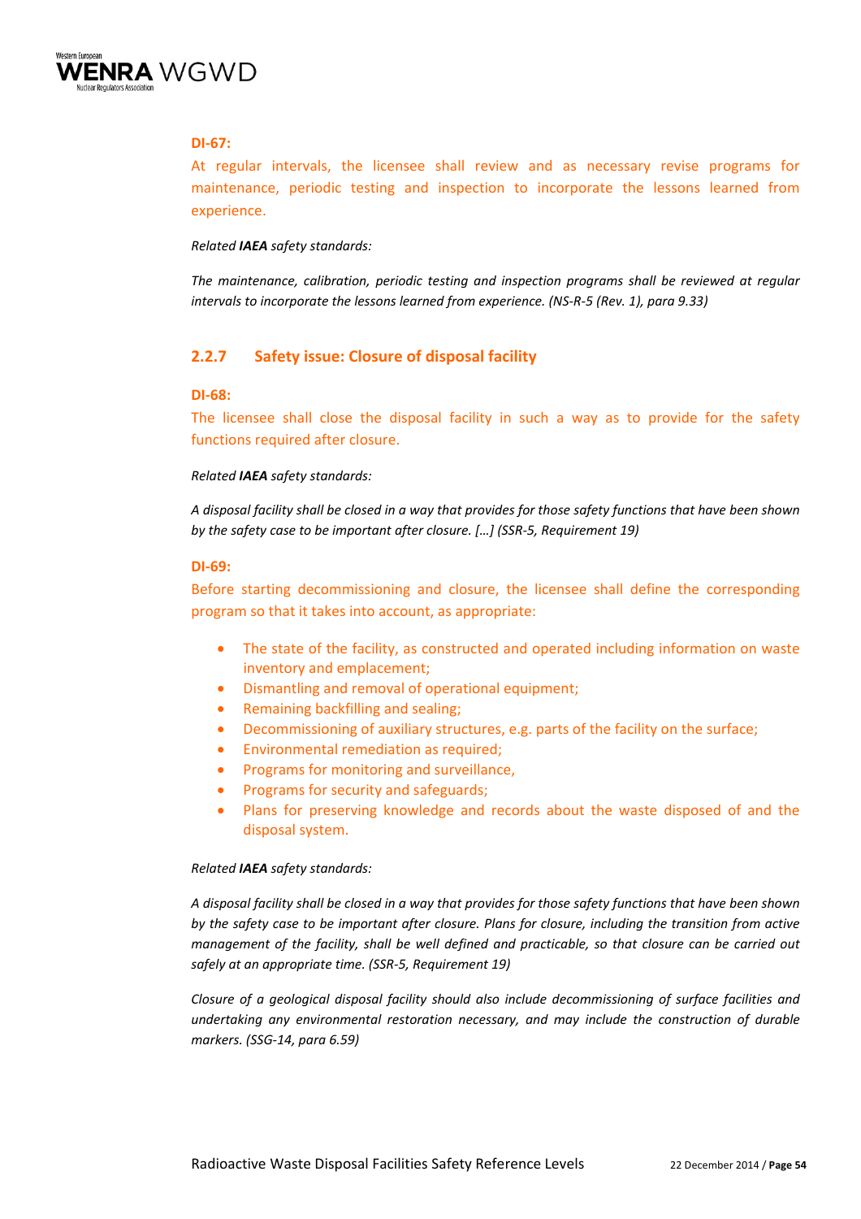**DI-67:**

At regular intervals, the licensee shall review and as necessary revise programs for maintenance, periodic testing and inspection to incorporate the lessons learned from experience.

*Related **IAEA** safety standards:*

*The maintenance, calibration, periodic testing and inspection programs shall be reviewed at regular intervals to incorporate the lessons learned from experience. (NS-R-5 (Rev. 1), para 9.33)*

### 2.2.7 Safety issue: Closure of disposal facility

**DI-68:**

The licensee shall close the disposal facility in such a way as to provide for the safety functions required after closure.

*Related **IAEA** safety standards:*

*A disposal facility shall be closed in a way that provides for those safety functions that have been shown by the safety case to be important after closure. […] (SSR-5, Requirement 19)*

**DI-69:**

Before starting decommissioning and closure, the licensee shall define the corresponding program so that it takes into account, as appropriate:

- The state of the facility, as constructed and operated including information on waste inventory and emplacement;
- Dismantling and removal of operational equipment;
- Remaining backfilling and sealing;
- Decommissioning of auxiliary structures, e.g. parts of the facility on the surface;
- Environmental remediation as required;
- Programs for monitoring and surveillance,
- Programs for security and safeguards;
- Plans for preserving knowledge and records about the waste disposed of and the disposal system.

*Related **IAEA** safety standards:*

*A disposal facility shall be closed in a way that provides for those safety functions that have been shown by the safety case to be important after closure. Plans for closure, including the transition from active management of the facility, shall be well defined and practicable, so that closure can be carried out safely at an appropriate time. (SSR-5, Requirement 19)*

*Closure of a geological disposal facility should also include decommissioning of surface facilities and undertaking any environmental restoration necessary, and may include the construction of durable markers. (SSG-14, para 6.59)*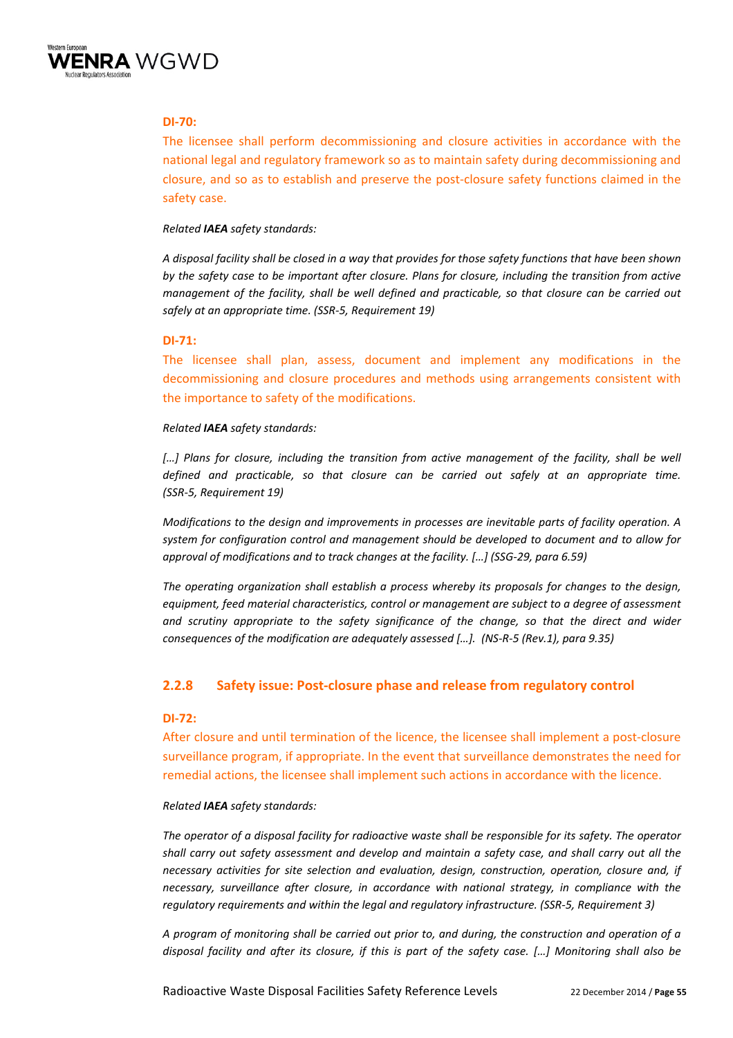**DI-70:**

The licensee shall perform decommissioning and closure activities in accordance with the national legal and regulatory framework so as to maintain safety during decommissioning and closure, and so as to establish and preserve the post-closure safety functions claimed in the safety case.

*Related **IAEA** safety standards:*

*A disposal facility shall be closed in a way that provides for those safety functions that have been shown by the safety case to be important after closure. Plans for closure, including the transition from active management of the facility, shall be well defined and practicable, so that closure can be carried out safely at an appropriate time. (SSR-5, Requirement 19)*

**DI-71:**

The licensee shall plan, assess, document and implement any modifications in the decommissioning and closure procedures and methods using arrangements consistent with the importance to safety of the modifications.

*Related **IAEA** safety standards:*

*[…] Plans for closure, including the transition from active management of the facility, shall be well defined and practicable, so that closure can be carried out safely at an appropriate time. (SSR-5, Requirement 19)*

*Modifications to the design and improvements in processes are inevitable parts of facility operation. A system for configuration control and management should be developed to document and to allow for approval of modifications and to track changes at the facility. […] (SSG-29, para 6.59)*

*The operating organization shall establish a process whereby its proposals for changes to the design, equipment, feed material characteristics, control or management are subject to a degree of assessment and scrutiny appropriate to the safety significance of the change, so that the direct and wider consequences of the modification are adequately assessed […]. (NS-R-5 (Rev.1), para 9.35)*

### 2.2.8 Safety issue: Post-closure phase and release from regulatory control

**DI-72:**

After closure and until termination of the licence, the licensee shall implement a post-closure surveillance program, if appropriate. In the event that surveillance demonstrates the need for remedial actions, the licensee shall implement such actions in accordance with the licence.

*Related **IAEA** safety standards:*

*The operator of a disposal facility for radioactive waste shall be responsible for its safety. The operator shall carry out safety assessment and develop and maintain a safety case, and shall carry out all the necessary activities for site selection and evaluation, design, construction, operation, closure and, if necessary, surveillance after closure, in accordance with national strategy, in compliance with the regulatory requirements and within the legal and regulatory infrastructure. (SSR-5, Requirement 3)*

*A program of monitoring shall be carried out prior to, and during, the construction and operation of a disposal facility and after its closure, if this is part of the safety case. […] Monitoring shall also be*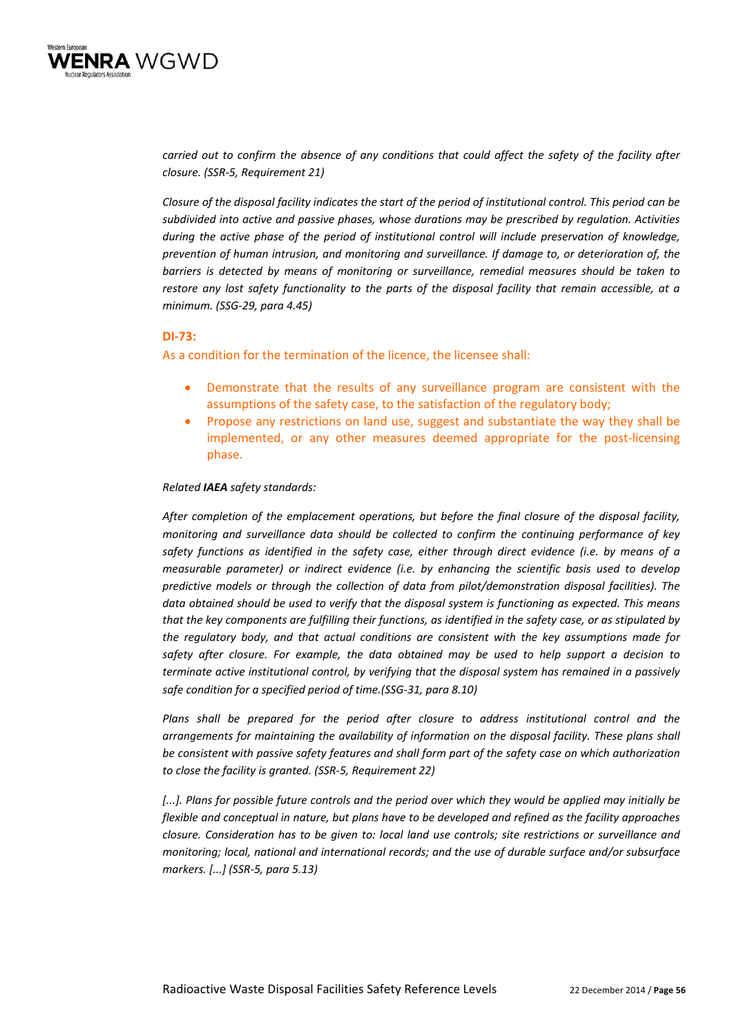*carried out to confirm the absence of any conditions that could affect the safety of the facility after closure. (SSR-5, Requirement 21)*

*Closure of the disposal facility indicates the start of the period of institutional control. This period can be subdivided into active and passive phases, whose durations may be prescribed by regulation. Activities during the active phase of the period of institutional control will include preservation of knowledge, prevention of human intrusion, and monitoring and surveillance. If damage to, or deterioration of, the barriers is detected by means of monitoring or surveillance, remedial measures should be taken to restore any lost safety functionality to the parts of the disposal facility that remain accessible, at a minimum. (SSG-29, para 4.45)*

**DI-73:**

As a condition for the termination of the licence, the licensee shall:

- Demonstrate that the results of any surveillance program are consistent with the assumptions of the safety case, to the satisfaction of the regulatory body;
- Propose any restrictions on land use, suggest and substantiate the way they shall be implemented, or any other measures deemed appropriate for the post-licensing phase.

*Related **IAEA** safety standards:*

*After completion of the emplacement operations, but before the final closure of the disposal facility, monitoring and surveillance data should be collected to confirm the continuing performance of key safety functions as identified in the safety case, either through direct evidence (i.e. by means of a measurable parameter) or indirect evidence (i.e. by enhancing the scientific basis used to develop predictive models or through the collection of data from pilot/demonstration disposal facilities). The data obtained should be used to verify that the disposal system is functioning as expected. This means that the key components are fulfilling their functions, as identified in the safety case, or as stipulated by the regulatory body, and that actual conditions are consistent with the key assumptions made for safety after closure. For example, the data obtained may be used to help support a decision to terminate active institutional control, by verifying that the disposal system has remained in a passively safe condition for a specified period of time.(SSG-31, para 8.10)*

*Plans shall be prepared for the period after closure to address institutional control and the arrangements for maintaining the availability of information on the disposal facility. These plans shall be consistent with passive safety features and shall form part of the safety case on which authorization to close the facility is granted. (SSR-5, Requirement 22)*

*[...]. Plans for possible future controls and the period over which they would be applied may initially be flexible and conceptual in nature, but plans have to be developed and refined as the facility approaches closure. Consideration has to be given to: local land use controls; site restrictions or surveillance and monitoring; local, national and international records; and the use of durable surface and/or subsurface markers. [...] (SSR-5, para 5.13)*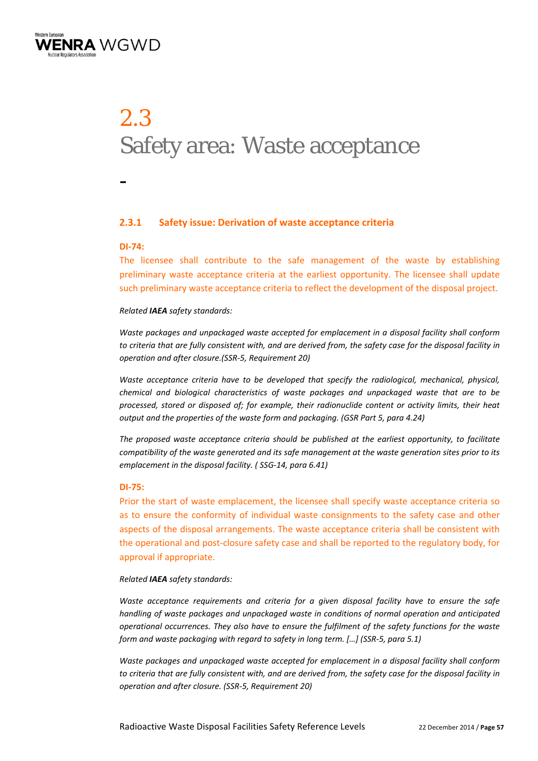# 2.3 Safety area: Waste acceptance

-

### 2.3.1 Safety issue: Derivation of waste acceptance criteria

**DI-74:**

The licensee shall contribute to the safe management of the waste by establishing preliminary waste acceptance criteria at the earliest opportunity. The licensee shall update such preliminary waste acceptance criteria to reflect the development of the disposal project.

*Related **IAEA** safety standards:*

*Waste packages and unpackaged waste accepted for emplacement in a disposal facility shall conform to criteria that are fully consistent with, and are derived from, the safety case for the disposal facility in operation and after closure.(SSR-5, Requirement 20)*

*Waste acceptance criteria have to be developed that specify the radiological, mechanical, physical, chemical and biological characteristics of waste packages and unpackaged waste that are to be processed, stored or disposed of; for example, their radionuclide content or activity limits, their heat output and the properties of the waste form and packaging. (GSR Part 5, para 4.24)*

*The proposed waste acceptance criteria should be published at the earliest opportunity, to facilitate compatibility of the waste generated and its safe management at the waste generation sites prior to its emplacement in the disposal facility. ( SSG-14, para 6.41)*

**DI-75:**

Prior the start of waste emplacement, the licensee shall specify waste acceptance criteria so as to ensure the conformity of individual waste consignments to the safety case and other aspects of the disposal arrangements. The waste acceptance criteria shall be consistent with the operational and post-closure safety case and shall be reported to the regulatory body, for approval if appropriate.

*Related **IAEA** safety standards:*

*Waste acceptance requirements and criteria for a given disposal facility have to ensure the safe handling of waste packages and unpackaged waste in conditions of normal operation and anticipated operational occurrences. They also have to ensure the fulfilment of the safety functions for the waste form and waste packaging with regard to safety in long term. […] (SSR-5, para 5.1)*

*Waste packages and unpackaged waste accepted for emplacement in a disposal facility shall conform to criteria that are fully consistent with, and are derived from, the safety case for the disposal facility in operation and after closure. (SSR-5, Requirement 20)*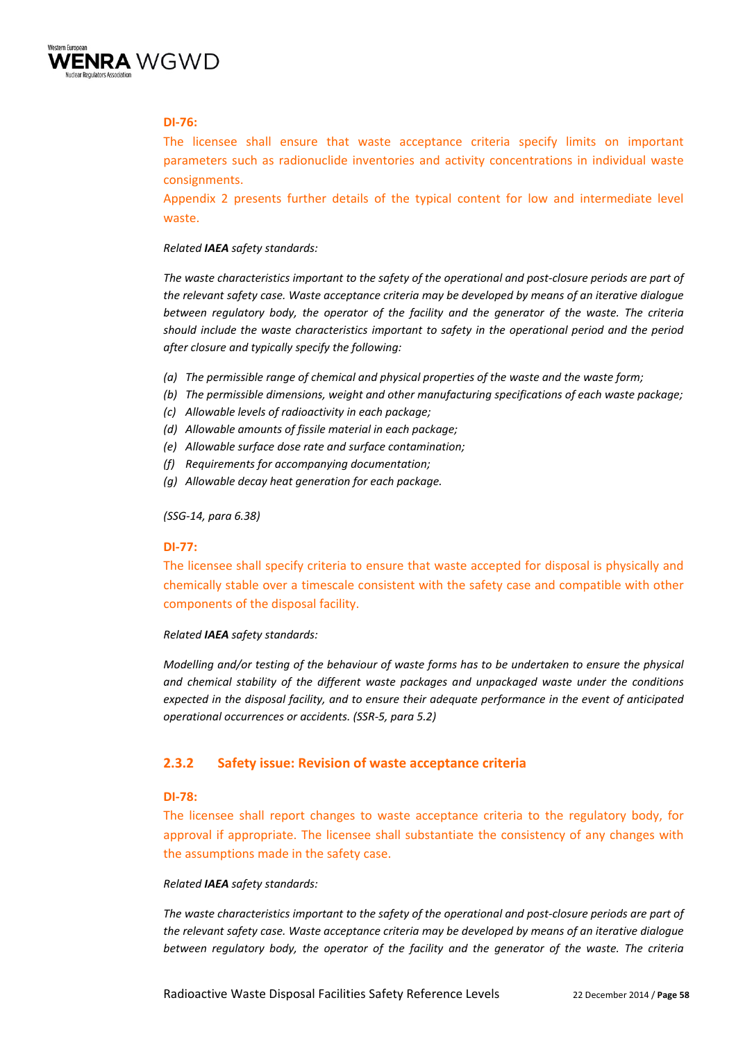**DI-76:**

The licensee shall ensure that waste acceptance criteria specify limits on important parameters such as radionuclide inventories and activity concentrations in individual waste consignments.

Appendix 2 presents further details of the typical content for low and intermediate level waste.

*Related **IAEA** safety standards:*

*The waste characteristics important to the safety of the operational and post-closure periods are part of the relevant safety case. Waste acceptance criteria may be developed by means of an iterative dialogue between regulatory body, the operator of the facility and the generator of the waste. The criteria should include the waste characteristics important to safety in the operational period and the period after closure and typically specify the following:*

- *(a) The permissible range of chemical and physical properties of the waste and the waste form;*
- *(b) The permissible dimensions, weight and other manufacturing specifications of each waste package;*
- *(c) Allowable levels of radioactivity in each package;*
- *(d) Allowable amounts of fissile material in each package;*
- *(e) Allowable surface dose rate and surface contamination;*
- *(f) Requirements for accompanying documentation;*
- *(g) Allowable decay heat generation for each package.*

*(SSG-14, para 6.38)*

**DI-77:**

The licensee shall specify criteria to ensure that waste accepted for disposal is physically and chemically stable over a timescale consistent with the safety case and compatible with other components of the disposal facility.

*Related **IAEA** safety standards:*

*Modelling and/or testing of the behaviour of waste forms has to be undertaken to ensure the physical and chemical stability of the different waste packages and unpackaged waste under the conditions expected in the disposal facility, and to ensure their adequate performance in the event of anticipated operational occurrences or accidents. (SSR-5, para 5.2)*

### 2.3.2 Safety issue: Revision of waste acceptance criteria

**DI-78:**

The licensee shall report changes to waste acceptance criteria to the regulatory body, for approval if appropriate. The licensee shall substantiate the consistency of any changes with the assumptions made in the safety case.

*Related **IAEA** safety standards:*

*The waste characteristics important to the safety of the operational and post-closure periods are part of the relevant safety case. Waste acceptance criteria may be developed by means of an iterative dialogue between regulatory body, the operator of the facility and the generator of the waste. The criteria*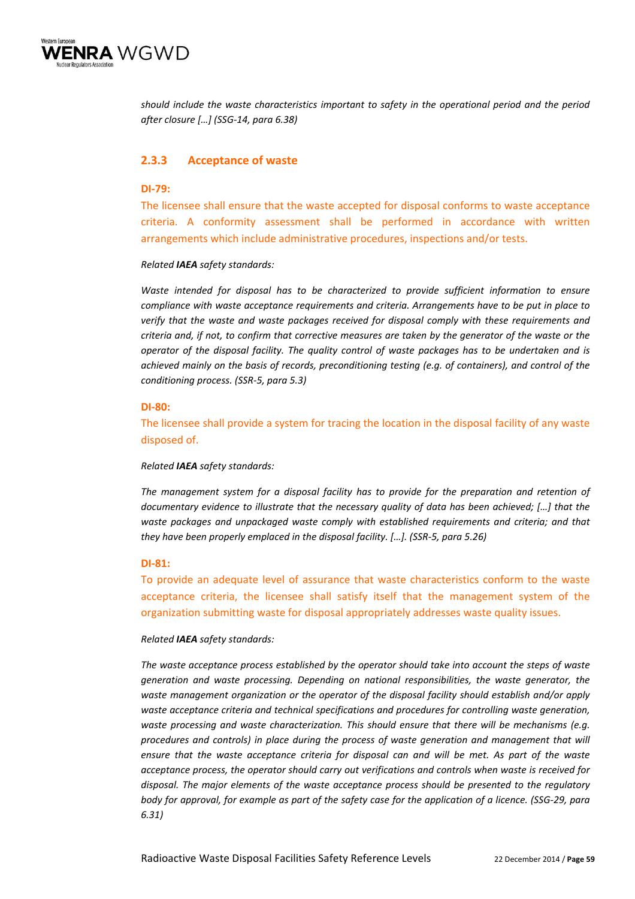*should include the waste characteristics important to safety in the operational period and the period after closure […] (SSG-14, para 6.38)*

### 2.3.3 Acceptance of waste

**DI-79:**

The licensee shall ensure that the waste accepted for disposal conforms to waste acceptance criteria. A conformity assessment shall be performed in accordance with written arrangements which include administrative procedures, inspections and/or tests.

*Related **IAEA** safety standards:*

*Waste intended for disposal has to be characterized to provide sufficient information to ensure compliance with waste acceptance requirements and criteria. Arrangements have to be put in place to verify that the waste and waste packages received for disposal comply with these requirements and criteria and, if not, to confirm that corrective measures are taken by the generator of the waste or the operator of the disposal facility. The quality control of waste packages has to be undertaken and is achieved mainly on the basis of records, preconditioning testing (e.g. of containers), and control of the conditioning process. (SSR-5, para 5.3)*

**DI-80:**

The licensee shall provide a system for tracing the location in the disposal facility of any waste disposed of.

*Related **IAEA** safety standards:*

*The management system for a disposal facility has to provide for the preparation and retention of documentary evidence to illustrate that the necessary quality of data has been achieved; […] that the waste packages and unpackaged waste comply with established requirements and criteria; and that they have been properly emplaced in the disposal facility. […]. (SSR-5, para 5.26)*

**DI-81:**

To provide an adequate level of assurance that waste characteristics conform to the waste acceptance criteria, the licensee shall satisfy itself that the management system of the organization submitting waste for disposal appropriately addresses waste quality issues.

*Related **IAEA** safety standards:*

*The waste acceptance process established by the operator should take into account the steps of waste generation and waste processing. Depending on national responsibilities, the waste generator, the waste management organization or the operator of the disposal facility should establish and/or apply waste acceptance criteria and technical specifications and procedures for controlling waste generation, waste processing and waste characterization. This should ensure that there will be mechanisms (e.g. procedures and controls) in place during the process of waste generation and management that will ensure that the waste acceptance criteria for disposal can and will be met. As part of the waste acceptance process, the operator should carry out verifications and controls when waste is received for disposal. The major elements of the waste acceptance process should be presented to the regulatory body for approval, for example as part of the safety case for the application of a licence. (SSG-29, para 6.31)*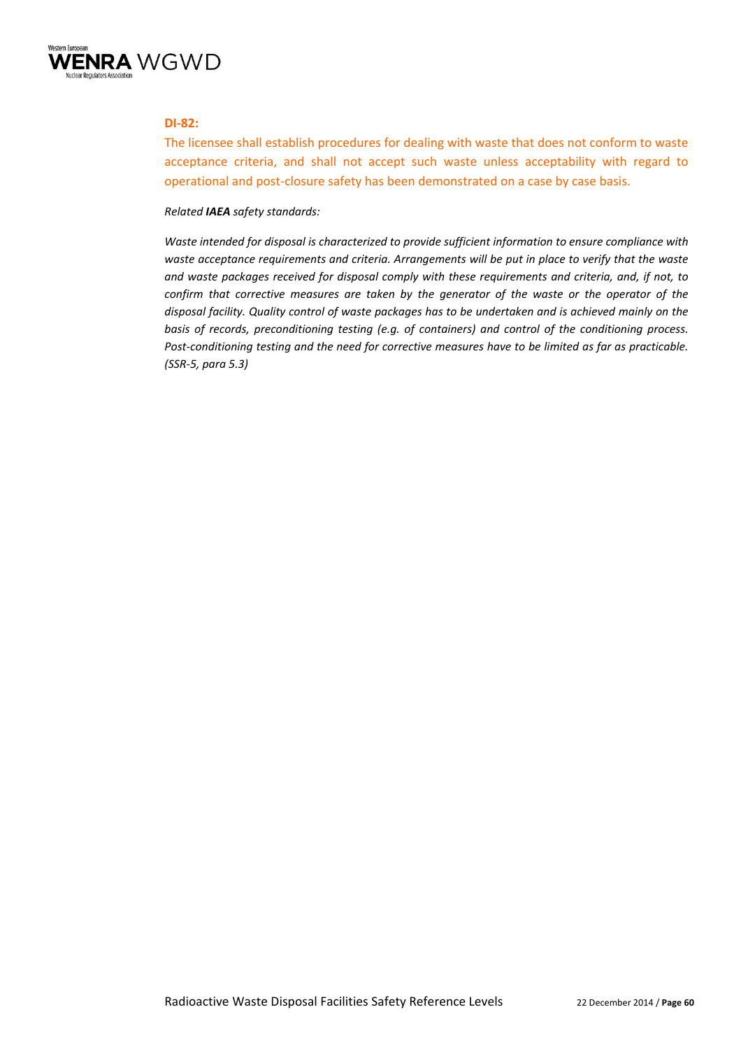**DI-82:**

The licensee shall establish procedures for dealing with waste that does not conform to waste acceptance criteria, and shall not accept such waste unless acceptability with regard to operational and post-closure safety has been demonstrated on a case by case basis.

*Related **IAEA** safety standards:*

*Waste intended for disposal is characterized to provide sufficient information to ensure compliance with waste acceptance requirements and criteria. Arrangements will be put in place to verify that the waste and waste packages received for disposal comply with these requirements and criteria, and, if not, to confirm that corrective measures are taken by the generator of the waste or the operator of the disposal facility. Quality control of waste packages has to be undertaken and is achieved mainly on the basis of records, preconditioning testing (e.g. of containers) and control of the conditioning process. Post-conditioning testing and the need for corrective measures have to be limited as far as practicable. (SSR-5, para 5.3)*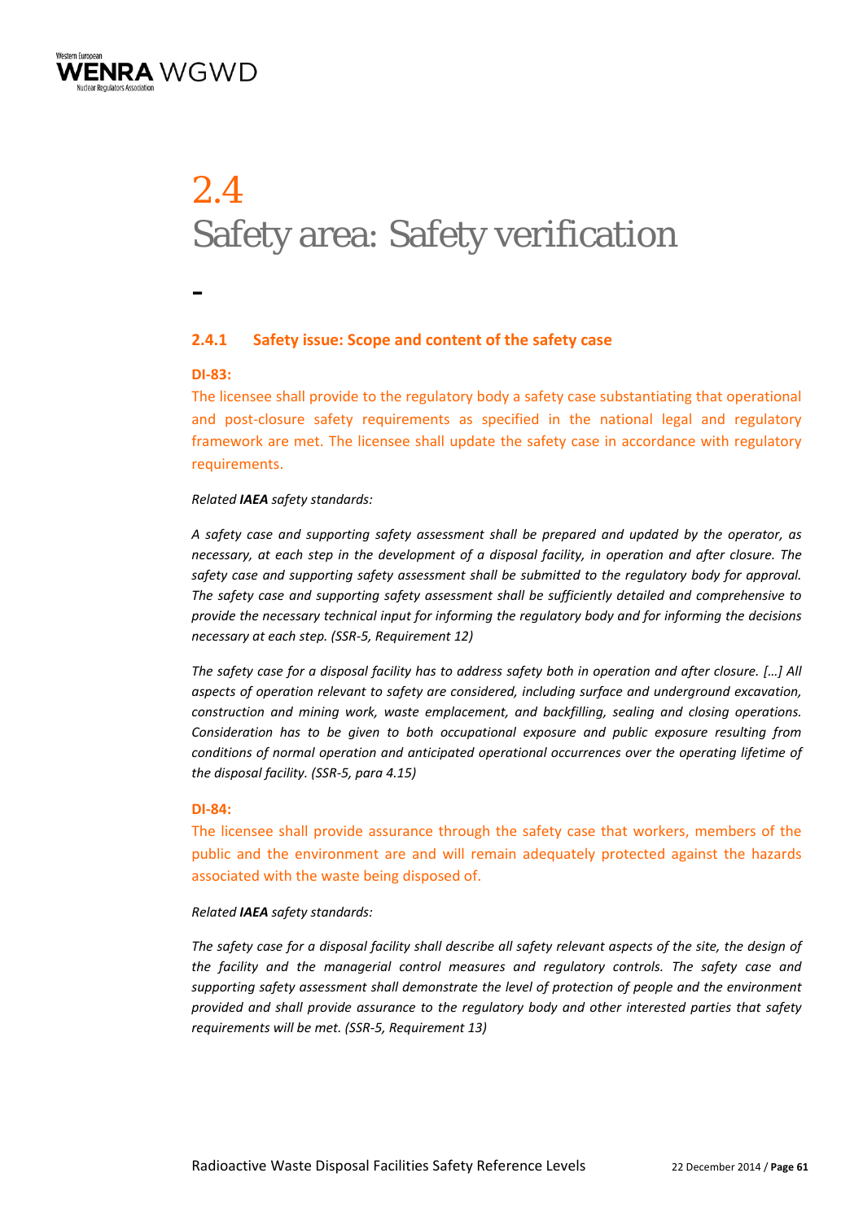# 2.4 Safety area: Safety verification

-

### 2.4.1 Safety issue: Scope and content of the safety case

**DI-83:**

The licensee shall provide to the regulatory body a safety case substantiating that operational and post-closure safety requirements as specified in the national legal and regulatory framework are met. The licensee shall update the safety case in accordance with regulatory requirements.

*Related **IAEA** safety standards:*

*A safety case and supporting safety assessment shall be prepared and updated by the operator, as necessary, at each step in the development of a disposal facility, in operation and after closure. The safety case and supporting safety assessment shall be submitted to the regulatory body for approval. The safety case and supporting safety assessment shall be sufficiently detailed and comprehensive to provide the necessary technical input for informing the regulatory body and for informing the decisions necessary at each step. (SSR-5, Requirement 12)*

*The safety case for a disposal facility has to address safety both in operation and after closure. […] All aspects of operation relevant to safety are considered, including surface and underground excavation, construction and mining work, waste emplacement, and backfilling, sealing and closing operations. Consideration has to be given to both occupational exposure and public exposure resulting from conditions of normal operation and anticipated operational occurrences over the operating lifetime of the disposal facility. (SSR-5, para 4.15)*

**DI-84:**

The licensee shall provide assurance through the safety case that workers, members of the public and the environment are and will remain adequately protected against the hazards associated with the waste being disposed of.

*Related **IAEA** safety standards:*

*The safety case for a disposal facility shall describe all safety relevant aspects of the site, the design of the facility and the managerial control measures and regulatory controls. The safety case and supporting safety assessment shall demonstrate the level of protection of people and the environment provided and shall provide assurance to the regulatory body and other interested parties that safety requirements will be met. (SSR-5, Requirement 13)*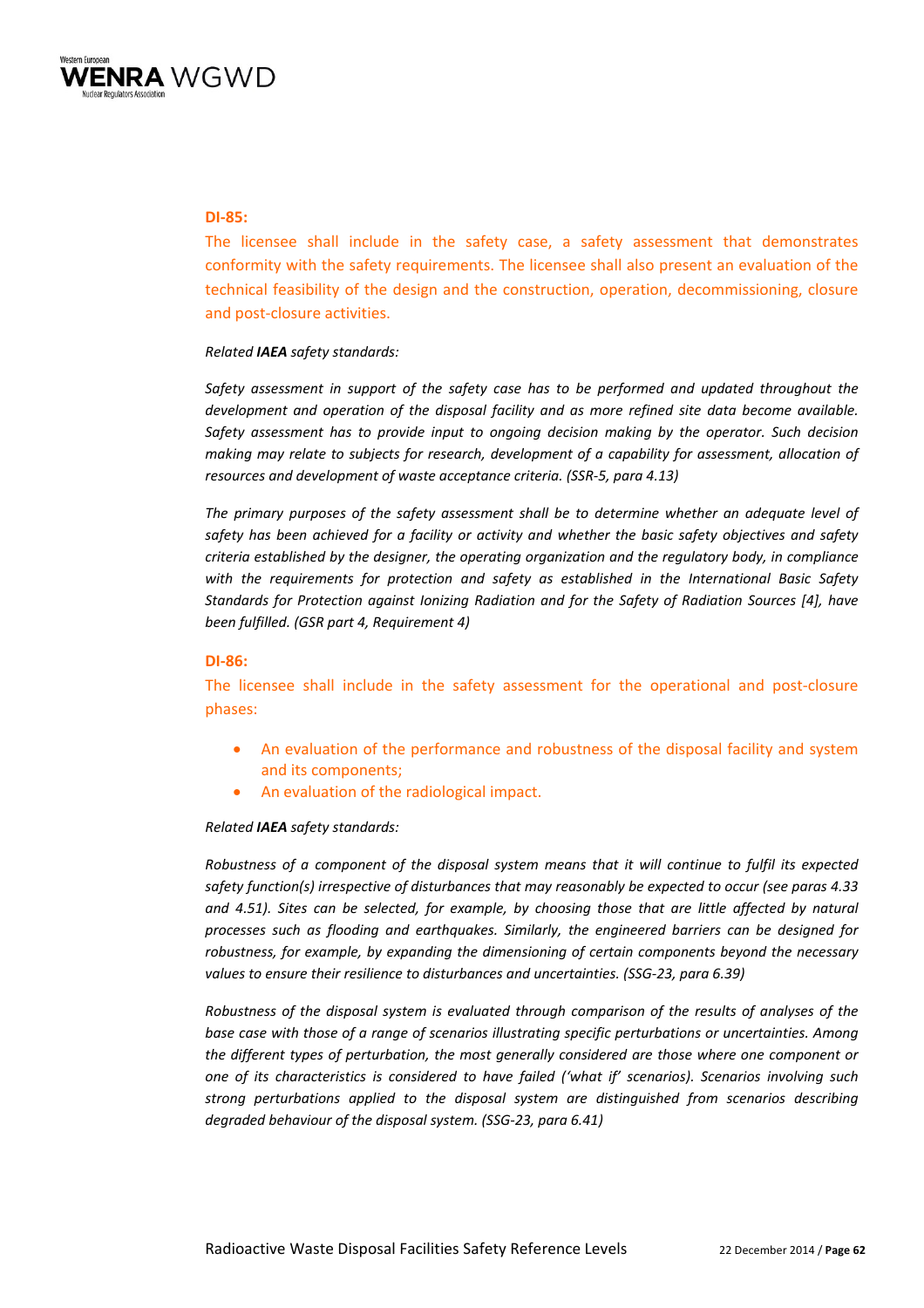**DI-85:**

The licensee shall include in the safety case, a safety assessment that demonstrates conformity with the safety requirements. The licensee shall also present an evaluation of the technical feasibility of the design and the construction, operation, decommissioning, closure and post-closure activities.

*Related **IAEA** safety standards:*

*Safety assessment in support of the safety case has to be performed and updated throughout the development and operation of the disposal facility and as more refined site data become available. Safety assessment has to provide input to ongoing decision making by the operator. Such decision making may relate to subjects for research, development of a capability for assessment, allocation of resources and development of waste acceptance criteria. (SSR-5, para 4.13)*

*The primary purposes of the safety assessment shall be to determine whether an adequate level of safety has been achieved for a facility or activity and whether the basic safety objectives and safety criteria established by the designer, the operating organization and the regulatory body, in compliance with the requirements for protection and safety as established in the International Basic Safety Standards for Protection against Ionizing Radiation and for the Safety of Radiation Sources [4], have been fulfilled. (GSR part 4, Requirement 4)*

**DI-86:**

The licensee shall include in the safety assessment for the operational and post-closure phases:

- An evaluation of the performance and robustness of the disposal facility and system and its components;
- An evaluation of the radiological impact.

*Related **IAEA** safety standards:*

*Robustness of a component of the disposal system means that it will continue to fulfil its expected safety function(s) irrespective of disturbances that may reasonably be expected to occur (see paras 4.33 and 4.51). Sites can be selected, for example, by choosing those that are little affected by natural processes such as flooding and earthquakes. Similarly, the engineered barriers can be designed for robustness, for example, by expanding the dimensioning of certain components beyond the necessary values to ensure their resilience to disturbances and uncertainties. (SSG-23, para 6.39)*

*Robustness of the disposal system is evaluated through comparison of the results of analyses of the base case with those of a range of scenarios illustrating specific perturbations or uncertainties. Among the different types of perturbation, the most generally considered are those where one component or one of its characteristics is considered to have failed ('what if' scenarios). Scenarios involving such strong perturbations applied to the disposal system are distinguished from scenarios describing degraded behaviour of the disposal system. (SSG-23, para 6.41)*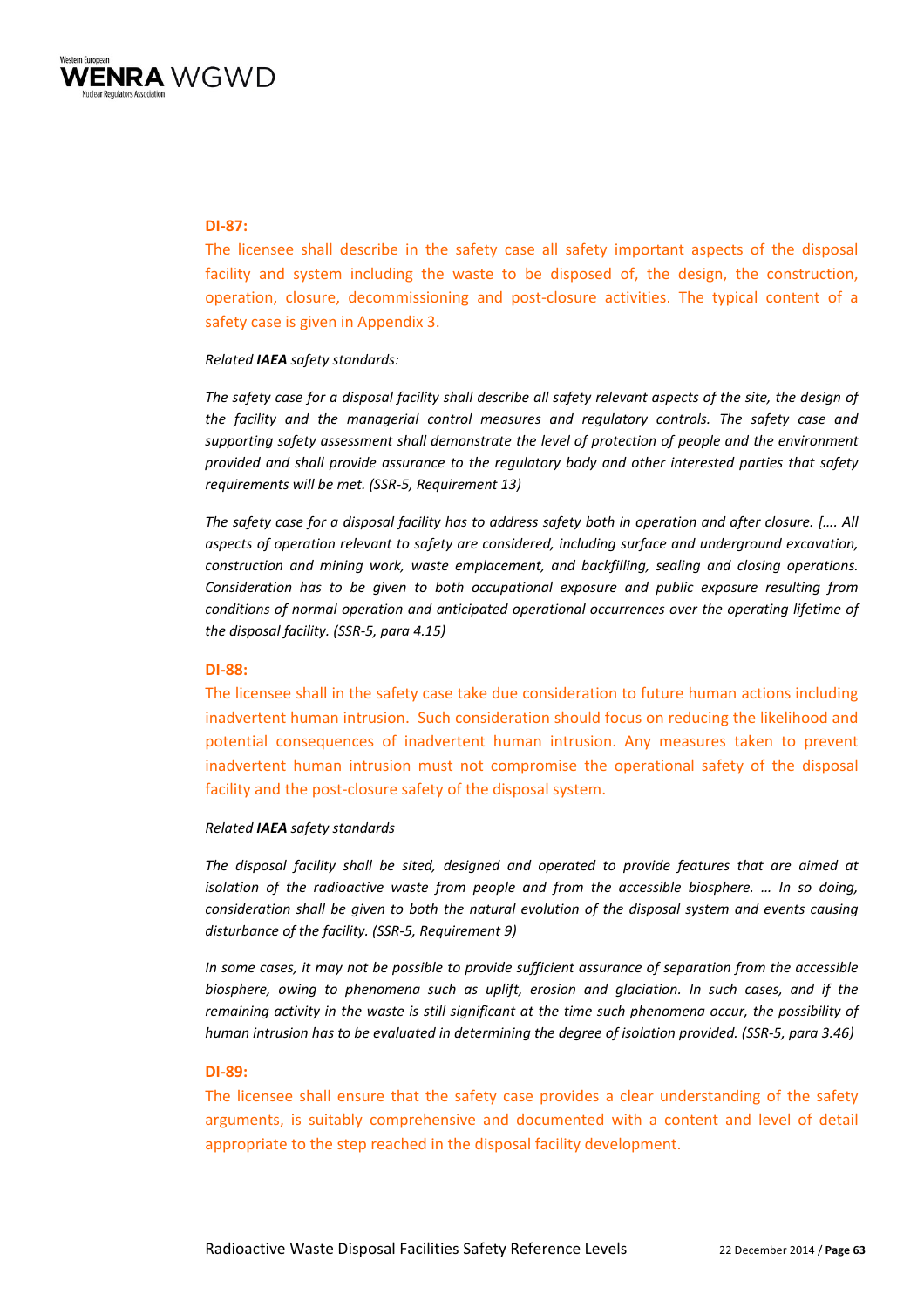**DI-87:**

The licensee shall describe in the safety case all safety important aspects of the disposal facility and system including the waste to be disposed of, the design, the construction, operation, closure, decommissioning and post-closure activities. The typical content of a safety case is given in Appendix 3.

*Related **IAEA** safety standards:*

*The safety case for a disposal facility shall describe all safety relevant aspects of the site, the design of the facility and the managerial control measures and regulatory controls. The safety case and supporting safety assessment shall demonstrate the level of protection of people and the environment provided and shall provide assurance to the regulatory body and other interested parties that safety requirements will be met. (SSR-5, Requirement 13)*

*The safety case for a disposal facility has to address safety both in operation and after closure. [.... All aspects of operation relevant to safety are considered, including surface and underground excavation, construction and mining work, waste emplacement, and backfilling, sealing and closing operations. Consideration has to be given to both occupational exposure and public exposure resulting from conditions of normal operation and anticipated operational occurrences over the operating lifetime of the disposal facility. (SSR-5, para 4.15)*

**DI-88:**

The licensee shall in the safety case take due consideration to future human actions including inadvertent human intrusion. Such consideration should focus on reducing the likelihood and potential consequences of inadvertent human intrusion. Any measures taken to prevent inadvertent human intrusion must not compromise the operational safety of the disposal facility and the post-closure safety of the disposal system.

*Related **IAEA** safety standards*

*The disposal facility shall be sited, designed and operated to provide features that are aimed at isolation of the radioactive waste from people and from the accessible biosphere. … In so doing, consideration shall be given to both the natural evolution of the disposal system and events causing disturbance of the facility. (SSR-5, Requirement 9)*

*In some cases, it may not be possible to provide sufficient assurance of separation from the accessible biosphere, owing to phenomena such as uplift, erosion and glaciation. In such cases, and if the remaining activity in the waste is still significant at the time such phenomena occur, the possibility of human intrusion has to be evaluated in determining the degree of isolation provided. (SSR-5, para 3.46)*

**DI-89:**

The licensee shall ensure that the safety case provides a clear understanding of the safety arguments, is suitably comprehensive and documented with a content and level of detail appropriate to the step reached in the disposal facility development.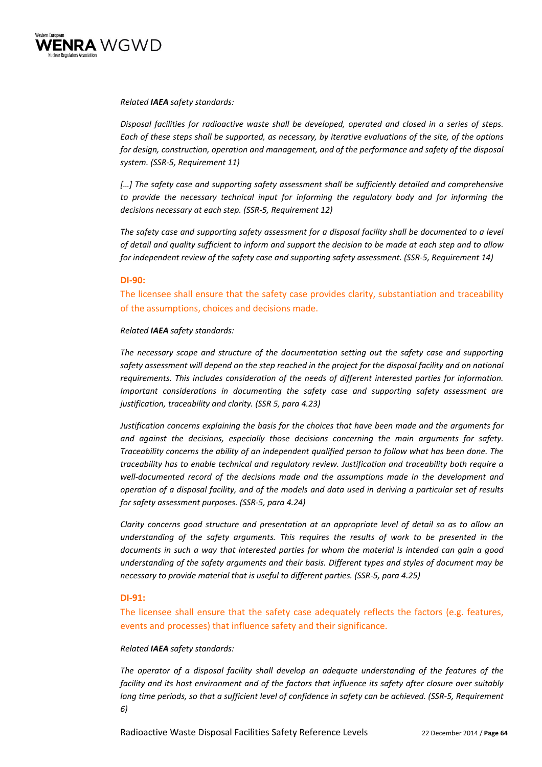*Related **IAEA** safety standards:*

*Disposal facilities for radioactive waste shall be developed, operated and closed in a series of steps. Each of these steps shall be supported, as necessary, by iterative evaluations of the site, of the options for design, construction, operation and management, and of the performance and safety of the disposal system. (SSR-5, Requirement 11)*

*[…] The safety case and supporting safety assessment shall be sufficiently detailed and comprehensive to provide the necessary technical input for informing the regulatory body and for informing the decisions necessary at each step. (SSR-5, Requirement 12)*

*The safety case and supporting safety assessment for a disposal facility shall be documented to a level of detail and quality sufficient to inform and support the decision to be made at each step and to allow for independent review of the safety case and supporting safety assessment. (SSR-5, Requirement 14)*

**DI-90:**

The licensee shall ensure that the safety case provides clarity, substantiation and traceability of the assumptions, choices and decisions made.

*Related **IAEA** safety standards:*

*The necessary scope and structure of the documentation setting out the safety case and supporting safety assessment will depend on the step reached in the project for the disposal facility and on national requirements. This includes consideration of the needs of different interested parties for information. Important considerations in documenting the safety case and supporting safety assessment are justification, traceability and clarity. (SSR 5, para 4.23)*

*Justification concerns explaining the basis for the choices that have been made and the arguments for and against the decisions, especially those decisions concerning the main arguments for safety. Traceability concerns the ability of an independent qualified person to follow what has been done. The traceability has to enable technical and regulatory review. Justification and traceability both require a well-documented record of the decisions made and the assumptions made in the development and operation of a disposal facility, and of the models and data used in deriving a particular set of results for safety assessment purposes. (SSR-5, para 4.24)*

*Clarity concerns good structure and presentation at an appropriate level of detail so as to allow an understanding of the safety arguments. This requires the results of work to be presented in the documents in such a way that interested parties for whom the material is intended can gain a good understanding of the safety arguments and their basis. Different types and styles of document may be necessary to provide material that is useful to different parties. (SSR-5, para 4.25)*

**DI-91:**

The licensee shall ensure that the safety case adequately reflects the factors (e.g. features, events and processes) that influence safety and their significance.

*Related **IAEA** safety standards:*

*The operator of a disposal facility shall develop an adequate understanding of the features of the facility and its host environment and of the factors that influence its safety after closure over suitably long time periods, so that a sufficient level of confidence in safety can be achieved. (SSR-5, Requirement 6)*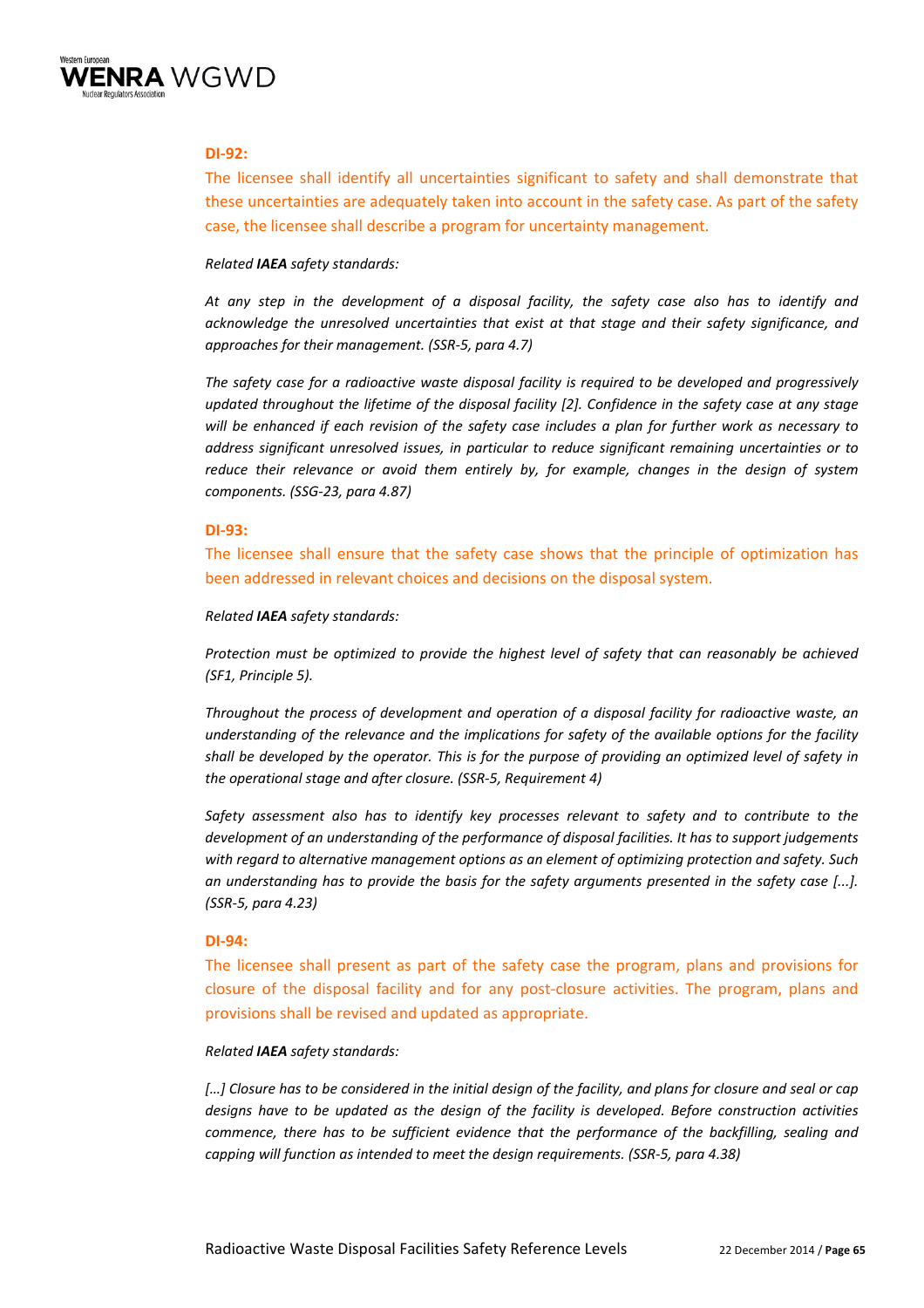**DI-92:**

The licensee shall identify all uncertainties significant to safety and shall demonstrate that these uncertainties are adequately taken into account in the safety case. As part of the safety case, the licensee shall describe a program for uncertainty management.

*Related **IAEA** safety standards:*

*At any step in the development of a disposal facility, the safety case also has to identify and acknowledge the unresolved uncertainties that exist at that stage and their safety significance, and approaches for their management. (SSR-5, para 4.7)*

*The safety case for a radioactive waste disposal facility is required to be developed and progressively updated throughout the lifetime of the disposal facility [2]. Confidence in the safety case at any stage will be enhanced if each revision of the safety case includes a plan for further work as necessary to address significant unresolved issues, in particular to reduce significant remaining uncertainties or to reduce their relevance or avoid them entirely by, for example, changes in the design of system components. (SSG-23, para 4.87)*

**DI-93:**

The licensee shall ensure that the safety case shows that the principle of optimization has been addressed in relevant choices and decisions on the disposal system.

*Related **IAEA** safety standards:*

*Protection must be optimized to provide the highest level of safety that can reasonably be achieved (SF1, Principle 5).*

*Throughout the process of development and operation of a disposal facility for radioactive waste, an understanding of the relevance and the implications for safety of the available options for the facility shall be developed by the operator. This is for the purpose of providing an optimized level of safety in the operational stage and after closure. (SSR-5, Requirement 4)*

*Safety assessment also has to identify key processes relevant to safety and to contribute to the development of an understanding of the performance of disposal facilities. It has to support judgements with regard to alternative management options as an element of optimizing protection and safety. Such an understanding has to provide the basis for the safety arguments presented in the safety case [...]. (SSR-5, para 4.23)*

**DI-94:**

The licensee shall present as part of the safety case the program, plans and provisions for closure of the disposal facility and for any post-closure activities. The program, plans and provisions shall be revised and updated as appropriate.

*Related **IAEA** safety standards:*

*[…] Closure has to be considered in the initial design of the facility, and plans for closure and seal or cap designs have to be updated as the design of the facility is developed. Before construction activities commence, there has to be sufficient evidence that the performance of the backfilling, sealing and capping will function as intended to meet the design requirements. (SSR-5, para 4.38)*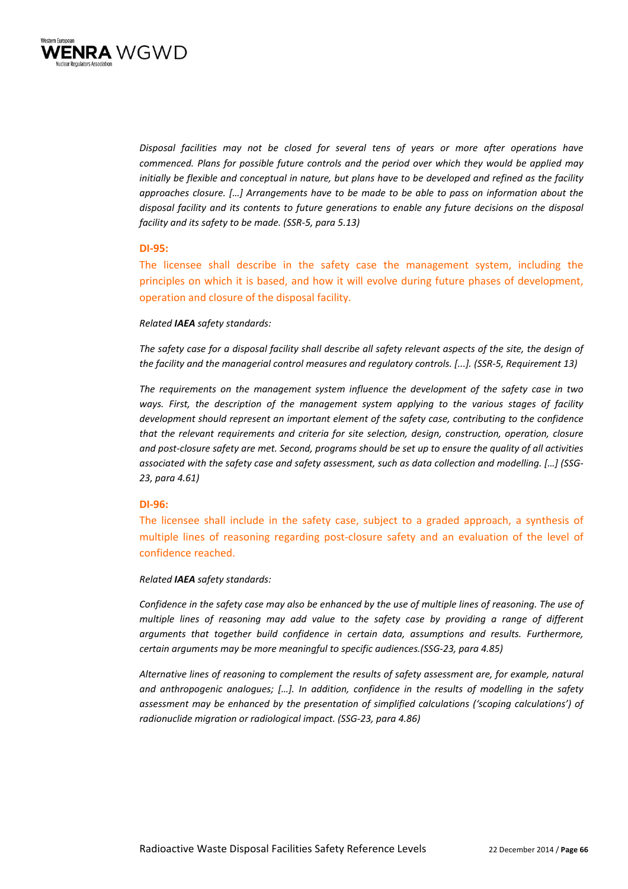*Disposal facilities may not be closed for several tens of years or more after operations have commenced. Plans for possible future controls and the period over which they would be applied may initially be flexible and conceptual in nature, but plans have to be developed and refined as the facility approaches closure. […] Arrangements have to be made to be able to pass on information about the disposal facility and its contents to future generations to enable any future decisions on the disposal facility and its safety to be made. (SSR-5, para 5.13)*

**DI-95:**

The licensee shall describe in the safety case the management system, including the principles on which it is based, and how it will evolve during future phases of development, operation and closure of the disposal facility.

*Related **IAEA** safety standards:*

*The safety case for a disposal facility shall describe all safety relevant aspects of the site, the design of the facility and the managerial control measures and regulatory controls. [...]. (SSR-5, Requirement 13)*

*The requirements on the management system influence the development of the safety case in two ways. First, the description of the management system applying to the various stages of facility development should represent an important element of the safety case, contributing to the confidence that the relevant requirements and criteria for site selection, design, construction, operation, closure and post-closure safety are met. Second, programs should be set up to ensure the quality of all activities associated with the safety case and safety assessment, such as data collection and modelling. […] (SSG-23, para 4.61)*

**DI-96:**

The licensee shall include in the safety case, subject to a graded approach, a synthesis of multiple lines of reasoning regarding post-closure safety and an evaluation of the level of confidence reached.

*Related **IAEA** safety standards:*

*Confidence in the safety case may also be enhanced by the use of multiple lines of reasoning. The use of multiple lines of reasoning may add value to the safety case by providing a range of different arguments that together build confidence in certain data, assumptions and results. Furthermore, certain arguments may be more meaningful to specific audiences.(SSG-23, para 4.85)*

*Alternative lines of reasoning to complement the results of safety assessment are, for example, natural and anthropogenic analogues; […]. In addition, confidence in the results of modelling in the safety assessment may be enhanced by the presentation of simplified calculations ('scoping calculations') of radionuclide migration or radiological impact. (SSG-23, para 4.86)*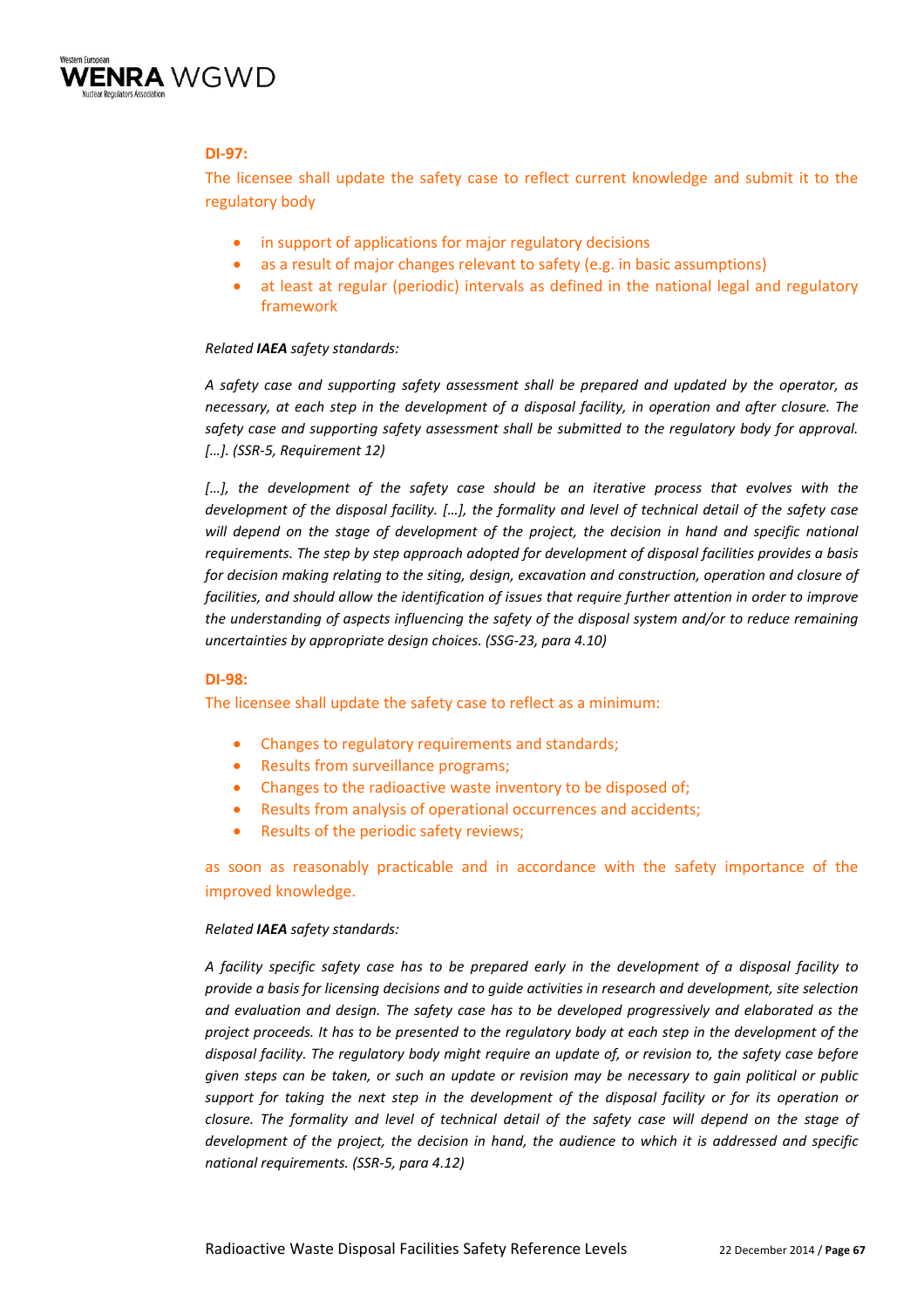**DI-97:**

The licensee shall update the safety case to reflect current knowledge and submit it to the regulatory body

- in support of applications for major regulatory decisions
- as a result of major changes relevant to safety (e.g. in basic assumptions)
- at least at regular (periodic) intervals as defined in the national legal and regulatory framework

*Related **IAEA** safety standards:*

*A safety case and supporting safety assessment shall be prepared and updated by the operator, as necessary, at each step in the development of a disposal facility, in operation and after closure. The safety case and supporting safety assessment shall be submitted to the regulatory body for approval. […]. (SSR-5, Requirement 12)*

*[…], the development of the safety case should be an iterative process that evolves with the development of the disposal facility. […], the formality and level of technical detail of the safety case will depend on the stage of development of the project, the decision in hand and specific national requirements. The step by step approach adopted for development of disposal facilities provides a basis for decision making relating to the siting, design, excavation and construction, operation and closure of facilities, and should allow the identification of issues that require further attention in order to improve the understanding of aspects influencing the safety of the disposal system and/or to reduce remaining uncertainties by appropriate design choices. (SSG-23, para 4.10)*

**DI-98:**

The licensee shall update the safety case to reflect as a minimum:

- Changes to regulatory requirements and standards;
- Results from surveillance programs;
- Changes to the radioactive waste inventory to be disposed of;
- Results from analysis of operational occurrences and accidents;
- Results of the periodic safety reviews;

as soon as reasonably practicable and in accordance with the safety importance of the improved knowledge.

*Related **IAEA** safety standards:*

*A facility specific safety case has to be prepared early in the development of a disposal facility to provide a basis for licensing decisions and to guide activities in research and development, site selection and evaluation and design. The safety case has to be developed progressively and elaborated as the project proceeds. It has to be presented to the regulatory body at each step in the development of the disposal facility. The regulatory body might require an update of, or revision to, the safety case before given steps can be taken, or such an update or revision may be necessary to gain political or public support for taking the next step in the development of the disposal facility or for its operation or closure. The formality and level of technical detail of the safety case will depend on the stage of development of the project, the decision in hand, the audience to which it is addressed and specific national requirements. (SSR-5, para 4.12)*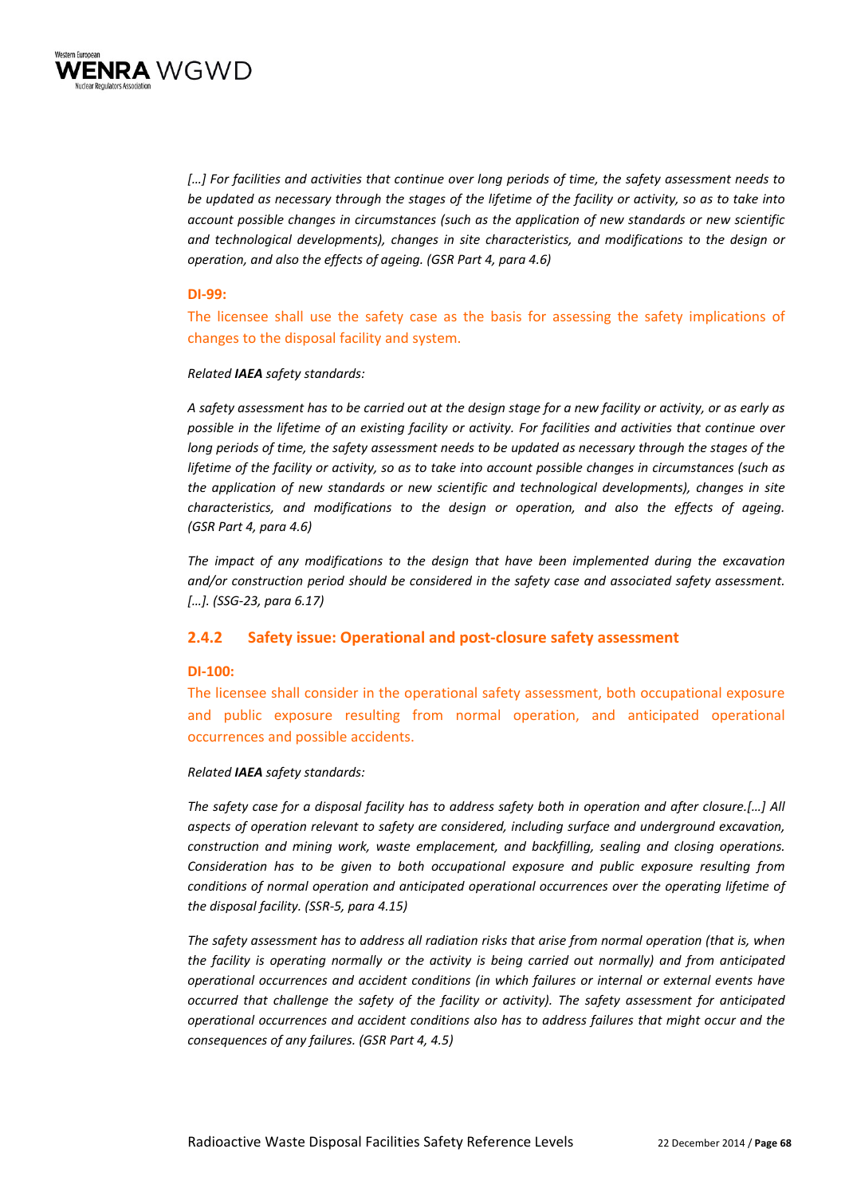*[…] For facilities and activities that continue over long periods of time, the safety assessment needs to be updated as necessary through the stages of the lifetime of the facility or activity, so as to take into account possible changes in circumstances (such as the application of new standards or new scientific and technological developments), changes in site characteristics, and modifications to the design or operation, and also the effects of ageing. (GSR Part 4, para 4.6)*

**DI-99:**

The licensee shall use the safety case as the basis for assessing the safety implications of changes to the disposal facility and system.

*Related **IAEA** safety standards:*

*A safety assessment has to be carried out at the design stage for a new facility or activity, or as early as possible in the lifetime of an existing facility or activity. For facilities and activities that continue over long periods of time, the safety assessment needs to be updated as necessary through the stages of the lifetime of the facility or activity, so as to take into account possible changes in circumstances (such as the application of new standards or new scientific and technological developments), changes in site characteristics, and modifications to the design or operation, and also the effects of ageing. (GSR Part 4, para 4.6)*

*The impact of any modifications to the design that have been implemented during the excavation and/or construction period should be considered in the safety case and associated safety assessment. […]. (SSG-23, para 6.17)*

### 2.4.2 Safety issue: Operational and post-closure safety assessment

**DI-100:**

The licensee shall consider in the operational safety assessment, both occupational exposure and public exposure resulting from normal operation, and anticipated operational occurrences and possible accidents.

*Related **IAEA** safety standards:*

*The safety case for a disposal facility has to address safety both in operation and after closure.[…] All aspects of operation relevant to safety are considered, including surface and underground excavation, construction and mining work, waste emplacement, and backfilling, sealing and closing operations. Consideration has to be given to both occupational exposure and public exposure resulting from conditions of normal operation and anticipated operational occurrences over the operating lifetime of the disposal facility. (SSR-5, para 4.15)*

*The safety assessment has to address all radiation risks that arise from normal operation (that is, when the facility is operating normally or the activity is being carried out normally) and from anticipated operational occurrences and accident conditions (in which failures or internal or external events have occurred that challenge the safety of the facility or activity). The safety assessment for anticipated operational occurrences and accident conditions also has to address failures that might occur and the consequences of any failures. (GSR Part 4, 4.5)*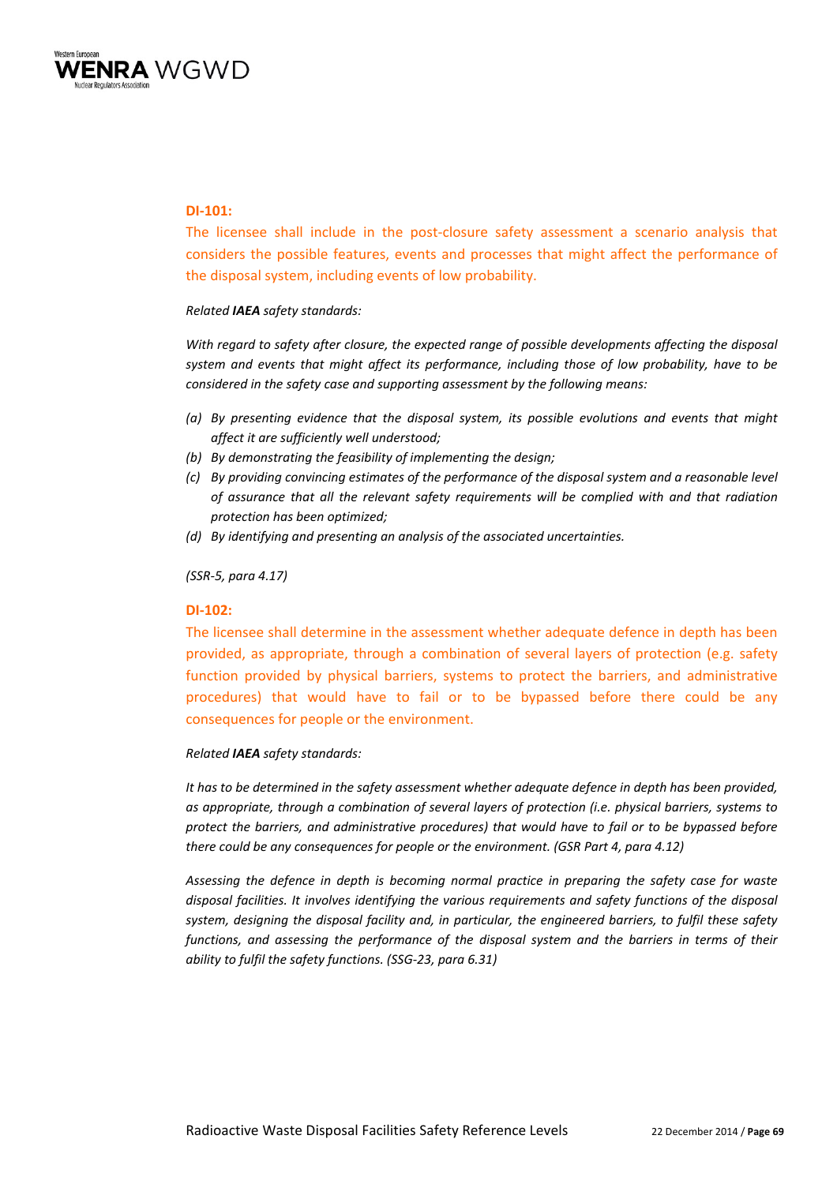**DI-101:**

The licensee shall include in the post-closure safety assessment a scenario analysis that considers the possible features, events and processes that might affect the performance of the disposal system, including events of low probability.

*Related **IAEA** safety standards:*

*With regard to safety after closure, the expected range of possible developments affecting the disposal system and events that might affect its performance, including those of low probability, have to be considered in the safety case and supporting assessment by the following means:*

- *(a) By presenting evidence that the disposal system, its possible evolutions and events that might affect it are sufficiently well understood;*
- *(b) By demonstrating the feasibility of implementing the design;*
- *(c) By providing convincing estimates of the performance of the disposal system and a reasonable level of assurance that all the relevant safety requirements will be complied with and that radiation protection has been optimized;*
- *(d) By identifying and presenting an analysis of the associated uncertainties.*

*(SSR-5, para 4.17)*

**DI-102:**

The licensee shall determine in the assessment whether adequate defence in depth has been provided, as appropriate, through a combination of several layers of protection (e.g. safety function provided by physical barriers, systems to protect the barriers, and administrative procedures) that would have to fail or to be bypassed before there could be any consequences for people or the environment.

*Related **IAEA** safety standards:*

*It has to be determined in the safety assessment whether adequate defence in depth has been provided, as appropriate, through a combination of several layers of protection (i.e. physical barriers, systems to protect the barriers, and administrative procedures) that would have to fail or to be bypassed before there could be any consequences for people or the environment. (GSR Part 4, para 4.12)*

*Assessing the defence in depth is becoming normal practice in preparing the safety case for waste disposal facilities. It involves identifying the various requirements and safety functions of the disposal system, designing the disposal facility and, in particular, the engineered barriers, to fulfil these safety functions, and assessing the performance of the disposal system and the barriers in terms of their ability to fulfil the safety functions. (SSG-23, para 6.31)*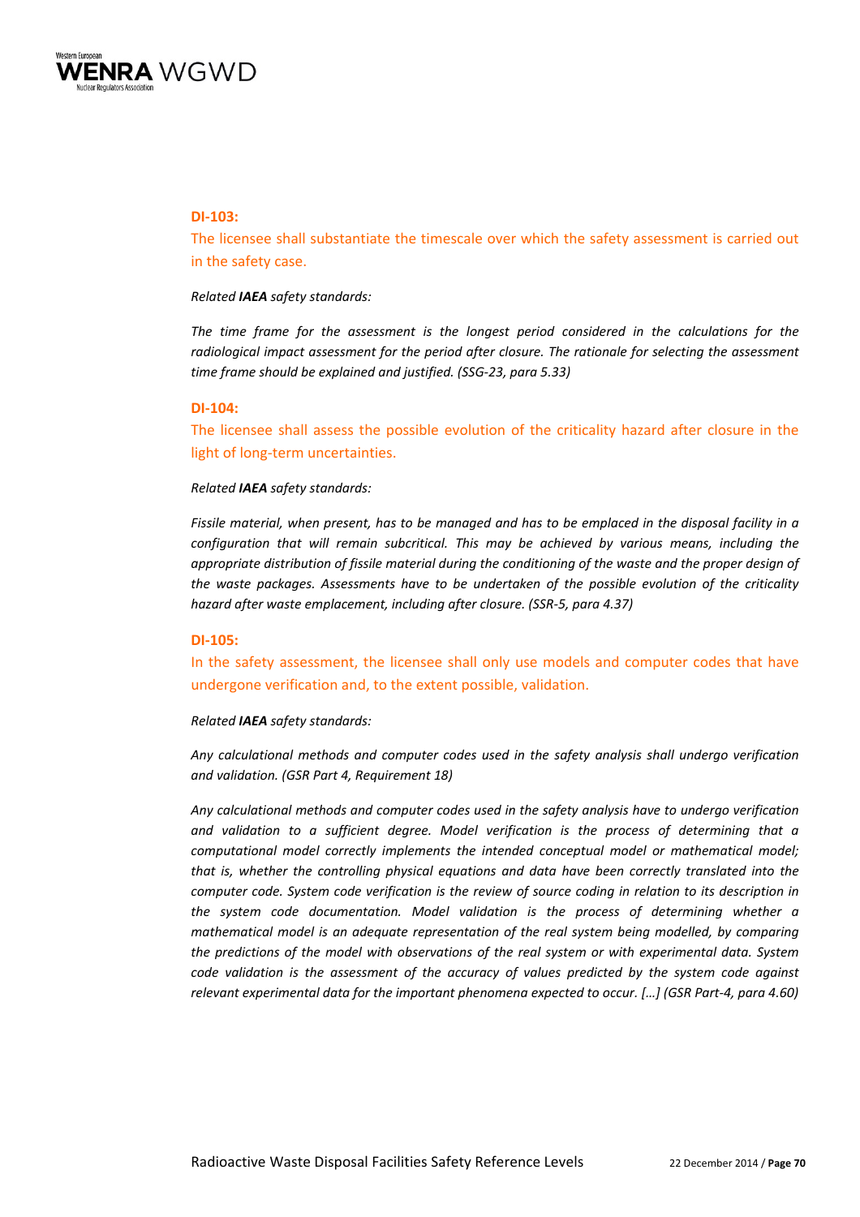**DI-103:**

The licensee shall substantiate the timescale over which the safety assessment is carried out in the safety case.

*Related **IAEA** safety standards:*

*The time frame for the assessment is the longest period considered in the calculations for the radiological impact assessment for the period after closure. The rationale for selecting the assessment time frame should be explained and justified. (SSG-23, para 5.33)*

**DI-104:**

The licensee shall assess the possible evolution of the criticality hazard after closure in the light of long-term uncertainties.

*Related **IAEA** safety standards:*

*Fissile material, when present, has to be managed and has to be emplaced in the disposal facility in a configuration that will remain subcritical. This may be achieved by various means, including the appropriate distribution of fissile material during the conditioning of the waste and the proper design of the waste packages. Assessments have to be undertaken of the possible evolution of the criticality hazard after waste emplacement, including after closure. (SSR-5, para 4.37)*

**DI-105:**

In the safety assessment, the licensee shall only use models and computer codes that have undergone verification and, to the extent possible, validation.

*Related **IAEA** safety standards:*

*Any calculational methods and computer codes used in the safety analysis shall undergo verification and validation. (GSR Part 4, Requirement 18)*

*Any calculational methods and computer codes used in the safety analysis have to undergo verification and validation to a sufficient degree. Model verification is the process of determining that a computational model correctly implements the intended conceptual model or mathematical model; that is, whether the controlling physical equations and data have been correctly translated into the computer code. System code verification is the review of source coding in relation to its description in the system code documentation. Model validation is the process of determining whether a mathematical model is an adequate representation of the real system being modelled, by comparing the predictions of the model with observations of the real system or with experimental data. System code validation is the assessment of the accuracy of values predicted by the system code against relevant experimental data for the important phenomena expected to occur. […] (GSR Part-4, para 4.60)*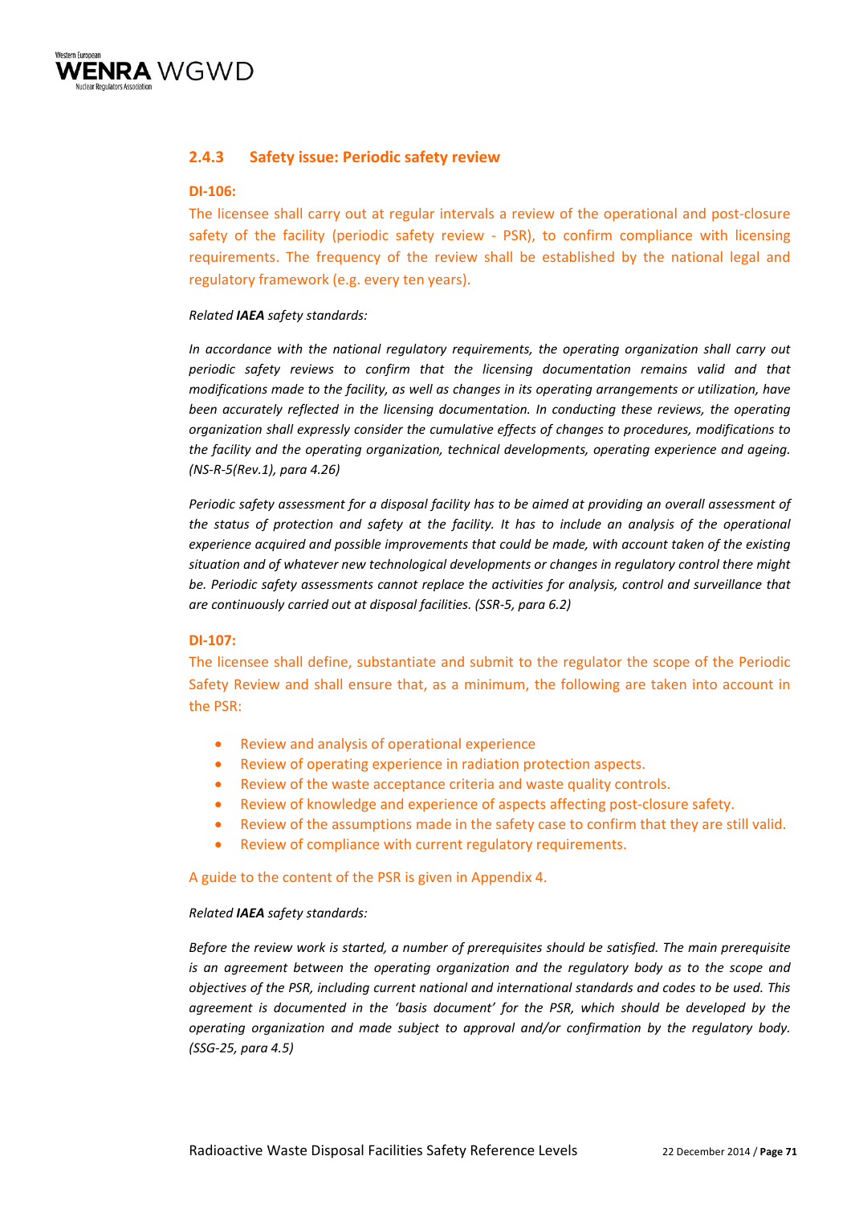### 2.4.3 Safety issue: Periodic safety review

**DI-106:**

The licensee shall carry out at regular intervals a review of the operational and post-closure safety of the facility (periodic safety review - PSR), to confirm compliance with licensing requirements. The frequency of the review shall be established by the national legal and regulatory framework (e.g. every ten years).

*Related **IAEA** safety standards:*

*In accordance with the national regulatory requirements, the operating organization shall carry out periodic safety reviews to confirm that the licensing documentation remains valid and that modifications made to the facility, as well as changes in its operating arrangements or utilization, have been accurately reflected in the licensing documentation. In conducting these reviews, the operating organization shall expressly consider the cumulative effects of changes to procedures, modifications to the facility and the operating organization, technical developments, operating experience and ageing. (NS-R-5(Rev.1), para 4.26)*

*Periodic safety assessment for a disposal facility has to be aimed at providing an overall assessment of the status of protection and safety at the facility. It has to include an analysis of the operational experience acquired and possible improvements that could be made, with account taken of the existing situation and of whatever new technological developments or changes in regulatory control there might be. Periodic safety assessments cannot replace the activities for analysis, control and surveillance that are continuously carried out at disposal facilities. (SSR-5, para 6.2)*

**DI-107:**

The licensee shall define, substantiate and submit to the regulator the scope of the Periodic Safety Review and shall ensure that, as a minimum, the following are taken into account in the PSR:

- Review and analysis of operational experience
- Review of operating experience in radiation protection aspects.
- Review of the waste acceptance criteria and waste quality controls.
- Review of knowledge and experience of aspects affecting post-closure safety.
- Review of the assumptions made in the safety case to confirm that they are still valid.
- Review of compliance with current regulatory requirements.

A guide to the content of the PSR is given in Appendix 4.

*Related **IAEA** safety standards:*

*Before the review work is started, a number of prerequisites should be satisfied. The main prerequisite is an agreement between the operating organization and the regulatory body as to the scope and objectives of the PSR, including current national and international standards and codes to be used. This agreement is documented in the 'basis document' for the PSR, which should be developed by the operating organization and made subject to approval and/or confirmation by the regulatory body. (SSG-25, para 4.5)*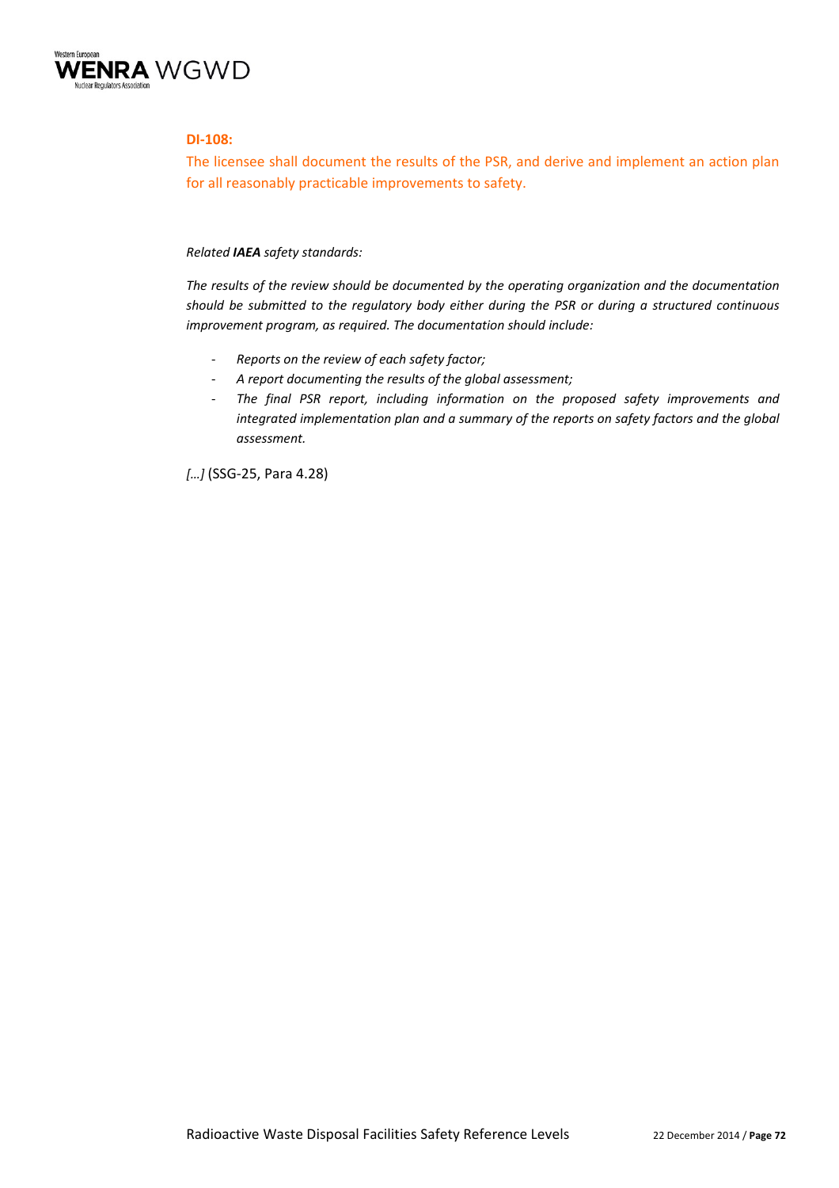**DI-108:**

The licensee shall document the results of the PSR, and derive and implement an action plan for all reasonably practicable improvements to safety.

*Related **IAEA** safety standards:*

*The results of the review should be documented by the operating organization and the documentation should be submitted to the regulatory body either during the PSR or during a structured continuous improvement program, as required. The documentation should include:*

- *Reports on the review of each safety factor;*
- *A report documenting the results of the global assessment;*
- *The final PSR report, including information on the proposed safety improvements and integrated implementation plan and a summary of the reports on safety factors and the global assessment.*

*[…]* (SSG-25, Para 4.28)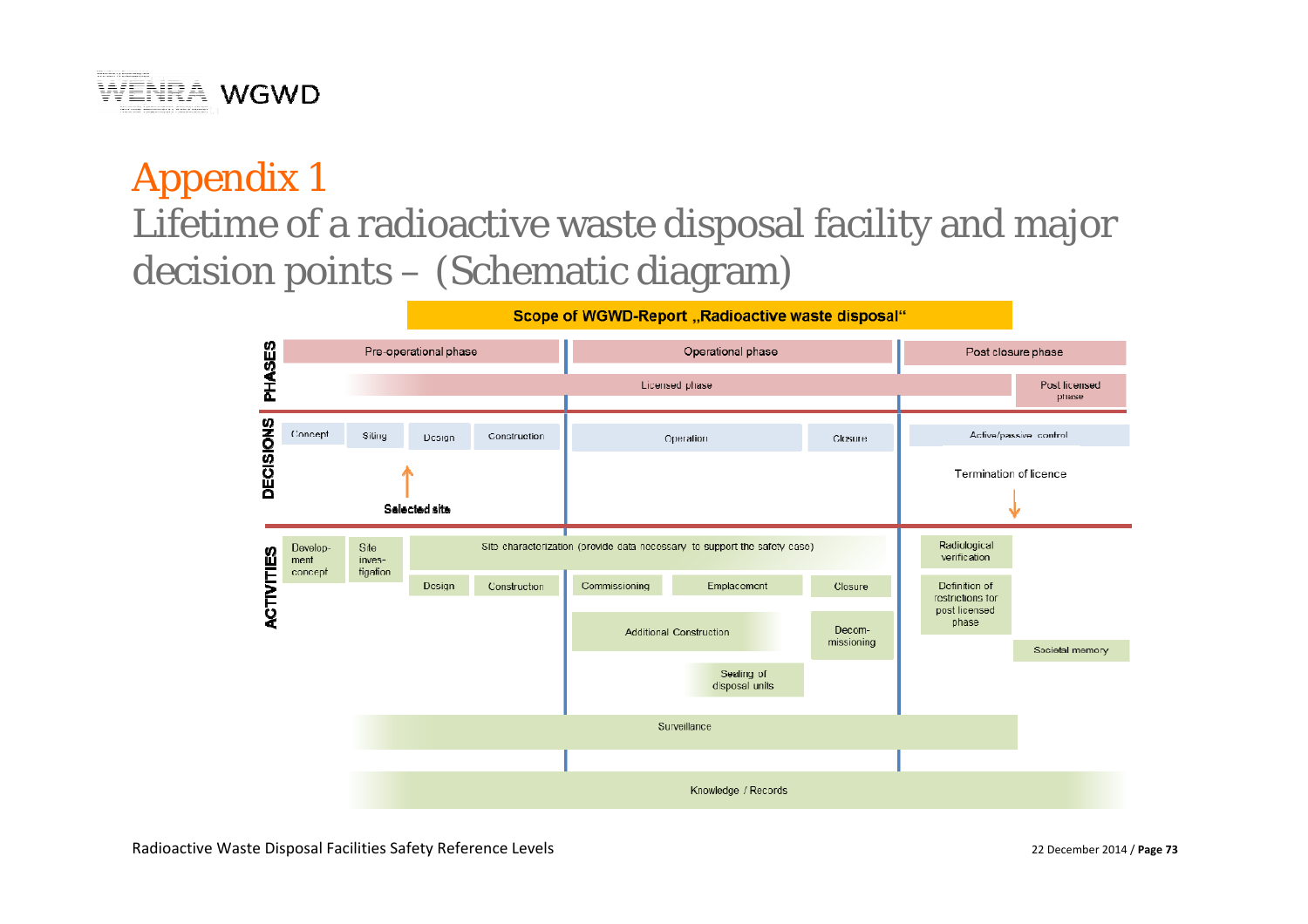# Appendix 1

## Lifetime of a radioactive waste disposal facility and major decision points – (Schematic diagram)

**Scope of WGWD-Report „Radioactive waste disposal“**

**PHASES**

- Pre-operational phase | Operational phase | Post closure phase
- Licensed phase | Post licensed phase

**DECISIONS**

- Concept | Siting | Design | Construction | Operation | Closure | Active/passive control
- **Selected site**
- Termination of licence

**ACTIVITIES**

- Development concept
- Site investigation
- Site characterization (provide data necessary to support the safety case)
- Design
- Construction
- Commissioning
- Emplacement
- Closure
- Additional Construction
- Decommissioning
- Sealing of disposal units
- Radiological verification
- Definition of restrictions for post licensed phase
- Societal memory
- Surveillance
- Knowledge / Records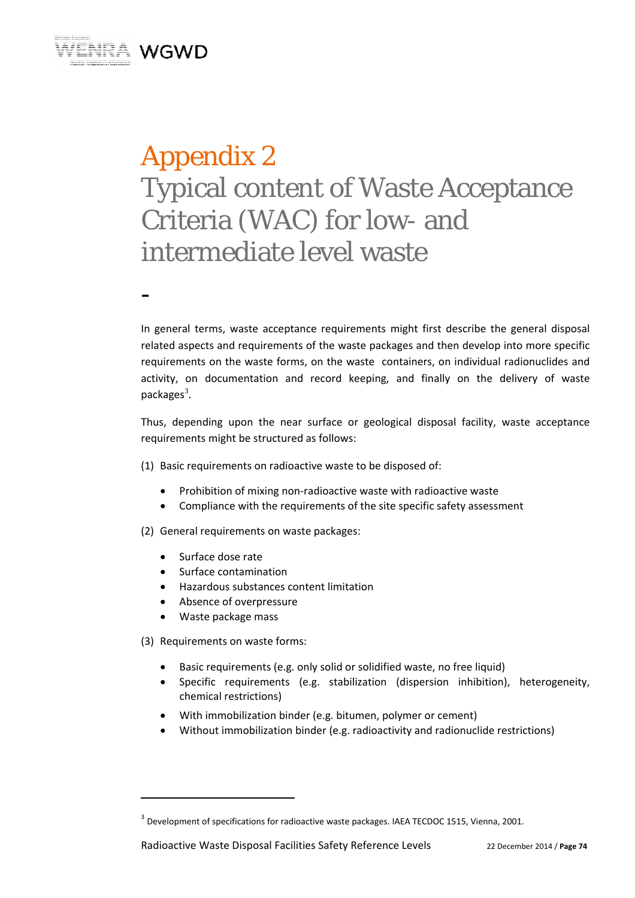# Appendix 2

# Typical content of Waste Acceptance Criteria (WAC) for low- and intermediate level waste

-

In general terms, waste acceptance requirements might first describe the general disposal related aspects and requirements of the waste packages and then develop into more specific requirements on the waste forms, on the waste containers, on individual radionuclides and activity, on documentation and record keeping, and finally on the delivery of waste packages[3].

Thus, depending upon the near surface or geological disposal facility, waste acceptance requirements might be structured as follows:

(1) Basic requirements on radioactive waste to be disposed of:

- Prohibition of mixing non-radioactive waste with radioactive waste
- Compliance with the requirements of the site specific safety assessment

(2) General requirements on waste packages:

- Surface dose rate
- Surface contamination
- Hazardous substances content limitation
- Absence of overpressure
- Waste package mass

(3) Requirements on waste forms:

- Basic requirements (e.g. only solid or solidified waste, no free liquid)
- Specific requirements (e.g. stabilization (dispersion inhibition), heterogeneity, chemical restrictions)
- With immobilization binder (e.g. bitumen, polymer or cement)
- Without immobilization binder (e.g. radioactivity and radionuclide restrictions)

---

[3] Development of specifications for radioactive waste packages. IAEA TECDOC 1515, Vienna, 2001.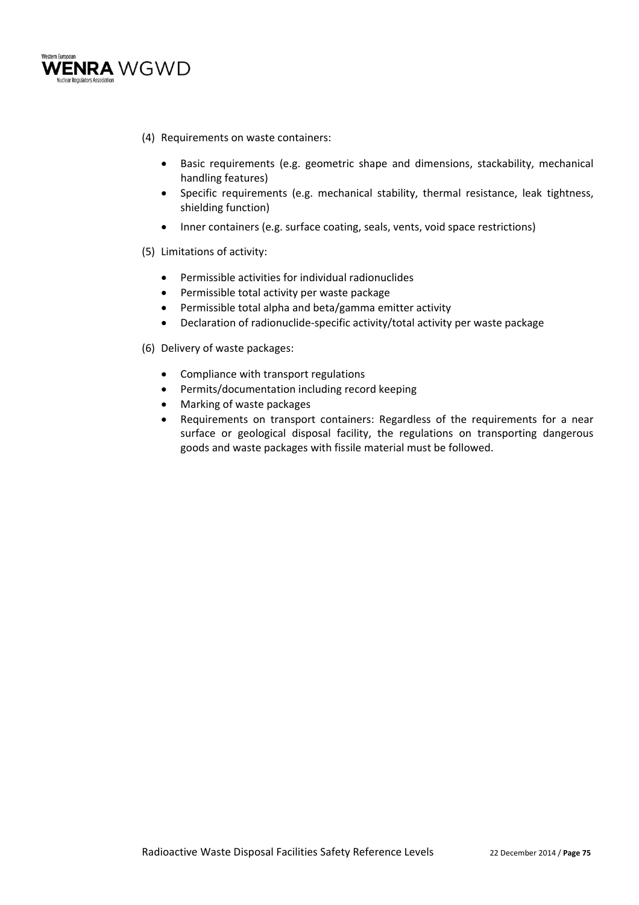(4) Requirements on waste containers:

- Basic requirements (e.g. geometric shape and dimensions, stackability, mechanical handling features)
- Specific requirements (e.g. mechanical stability, thermal resistance, leak tightness, shielding function)
- Inner containers (e.g. surface coating, seals, vents, void space restrictions)

(5) Limitations of activity:

- Permissible activities for individual radionuclides
- Permissible total activity per waste package
- Permissible total alpha and beta/gamma emitter activity
- Declaration of radionuclide-specific activity/total activity per waste package

(6) Delivery of waste packages:

- Compliance with transport regulations
- Permits/documentation including record keeping
- Marking of waste packages
- Requirements on transport containers: Regardless of the requirements for a near surface or geological disposal facility, the regulations on transporting dangerous goods and waste packages with fissile material must be followed.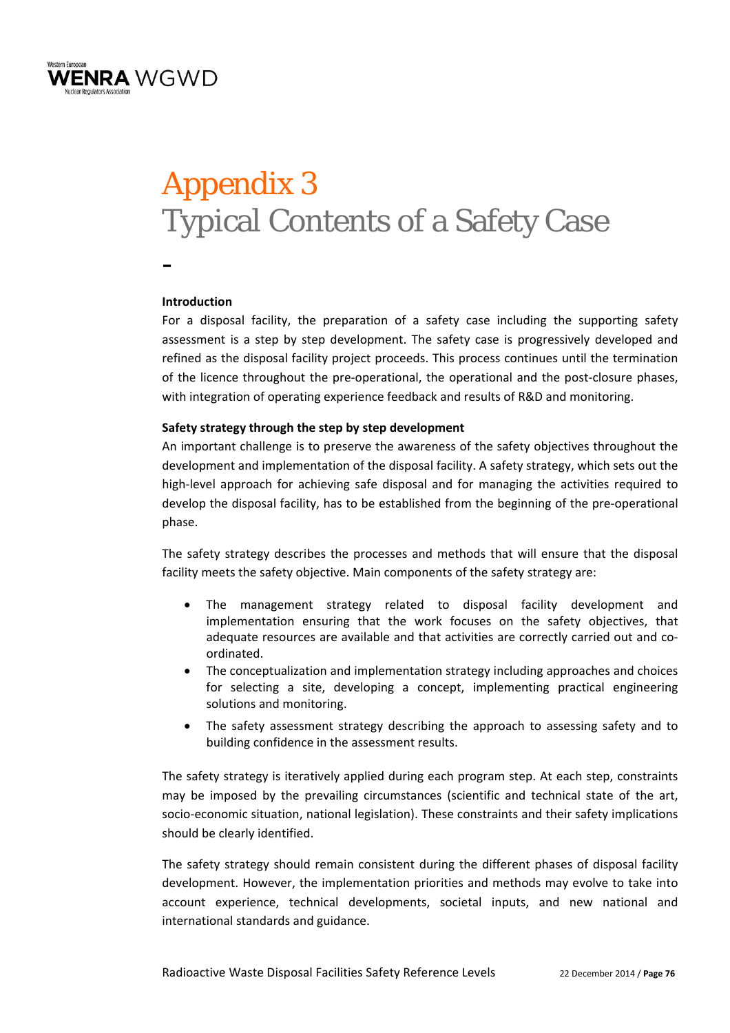# Appendix 3
# Typical Contents of a Safety Case

**Introduction**

For a disposal facility, the preparation of a safety case including the supporting safety assessment is a step by step development. The safety case is progressively developed and refined as the disposal facility project proceeds. This process continues until the termination of the licence throughout the pre-operational, the operational and the post-closure phases, with integration of operating experience feedback and results of R&D and monitoring.

**Safety strategy through the step by step development**

An important challenge is to preserve the awareness of the safety objectives throughout the development and implementation of the disposal facility. A safety strategy, which sets out the high-level approach for achieving safe disposal and for managing the activities required to develop the disposal facility, has to be established from the beginning of the pre-operational phase.

The safety strategy describes the processes and methods that will ensure that the disposal facility meets the safety objective. Main components of the safety strategy are:

- The management strategy related to disposal facility development and implementation ensuring that the work focuses on the safety objectives, that adequate resources are available and that activities are correctly carried out and co-ordinated.
- The conceptualization and implementation strategy including approaches and choices for selecting a site, developing a concept, implementing practical engineering solutions and monitoring.
- The safety assessment strategy describing the approach to assessing safety and to building confidence in the assessment results.

The safety strategy is iteratively applied during each program step. At each step, constraints may be imposed by the prevailing circumstances (scientific and technical state of the art, socio-economic situation, national legislation). These constraints and their safety implications should be clearly identified.

The safety strategy should remain consistent during the different phases of disposal facility development. However, the implementation priorities and methods may evolve to take into account experience, technical developments, societal inputs, and new national and international standards and guidance.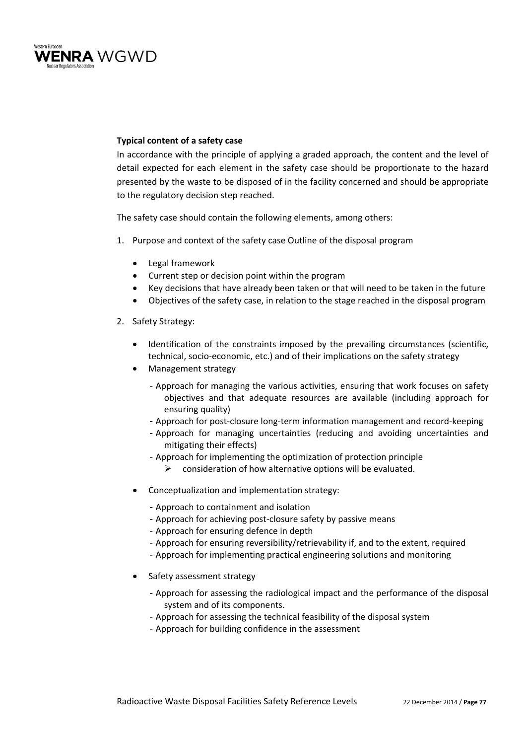**Typical content of a safety case**

In accordance with the principle of applying a graded approach, the content and the level of detail expected for each element in the safety case should be proportionate to the hazard presented by the waste to be disposed of in the facility concerned and should be appropriate to the regulatory decision step reached.

The safety case should contain the following elements, among others:

1. Purpose and context of the safety case Outline of the disposal program

    - Legal framework
    - Current step or decision point within the program
    - Key decisions that have already been taken or that will need to be taken in the future
    - Objectives of the safety case, in relation to the stage reached in the disposal program

2. Safety Strategy:

    - Identification of the constraints imposed by the prevailing circumstances (scientific, technical, socio-economic, etc.) and of their implications on the safety strategy
    - Management strategy
        - Approach for managing the various activities, ensuring that work focuses on safety objectives and that adequate resources are available (including approach for ensuring quality)
        - Approach for post-closure long-term information management and record-keeping
        - Approach for managing uncertainties (reducing and avoiding uncertainties and mitigating their effects)
        - Approach for implementing the optimization of protection principle
            - consideration of how alternative options will be evaluated.

    - Conceptualization and implementation strategy:
        - Approach to containment and isolation
        - Approach for achieving post-closure safety by passive means
        - Approach for ensuring defence in depth
        - Approach for ensuring reversibility/retrievability if, and to the extent, required
        - Approach for implementing practical engineering solutions and monitoring

    - Safety assessment strategy
        - Approach for assessing the radiological impact and the performance of the disposal system and of its components.
        - Approach for assessing the technical feasibility of the disposal system
        - Approach for building confidence in the assessment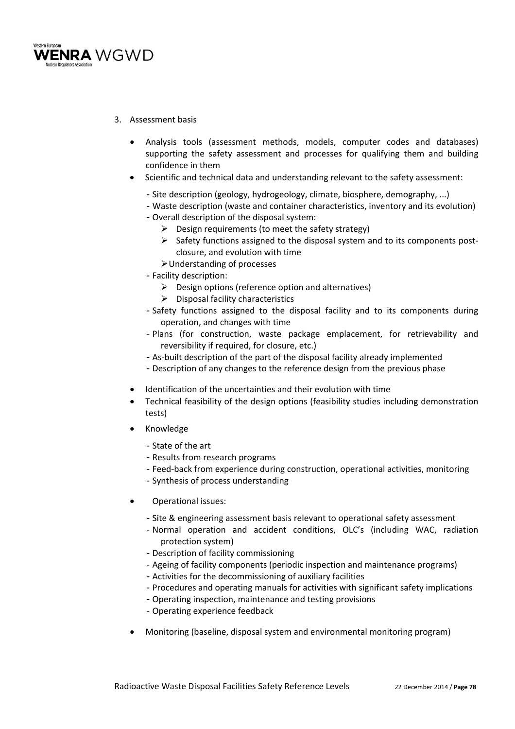3. Assessment basis

- Analysis tools (assessment methods, models, computer codes and databases) supporting the safety assessment and processes for qualifying them and building confidence in them
- Scientific and technical data and understanding relevant to the safety assessment:
  - Site description (geology, hydrogeology, climate, biosphere, demography, ...)
  - Waste description (waste and container characteristics, inventory and its evolution)
  - Overall description of the disposal system:
    - Design requirements (to meet the safety strategy)
    - Safety functions assigned to the disposal system and to its components post-closure, and evolution with time
    - Understanding of processes
  - Facility description:
    - Design options (reference option and alternatives)
    - Disposal facility characteristics
  - Safety functions assigned to the disposal facility and to its components during operation, and changes with time
  - Plans (for construction, waste package emplacement, for retrievability and reversibility if required, for closure, etc.)
  - As-built description of the part of the disposal facility already implemented
  - Description of any changes to the reference design from the previous phase
- Identification of the uncertainties and their evolution with time
- Technical feasibility of the design options (feasibility studies including demonstration tests)
- Knowledge
  - State of the art
  - Results from research programs
  - Feed-back from experience during construction, operational activities, monitoring
  - Synthesis of process understanding
- Operational issues:
  - Site & engineering assessment basis relevant to operational safety assessment
  - Normal operation and accident conditions, OLC's (including WAC, radiation protection system)
  - Description of facility commissioning
  - Ageing of facility components (periodic inspection and maintenance programs)
  - Activities for the decommissioning of auxiliary facilities
  - Procedures and operating manuals for activities with significant safety implications
  - Operating inspection, maintenance and testing provisions
  - Operating experience feedback
- Monitoring (baseline, disposal system and environmental monitoring program)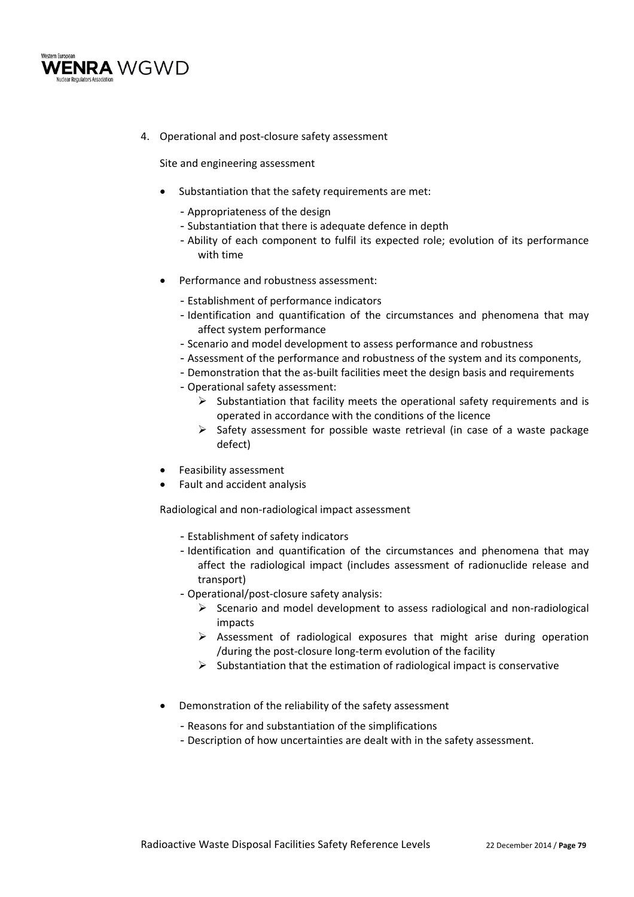4. Operational and post-closure safety assessment

   Site and engineering assessment

   - Substantiation that the safety requirements are met:
     - Appropriateness of the design
     - Substantiation that there is adequate defence in depth
     - Ability of each component to fulfil its expected role; evolution of its performance with time
   - Performance and robustness assessment:
     - Establishment of performance indicators
     - Identification and quantification of the circumstances and phenomena that may affect system performance
     - Scenario and model development to assess performance and robustness
     - Assessment of the performance and robustness of the system and its components,
     - Demonstration that the as-built facilities meet the design basis and requirements
     - Operational safety assessment:
       - Substantiation that facility meets the operational safety requirements and is operated in accordance with the conditions of the licence
       - Safety assessment for possible waste retrieval (in case of a waste package defect)
   - Feasibility assessment
   - Fault and accident analysis

   Radiological and non-radiological impact assessment

     - Establishment of safety indicators
     - Identification and quantification of the circumstances and phenomena that may affect the radiological impact (includes assessment of radionuclide release and transport)
     - Operational/post-closure safety analysis:
       - Scenario and model development to assess radiological and non-radiological impacts
       - Assessment of radiological exposures that might arise during operation /during the post-closure long-term evolution of the facility
       - Substantiation that the estimation of radiological impact is conservative

   - Demonstration of the reliability of the safety assessment
     - Reasons for and substantiation of the simplifications
     - Description of how uncertainties are dealt with in the safety assessment.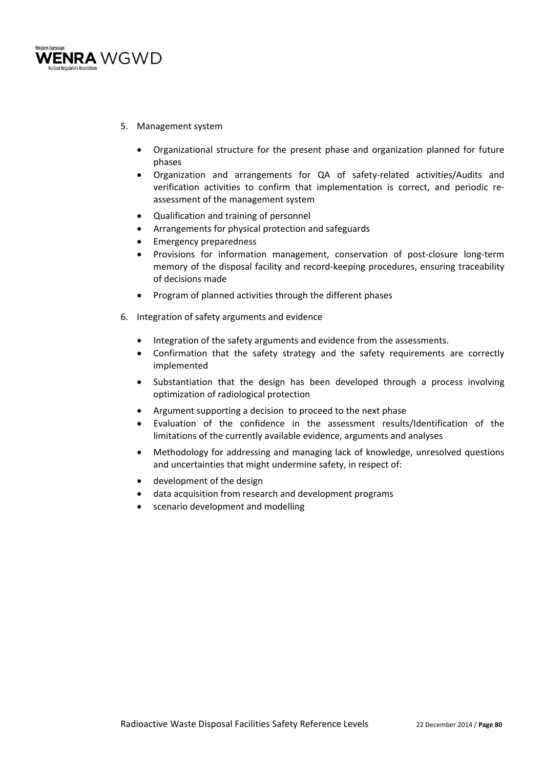5. Management system

   - Organizational structure for the present phase and organization planned for future phases
   - Organization and arrangements for QA of safety-related activities/Audits and verification activities to confirm that implementation is correct, and periodic re-assessment of the management system
   - Qualification and training of personnel
   - Arrangements for physical protection and safeguards
   - Emergency preparedness
   - Provisions for information management, conservation of post-closure long-term memory of the disposal facility and record-keeping procedures, ensuring traceability of decisions made
   - Program of planned activities through the different phases

6. Integration of safety arguments and evidence

   - Integration of the safety arguments and evidence from the assessments.
   - Confirmation that the safety strategy and the safety requirements are correctly implemented
   - Substantiation that the design has been developed through a process involving optimization of radiological protection
   - Argument supporting a decision to proceed to the next phase
   - Evaluation of the confidence in the assessment results/Identification of the limitations of the currently available evidence, arguments and analyses
   - Methodology for addressing and managing lack of knowledge, unresolved questions and uncertainties that might undermine safety, in respect of:
   - development of the design
   - data acquisition from research and development programs
   - scenario development and modelling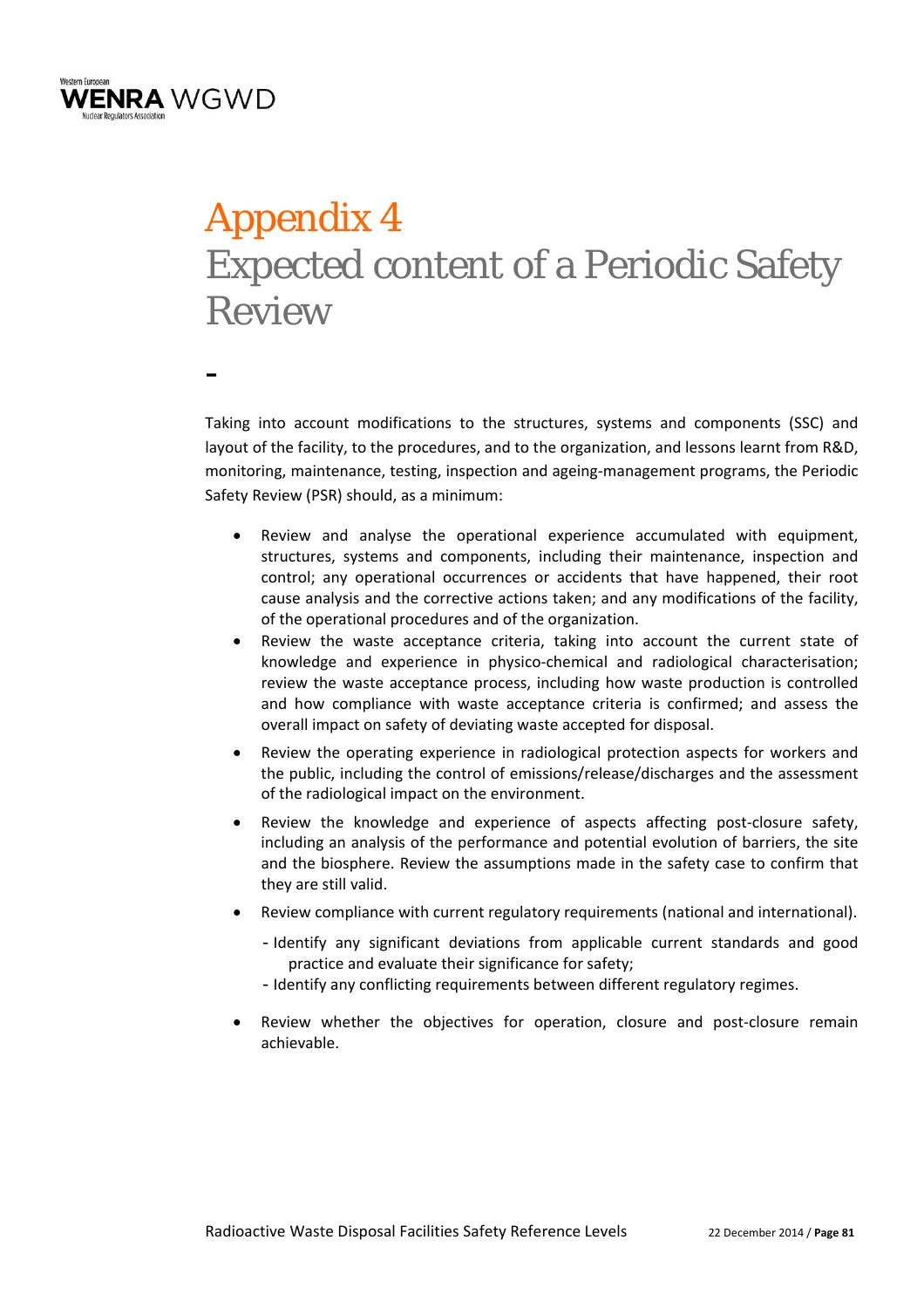# Appendix 4
## Expected content of a Periodic Safety Review

-

Taking into account modifications to the structures, systems and components (SSC) and layout of the facility, to the procedures, and to the organization, and lessons learnt from R&D, monitoring, maintenance, testing, inspection and ageing-management programs, the Periodic Safety Review (PSR) should, as a minimum:

- Review and analyse the operational experience accumulated with equipment, structures, systems and components, including their maintenance, inspection and control; any operational occurrences or accidents that have happened, their root cause analysis and the corrective actions taken; and any modifications of the facility, of the operational procedures and of the organization.
- Review the waste acceptance criteria, taking into account the current state of knowledge and experience in physico-chemical and radiological characterisation; review the waste acceptance process, including how waste production is controlled and how compliance with waste acceptance criteria is confirmed; and assess the overall impact on safety of deviating waste accepted for disposal.
- Review the operating experience in radiological protection aspects for workers and the public, including the control of emissions/release/discharges and the assessment of the radiological impact on the environment.
- Review the knowledge and experience of aspects affecting post-closure safety, including an analysis of the performance and potential evolution of barriers, the site and the biosphere. Review the assumptions made in the safety case to confirm that they are still valid.
- Review compliance with current regulatory requirements (national and international).
  - Identify any significant deviations from applicable current standards and good practice and evaluate their significance for safety;
  - Identify any conflicting requirements between different regulatory regimes.
- Review whether the objectives for operation, closure and post-closure remain achievable.